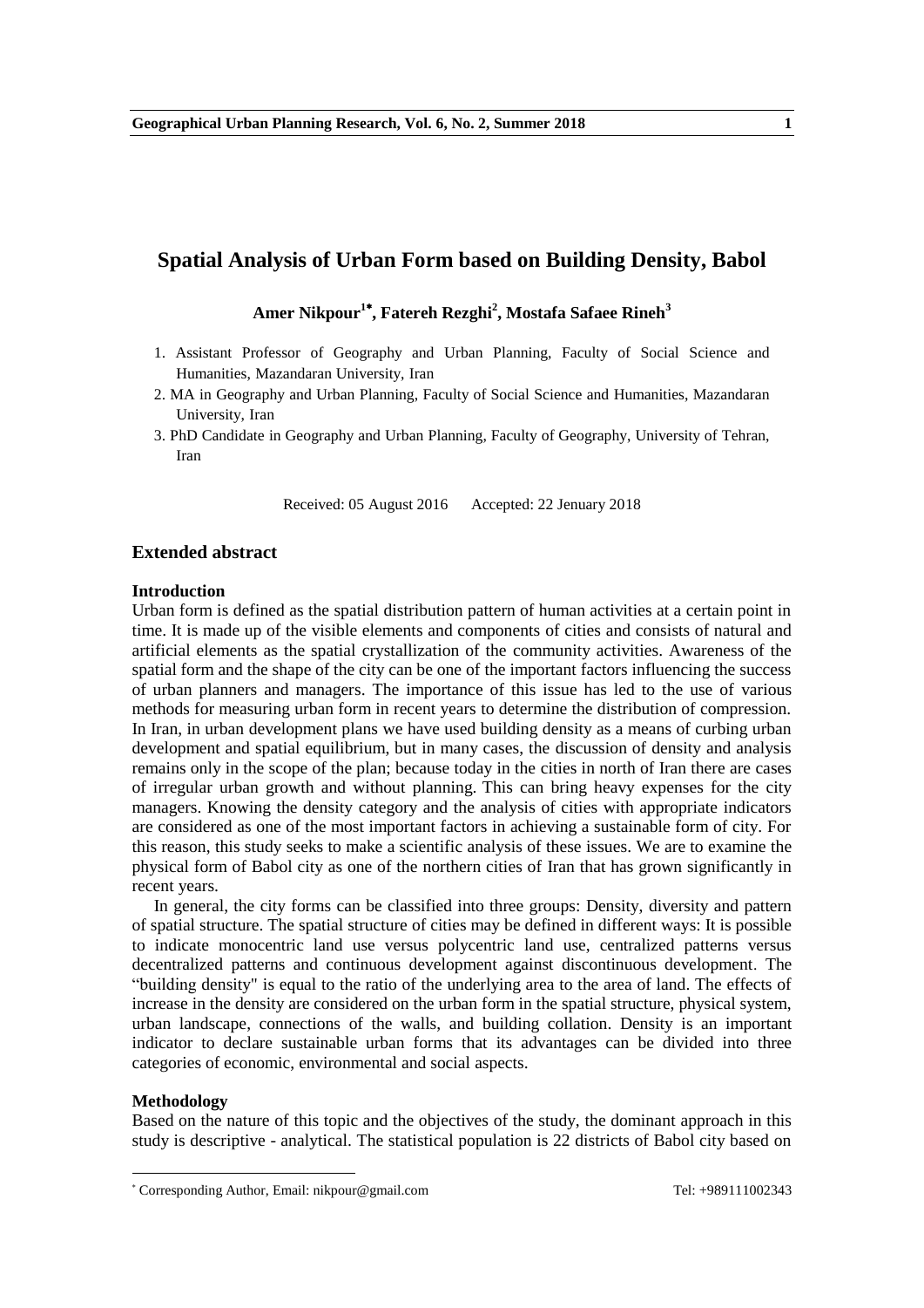# Spatial Analysis of Urban Form based on Building Density, Babol

**Amer Nikpour[1*], Fatereh Rezghi[2], Mostafa Safaee Rineh[3]**

1. Assistant Professor of Geography and Urban Planning, Faculty of Social Science and Humanities, Mazandaran University, Iran
2. MA in Geography and Urban Planning, Faculty of Social Science and Humanities, Mazandaran University, Iran
3. PhD Candidate in Geography and Urban Planning, Faculty of Geography, University of Tehran, Iran

Received: 05 August 2016 Accepted: 22 Jenuary 2018

## Extended abstract

### Introduction

Urban form is defined as the spatial distribution pattern of human activities at a certain point in time. It is made up of the visible elements and components of cities and consists of natural and artificial elements as the spatial crystallization of the community activities. Awareness of the spatial form and the shape of the city can be one of the important factors influencing the success of urban planners and managers. The importance of this issue has led to the use of various methods for measuring urban form in recent years to determine the distribution of compression. In Iran, in urban development plans we have used building density as a means of curbing urban development and spatial equilibrium, but in many cases, the discussion of density and analysis remains only in the scope of the plan; because today in the cities in north of Iran there are cases of irregular urban growth and without planning. This can bring heavy expenses for the city managers. Knowing the density category and the analysis of cities with appropriate indicators are considered as one of the most important factors in achieving a sustainable form of city. For this reason, this study seeks to make a scientific analysis of these issues. We are to examine the physical form of Babol city as one of the northern cities of Iran that has grown significantly in recent years.

In general, the city forms can be classified into three groups: Density, diversity and pattern of spatial structure. The spatial structure of cities may be defined in different ways: It is possible to indicate monocentric land use versus polycentric land use, centralized patterns versus decentralized patterns and continuous development against discontinuous development. The "building density" is equal to the ratio of the underlying area to the area of land. The effects of increase in the density are considered on the urban form in the spatial structure, physical system, urban landscape, connections of the walls, and building collation. Density is an important indicator to declare sustainable urban forms that its advantages can be divided into three categories of economic, environmental and social aspects.

### Methodology

Based on the nature of this topic and the objectives of the study, the dominant approach in this study is descriptive - analytical. The statistical population is 22 districts of Babol city based on

---

* Corresponding Author, Email: nikpour@gmail.com Tel: +989111002343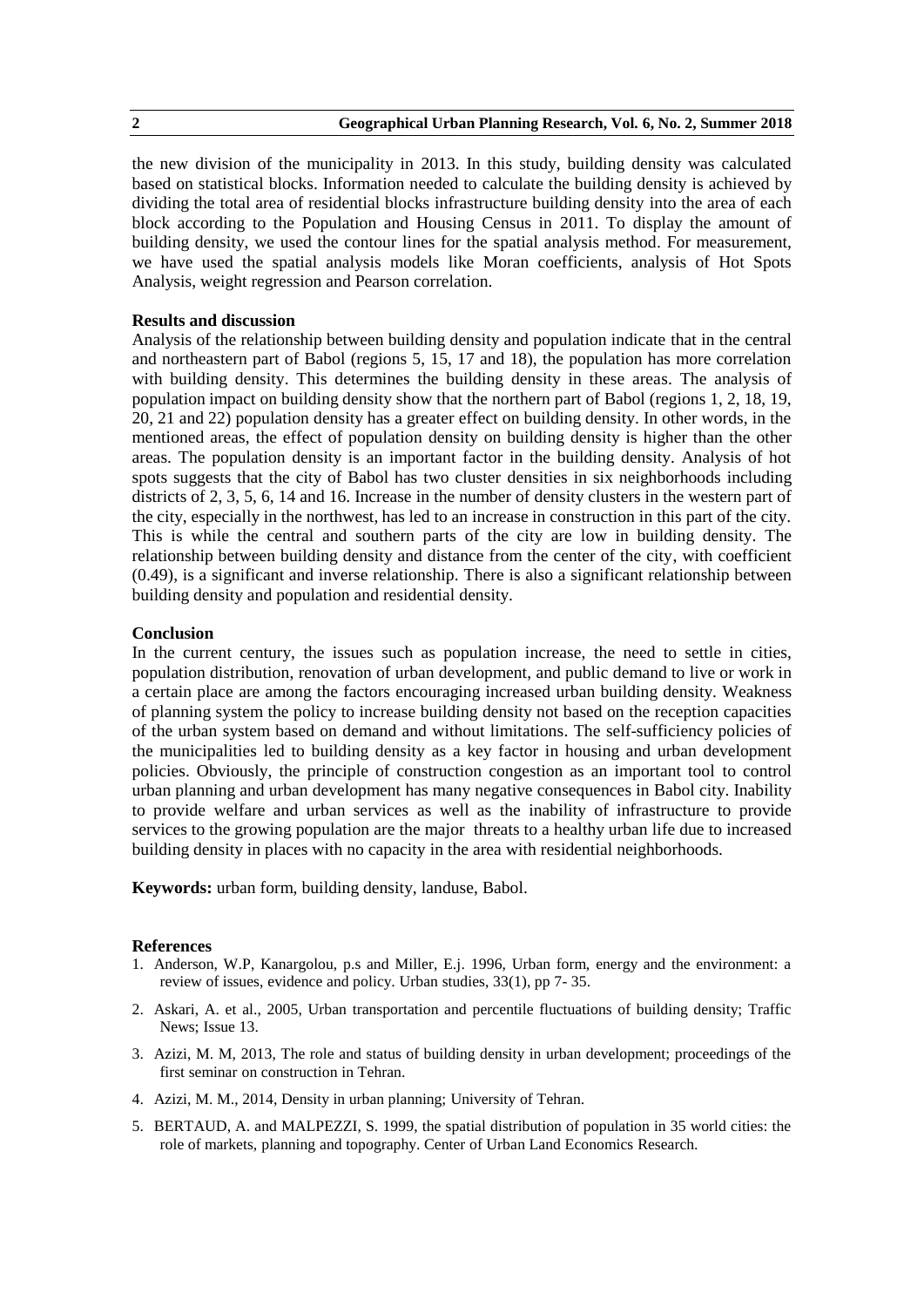the new division of the municipality in 2013. In this study, building density was calculated based on statistical blocks. Information needed to calculate the building density is achieved by dividing the total area of residential blocks infrastructure building density into the area of each block according to the Population and Housing Census in 2011. To display the amount of building density, we used the contour lines for the spatial analysis method. For measurement, we have used the spatial analysis models like Moran coefficients, analysis of Hot Spots Analysis, weight regression and Pearson correlation.

### Results and discussion

Analysis of the relationship between building density and population indicate that in the central and northeastern part of Babol (regions 5, 15, 17 and 18), the population has more correlation with building density. This determines the building density in these areas. The analysis of population impact on building density show that the northern part of Babol (regions 1, 2, 18, 19, 20, 21 and 22) population density has a greater effect on building density. In other words, in the mentioned areas, the effect of population density on building density is higher than the other areas. The population density is an important factor in the building density. Analysis of hot spots suggests that the city of Babol has two cluster densities in six neighborhoods including districts of 2, 3, 5, 6, 14 and 16. Increase in the number of density clusters in the western part of the city, especially in the northwest, has led to an increase in construction in this part of the city. This is while the central and southern parts of the city are low in building density. The relationship between building density and distance from the center of the city, with coefficient (0.49), is a significant and inverse relationship. There is also a significant relationship between building density and population and residential density.

### Conclusion

In the current century, the issues such as population increase, the need to settle in cities, population distribution, renovation of urban development, and public demand to live or work in a certain place are among the factors encouraging increased urban building density. Weakness of planning system the policy to increase building density not based on the reception capacities of the urban system based on demand and without limitations. The self-sufficiency policies of the municipalities led to building density as a key factor in housing and urban development policies. Obviously, the principle of construction congestion as an important tool to control urban planning and urban development has many negative consequences in Babol city. Inability to provide welfare and urban services as well as the inability of infrastructure to provide services to the growing population are the major threats to a healthy urban life due to increased building density in places with no capacity in the area with residential neighborhoods.

**Keywords:** urban form, building density, landuse, Babol.

### References

1. Anderson, W.P, Kanargolou, p.s and Miller, E.j. 1996, Urban form, energy and the environment: a review of issues, evidence and policy. Urban studies, 33(1), pp 7- 35.
2. Askari, A. et al., 2005, Urban transportation and percentile fluctuations of building density; Traffic News; Issue 13.
3. Azizi, M. M, 2013, The role and status of building density in urban development; proceedings of the first seminar on construction in Tehran.
4. Azizi, M. M., 2014, Density in urban planning; University of Tehran.
5. BERTAUD, A. and MALPEZZI, S. 1999, the spatial distribution of population in 35 world cities: the role of markets, planning and topography. Center of Urban Land Economics Research.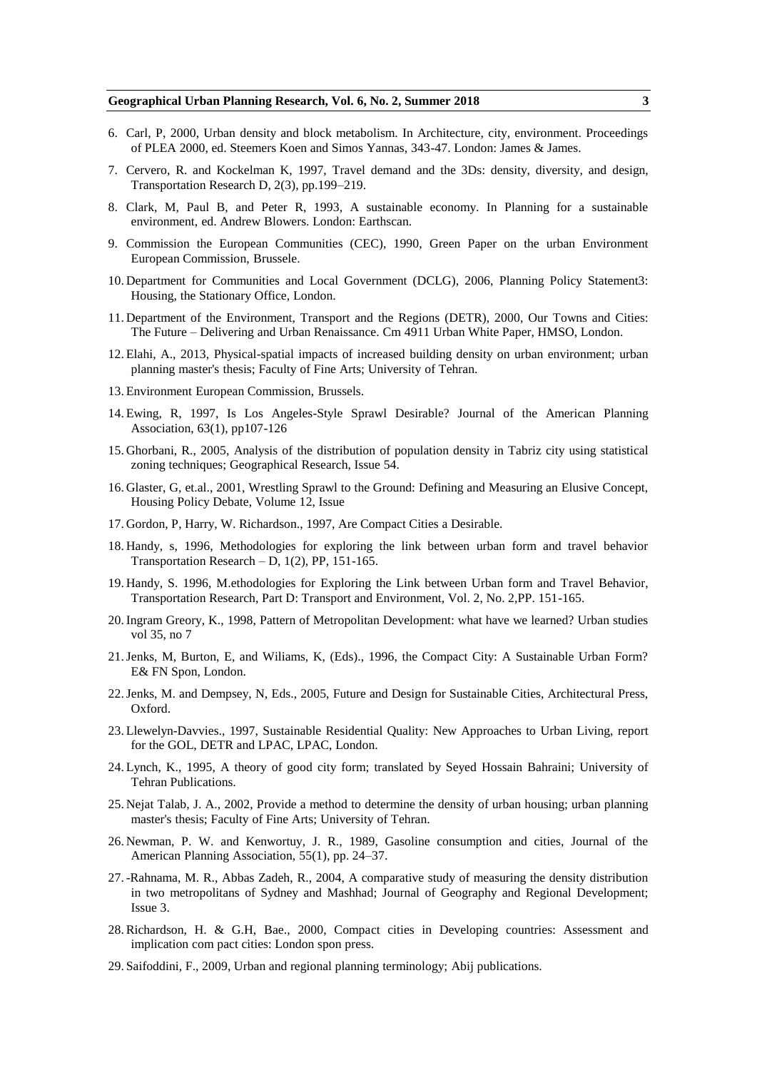6. Carl, P, 2000, Urban density and block metabolism. In Architecture, city, environment. Proceedings of PLEA 2000, ed. Steemers Koen and Simos Yannas, 343-47. London: James & James.

7. Cervero, R. and Kockelman K, 1997, Travel demand and the 3Ds: density, diversity, and design, Transportation Research D, 2(3), pp.199–219.

8. Clark, M, Paul B, and Peter R, 1993, A sustainable economy. In Planning for a sustainable environment, ed. Andrew Blowers. London: Earthscan.

9. Commission the European Communities (CEC), 1990, Green Paper on the urban Environment European Commission, Brussele.

10. Department for Communities and Local Government (DCLG), 2006, Planning Policy Statement3: Housing, the Stationary Office, London.

11. Department of the Environment, Transport and the Regions (DETR), 2000, Our Towns and Cities: The Future – Delivering and Urban Renaissance. Cm 4911 Urban White Paper, HMSO, London.

12. Elahi, A., 2013, Physical-spatial impacts of increased building density on urban environment; urban planning master's thesis; Faculty of Fine Arts; University of Tehran.

13. Environment European Commission, Brussels.

14. Ewing, R, 1997, Is Los Angeles-Style Sprawl Desirable? Journal of the American Planning Association, 63(1), pp107-126

15. Ghorbani, R., 2005, Analysis of the distribution of population density in Tabriz city using statistical zoning techniques; Geographical Research, Issue 54.

16. Glaster, G, et.al., 2001, Wrestling Sprawl to the Ground: Defining and Measuring an Elusive Concept, Housing Policy Debate, Volume 12, Issue

17. Gordon, P, Harry, W. Richardson., 1997, Are Compact Cities a Desirable.

18. Handy, s, 1996, Methodologies for exploring the link between urban form and travel behavior Transportation Research – D, 1(2), PP, 151-165.

19. Handy, S. 1996, M.ethodologies for Exploring the Link between Urban form and Travel Behavior, Transportation Research, Part D: Transport and Environment, Vol. 2, No. 2,PP. 151-165.

20. Ingram Greory, K., 1998, Pattern of Metropolitan Development: what have we learned? Urban studies vol 35, no 7

21. Jenks, M, Burton, E, and Wiliams, K, (Eds)., 1996, the Compact City: A Sustainable Urban Form? E& FN Spon, London.

22. Jenks, M. and Dempsey, N, Eds., 2005, Future and Design for Sustainable Cities, Architectural Press, Oxford.

23. Llewelyn-Davvies., 1997, Sustainable Residential Quality: New Approaches to Urban Living, report for the GOL, DETR and LPAC, LPAC, London.

24. Lynch, K., 1995, A theory of good city form; translated by Seyed Hossain Bahraini; University of Tehran Publications.

25. Nejat Talab, J. A., 2002, Provide a method to determine the density of urban housing; urban planning master's thesis; Faculty of Fine Arts; University of Tehran.

26. Newman, P. W. and Kenwortuy, J. R., 1989, Gasoline consumption and cities, Journal of the American Planning Association, 55(1), pp. 24–37.

27. -Rahnama, M. R., Abbas Zadeh, R., 2004, A comparative study of measuring the density distribution in two metropolitans of Sydney and Mashhad; Journal of Geography and Regional Development; Issue 3.

28. Richardson, H. & G.H, Bae., 2000, Compact cities in Developing countries: Assessment and implication com pact cities: London spon press.

29. Saifoddini, F., 2009, Urban and regional planning terminology; Abij publications.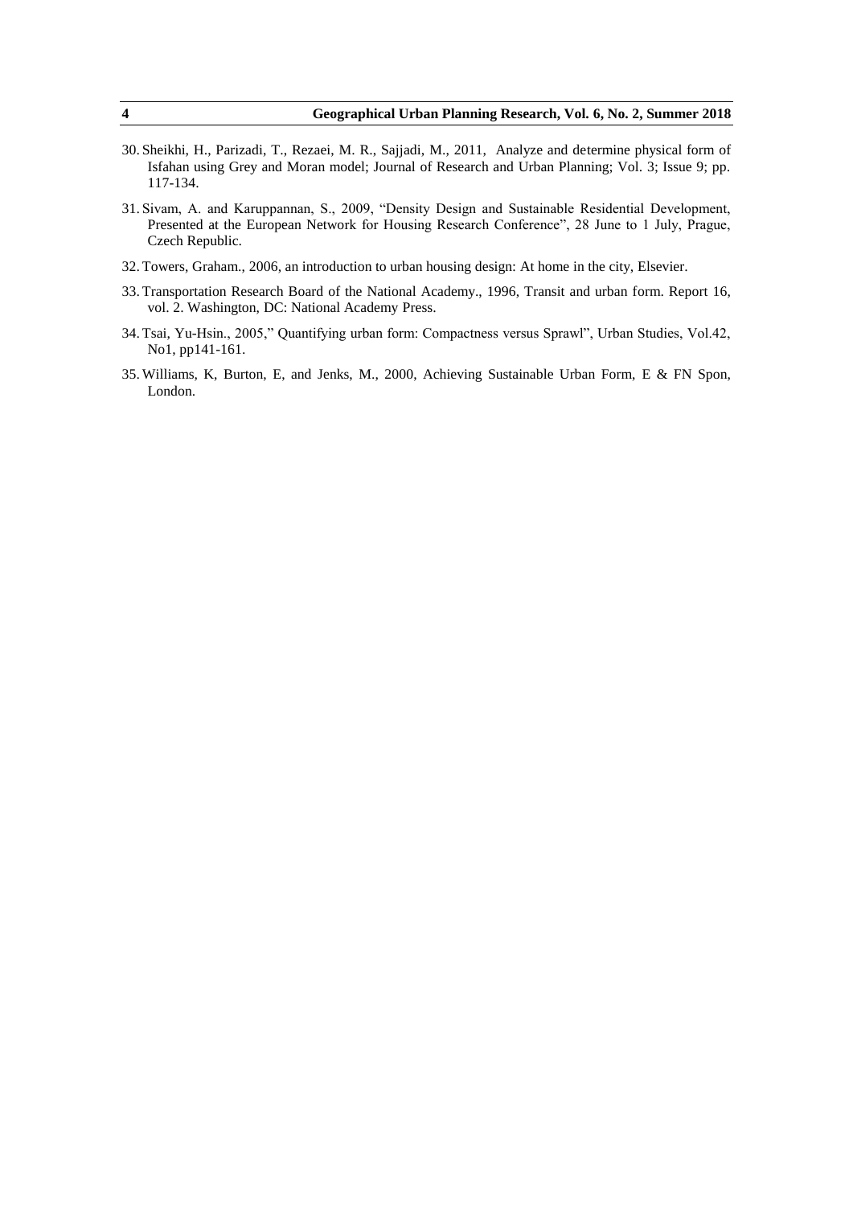30. Sheikhi, H., Parizadi, T., Rezaei, M. R., Sajjadi, M., 2011, Analyze and determine physical form of Isfahan using Grey and Moran model; Journal of Research and Urban Planning; Vol. 3; Issue 9; pp. 117-134.

31. Sivam, A. and Karuppannan, S., 2009, "Density Design and Sustainable Residential Development, Presented at the European Network for Housing Research Conference", 28 June to 1 July, Prague, Czech Republic.

32. Towers, Graham., 2006, an introduction to urban housing design: At home in the city, Elsevier.

33. Transportation Research Board of the National Academy., 1996, Transit and urban form. Report 16, vol. 2. Washington, DC: National Academy Press.

34. Tsai, Yu-Hsin., 2005," Quantifying urban form: Compactness versus Sprawl", Urban Studies, Vol.42, No1, pp141-161.

35. Williams, K, Burton, E, and Jenks, M., 2000, Achieving Sustainable Urban Form, E & FN Spon, London.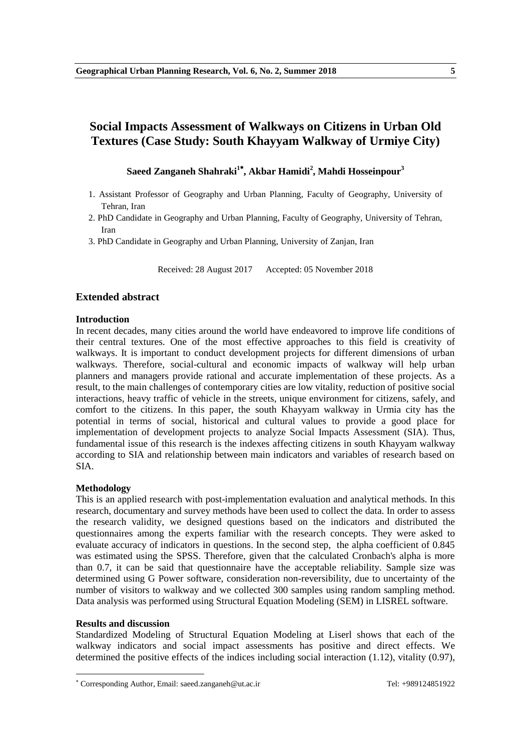# Social Impacts Assessment of Walkways on Citizens in Urban Old Textures (Case Study: South Khayyam Walkway of Urmiye City)

**Saeed Zanganeh Shahraki[1*], Akbar Hamidi[2], Mahdi Hosseinpour[3]**

1. Assistant Professor of Geography and Urban Planning, Faculty of Geography, University of Tehran, Iran
2. PhD Candidate in Geography and Urban Planning, Faculty of Geography, University of Tehran, Iran
3. PhD Candidate in Geography and Urban Planning, University of Zanjan, Iran

Received: 28 August 2017 Accepted: 05 November 2018

## Extended abstract

### Introduction

In recent decades, many cities around the world have endeavored to improve life conditions of their central textures. One of the most effective approaches to this field is creativity of walkways. It is important to conduct development projects for different dimensions of urban walkways. Therefore, social-cultural and economic impacts of walkway will help urban planners and managers provide rational and accurate implementation of these projects. As a result, to the main challenges of contemporary cities are low vitality, reduction of positive social interactions, heavy traffic of vehicle in the streets, unique environment for citizens, safely, and comfort to the citizens. In this paper, the south Khayyam walkway in Urmia city has the potential in terms of social, historical and cultural values to provide a good place for implementation of development projects to analyze Social Impacts Assessment (SIA). Thus, fundamental issue of this research is the indexes affecting citizens in south Khayyam walkway according to SIA and relationship between main indicators and variables of research based on SIA.

### Methodology

This is an applied research with post-implementation evaluation and analytical methods. In this research, documentary and survey methods have been used to collect the data. In order to assess the research validity, we designed questions based on the indicators and distributed the questionnaires among the experts familiar with the research concepts. They were asked to evaluate accuracy of indicators in questions. In the second step, the alpha coefficient of 0.845 was estimated using the SPSS. Therefore, given that the calculated Cronbach's alpha is more than 0.7, it can be said that questionnaire have the acceptable reliability. Sample size was determined using G Power software, consideration non-reversibility, due to uncertainty of the number of visitors to walkway and we collected 300 samples using random sampling method. Data analysis was performed using Structural Equation Modeling (SEM) in LISREL software.

### Results and discussion

Standardized Modeling of Structural Equation Modeling at Liserl shows that each of the walkway indicators and social impact assessments has positive and direct effects. We determined the positive effects of the indices including social interaction (1.12), vitality (0.97),

---

* Corresponding Author, Email: saeed.zanganeh@ut.ac.ir Tel: +989124851922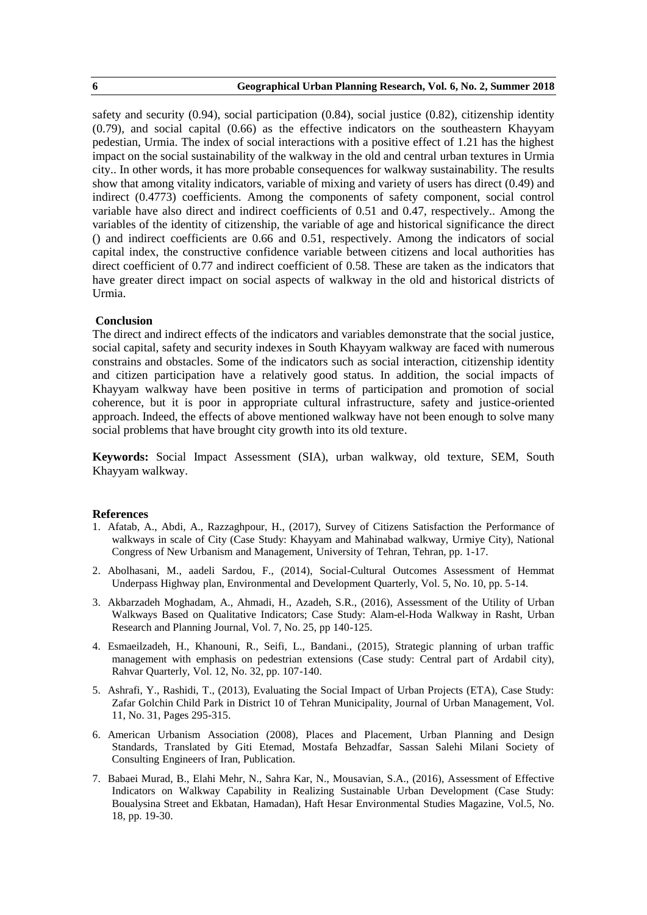safety and security (0.94), social participation (0.84), social justice (0.82), citizenship identity (0.79), and social capital (0.66) as the effective indicators on the southeastern Khayyam pedestian, Urmia. The index of social interactions with a positive effect of 1.21 has the highest impact on the social sustainability of the walkway in the old and central urban textures in Urmia city.. In other words, it has more probable consequences for walkway sustainability. The results show that among vitality indicators, variable of mixing and variety of users has direct (0.49) and indirect (0.4773) coefficients. Among the components of safety component, social control variable have also direct and indirect coefficients of 0.51 and 0.47, respectively.. Among the variables of the identity of citizenship, the variable of age and historical significance the direct () and indirect coefficients are 0.66 and 0.51, respectively. Among the indicators of social capital index, the constructive confidence variable between citizens and local authorities has direct coefficient of 0.77 and indirect coefficient of 0.58. These are taken as the indicators that have greater direct impact on social aspects of walkway in the old and historical districts of Urmia.

### Conclusion

The direct and indirect effects of the indicators and variables demonstrate that the social justice, social capital, safety and security indexes in South Khayyam walkway are faced with numerous constrains and obstacles. Some of the indicators such as social interaction, citizenship identity and citizen participation have a relatively good status. In addition, the social impacts of Khayyam walkway have been positive in terms of participation and promotion of social coherence, but it is poor in appropriate cultural infrastructure, safety and justice-oriented approach. Indeed, the effects of above mentioned walkway have not been enough to solve many social problems that have brought city growth into its old texture.

**Keywords:** Social Impact Assessment (SIA), urban walkway, old texture, SEM, South Khayyam walkway.

### References

1. Afatab, A., Abdi, A., Razzaghpour, H., (2017), Survey of Citizens Satisfaction the Performance of walkways in scale of City (Case Study: Khayyam and Mahinabad walkway, Urmiye City), National Congress of New Urbanism and Management, University of Tehran, Tehran, pp. 1-17.
2. Abolhasani, M., aadeli Sardou, F., (2014), Social-Cultural Outcomes Assessment of Hemmat Underpass Highway plan, Environmental and Development Quarterly, Vol. 5, No. 10, pp. 5-14.
3. Akbarzadeh Moghadam, A., Ahmadi, H., Azadeh, S.R., (2016), Assessment of the Utility of Urban Walkways Based on Qualitative Indicators; Case Study: Alam-el-Hoda Walkway in Rasht, Urban Research and Planning Journal, Vol. 7, No. 25, pp 140-125.
4. Esmaeilzadeh, H., Khanouni, R., Seifi, L., Bandani., (2015), Strategic planning of urban traffic management with emphasis on pedestrian extensions (Case study: Central part of Ardabil city), Rahvar Quarterly, Vol. 12, No. 32, pp. 107-140.
5. Ashrafi, Y., Rashidi, T., (2013), Evaluating the Social Impact of Urban Projects (ETA), Case Study: Zafar Golchin Child Park in District 10 of Tehran Municipality, Journal of Urban Management, Vol. 11, No. 31, Pages 295-315.
6. American Urbanism Association (2008), Places and Placement, Urban Planning and Design Standards, Translated by Giti Etemad, Mostafa Behzadfar, Sassan Salehi Milani Society of Consulting Engineers of Iran, Publication.
7. Babaei Murad, B., Elahi Mehr, N., Sahra Kar, N., Mousavian, S.A., (2016), Assessment of Effective Indicators on Walkway Capability in Realizing Sustainable Urban Development (Case Study: Boualysina Street and Ekbatan, Hamadan), Haft Hesar Environmental Studies Magazine, Vol.5, No. 18, pp. 19-30.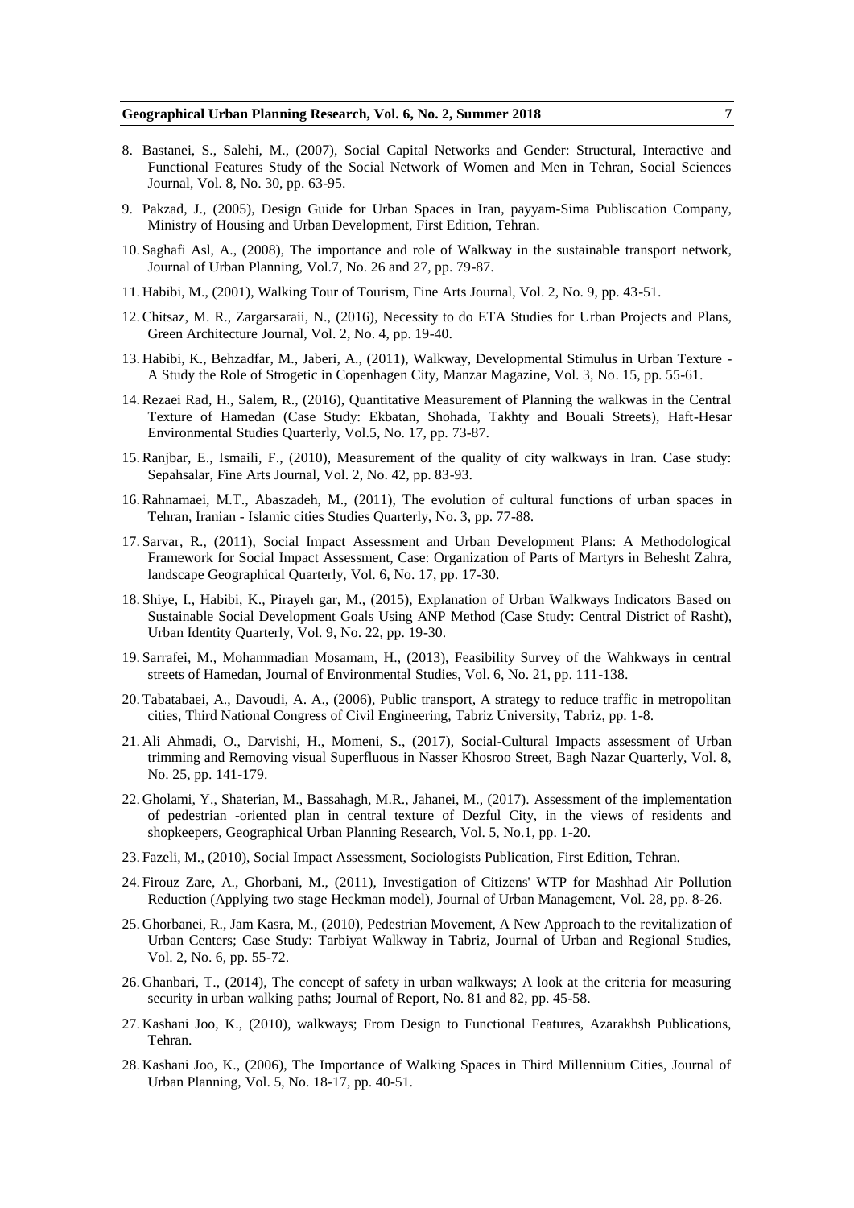8. Bastanei, S., Salehi, M., (2007), Social Capital Networks and Gender: Structural, Interactive and Functional Features Study of the Social Network of Women and Men in Tehran, Social Sciences Journal, Vol. 8, No. 30, pp. 63-95.

9. Pakzad, J., (2005), Design Guide for Urban Spaces in Iran, payyam-Sima Publiscation Company, Ministry of Housing and Urban Development, First Edition, Tehran.

10. Saghafi Asl, A., (2008), The importance and role of Walkway in the sustainable transport network, Journal of Urban Planning, Vol.7, No. 26 and 27, pp. 79-87.

11. Habibi, M., (2001), Walking Tour of Tourism, Fine Arts Journal, Vol. 2, No. 9, pp. 43-51.

12. Chitsaz, M. R., Zargarsaraii, N., (2016), Necessity to do ETA Studies for Urban Projects and Plans, Green Architecture Journal, Vol. 2, No. 4, pp. 19-40.

13. Habibi, K., Behzadfar, M., Jaberi, A., (2011), Walkway, Developmental Stimulus in Urban Texture - A Study the Role of Strogetic in Copenhagen City, Manzar Magazine, Vol. 3, No. 15, pp. 55-61.

14. Rezaei Rad, H., Salem, R., (2016), Quantitative Measurement of Planning the walkwas in the Central Texture of Hamedan (Case Study: Ekbatan, Shohada, Takhty and Bouali Streets), Haft-Hesar Environmental Studies Quarterly, Vol.5, No. 17, pp. 73-87.

15. Ranjbar, E., Ismaili, F., (2010), Measurement of the quality of city walkways in Iran. Case study: Sepahsalar, Fine Arts Journal, Vol. 2, No. 42, pp. 83-93.

16. Rahnamaei, M.T., Abaszadeh, M., (2011), The evolution of cultural functions of urban spaces in Tehran, Iranian - Islamic cities Studies Quarterly, No. 3, pp. 77-88.

17. Sarvar, R., (2011), Social Impact Assessment and Urban Development Plans: A Methodological Framework for Social Impact Assessment, Case: Organization of Parts of Martyrs in Behesht Zahra, landscape Geographical Quarterly, Vol. 6, No. 17, pp. 17-30.

18. Shiye, I., Habibi, K., Pirayeh gar, M., (2015), Explanation of Urban Walkways Indicators Based on Sustainable Social Development Goals Using ANP Method (Case Study: Central District of Rasht), Urban Identity Quarterly, Vol. 9, No. 22, pp. 19-30.

19. Sarrafei, M., Mohammadian Mosamam, H., (2013), Feasibility Survey of the Wahkways in central streets of Hamedan, Journal of Environmental Studies, Vol. 6, No. 21, pp. 111-138.

20. Tabatabaei, A., Davoudi, A. A., (2006), Public transport, A strategy to reduce traffic in metropolitan cities, Third National Congress of Civil Engineering, Tabriz University, Tabriz, pp. 1-8.

21. Ali Ahmadi, O., Darvishi, H., Momeni, S., (2017), Social-Cultural Impacts assessment of Urban trimming and Removing visual Superfluous in Nasser Khosroo Street, Bagh Nazar Quarterly, Vol. 8, No. 25, pp. 141-179.

22. Gholami, Y., Shaterian, M., Bassahagh, M.R., Jahanei, M., (2017). Assessment of the implementation of pedestrian -oriented plan in central texture of Dezful City, in the views of residents and shopkeepers, Geographical Urban Planning Research, Vol. 5, No.1, pp. 1-20.

23. Fazeli, M., (2010), Social Impact Assessment, Sociologists Publication, First Edition, Tehran.

24. Firouz Zare, A., Ghorbani, M., (2011), Investigation of Citizens' WTP for Mashhad Air Pollution Reduction (Applying two stage Heckman model), Journal of Urban Management, Vol. 28, pp. 8-26.

25. Ghorbanei, R., Jam Kasra, M., (2010), Pedestrian Movement, A New Approach to the revitalization of Urban Centers; Case Study: Tarbiyat Walkway in Tabriz, Journal of Urban and Regional Studies, Vol. 2, No. 6, pp. 55-72.

26. Ghanbari, T., (2014), The concept of safety in urban walkways; A look at the criteria for measuring security in urban walking paths; Journal of Report, No. 81 and 82, pp. 45-58.

27. Kashani Joo, K., (2010), walkways; From Design to Functional Features, Azarakhsh Publications, Tehran.

28. Kashani Joo, K., (2006), The Importance of Walking Spaces in Third Millennium Cities, Journal of Urban Planning, Vol. 5, No. 18-17, pp. 40-51.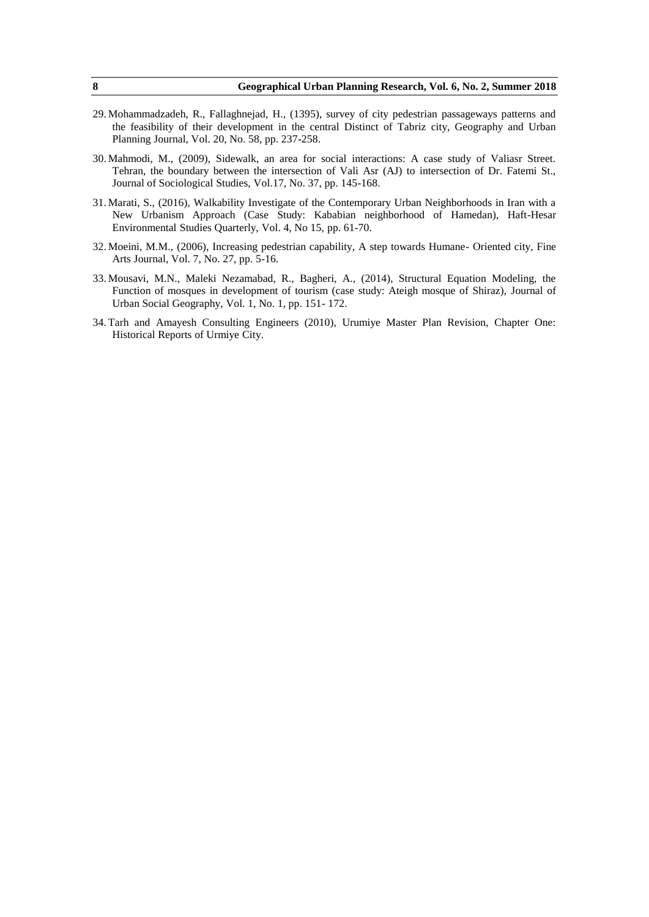29. Mohammadzadeh, R., Fallaghnejad, H., (1395), survey of city pedestrian passageways patterns and the feasibility of their development in the central Distinct of Tabriz city, Geography and Urban Planning Journal, Vol. 20, No. 58, pp. 237-258.
30. Mahmodi, M., (2009), Sidewalk, an area for social interactions: A case study of Valiasr Street. Tehran, the boundary between the intersection of Vali Asr (AJ) to intersection of Dr. Fatemi St., Journal of Sociological Studies, Vol.17, No. 37, pp. 145-168.
31. Marati, S., (2016), Walkability Investigate of the Contemporary Urban Neighborhoods in Iran with a New Urbanism Approach (Case Study: Kababian neighborhood of Hamedan), Haft-Hesar Environmental Studies Quarterly, Vol. 4, No 15, pp. 61-70.
32. Moeini, M.M., (2006), Increasing pedestrian capability, A step towards Humane- Oriented city, Fine Arts Journal, Vol. 7, No. 27, pp. 5-16.
33. Mousavi, M.N., Maleki Nezamabad, R., Bagheri, A., (2014), Structural Equation Modeling, the Function of mosques in development of tourism (case study: Ateigh mosque of Shiraz), Journal of Urban Social Geography, Vol. 1, No. 1, pp. 151- 172.
34. Tarh and Amayesh Consulting Engineers (2010), Urumiye Master Plan Revision, Chapter One: Historical Reports of Urmiye City.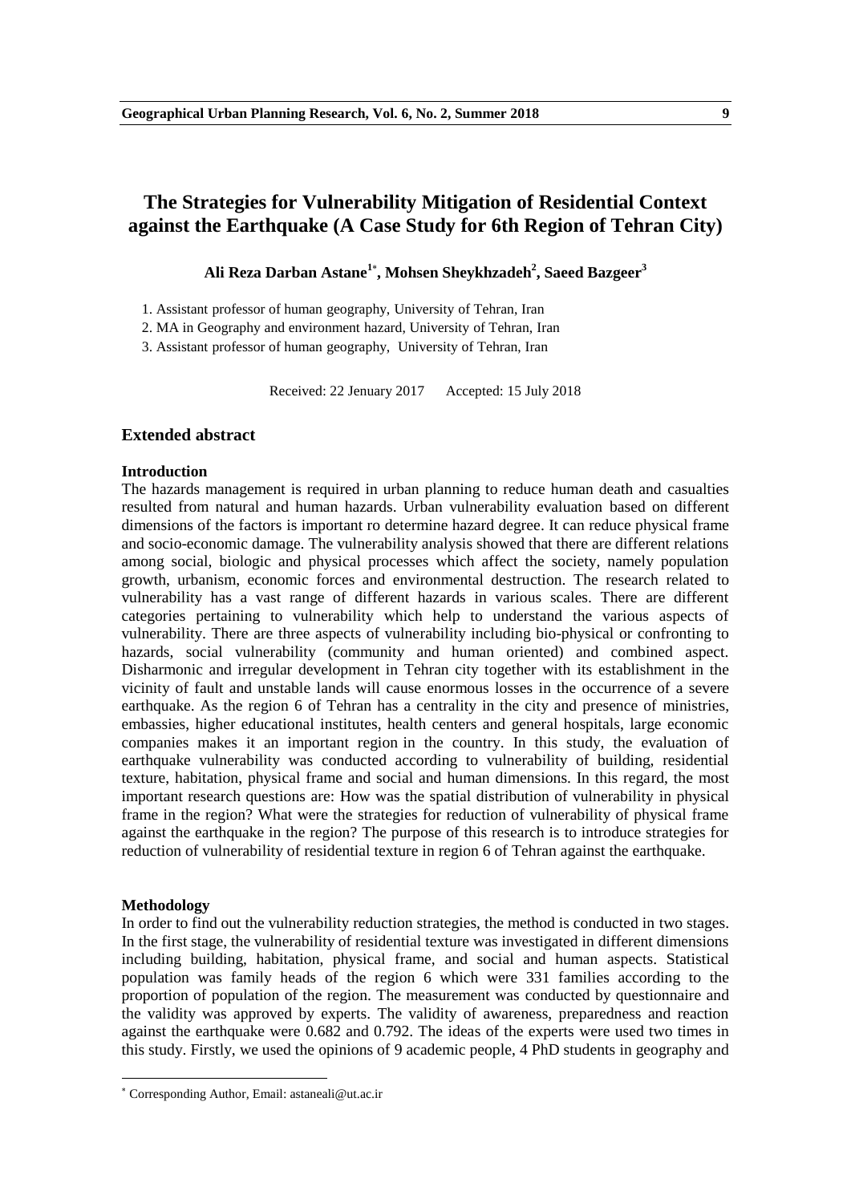# The Strategies for Vulnerability Mitigation of Residential Context against the Earthquake (A Case Study for 6th Region of Tehran City)

**Ali Reza Darban Astane[1*], Mohsen Sheykhzadeh[2], Saeed Bazgeer[3]**

1. Assistant professor of human geography, University of Tehran, Iran
2. MA in Geography and environment hazard, University of Tehran, Iran
3. Assistant professor of human geography, University of Tehran, Iran

Received: 22 Jenuary 2017 Accepted: 15 July 2018

## Extended abstract

### Introduction

The hazards management is required in urban planning to reduce human death and casualties resulted from natural and human hazards. Urban vulnerability evaluation based on different dimensions of the factors is important ro determine hazard degree. It can reduce physical frame and socio-economic damage. The vulnerability analysis showed that there are different relations among social, biologic and physical processes which affect the society, namely population growth, urbanism, economic forces and environmental destruction. The research related to vulnerability has a vast range of different hazards in various scales. There are different categories pertaining to vulnerability which help to understand the various aspects of vulnerability. There are three aspects of vulnerability including bio-physical or confronting to hazards, social vulnerability (community and human oriented) and combined aspect. Disharmonic and irregular development in Tehran city together with its establishment in the vicinity of fault and unstable lands will cause enormous losses in the occurrence of a severe earthquake. As the region 6 of Tehran has a centrality in the city and presence of ministries, embassies, higher educational institutes, health centers and general hospitals, large economic companies makes it an important region in the country. In this study, the evaluation of earthquake vulnerability was conducted according to vulnerability of building, residential texture, habitation, physical frame and social and human dimensions. In this regard, the most important research questions are: How was the spatial distribution of vulnerability in physical frame in the region? What were the strategies for reduction of vulnerability of physical frame against the earthquake in the region? The purpose of this research is to introduce strategies for reduction of vulnerability of residential texture in region 6 of Tehran against the earthquake.

### Methodology

In order to find out the vulnerability reduction strategies, the method is conducted in two stages. In the first stage, the vulnerability of residential texture was investigated in different dimensions including building, habitation, physical frame, and social and human aspects. Statistical population was family heads of the region 6 which were 331 families according to the proportion of population of the region. The measurement was conducted by questionnaire and the validity was approved by experts. The validity of awareness, preparedness and reaction against the earthquake were 0.682 and 0.792. The ideas of the experts were used two times in this study. Firstly, we used the opinions of 9 academic people, 4 PhD students in geography and

* Corresponding Author, Email: astaneali@ut.ac.ir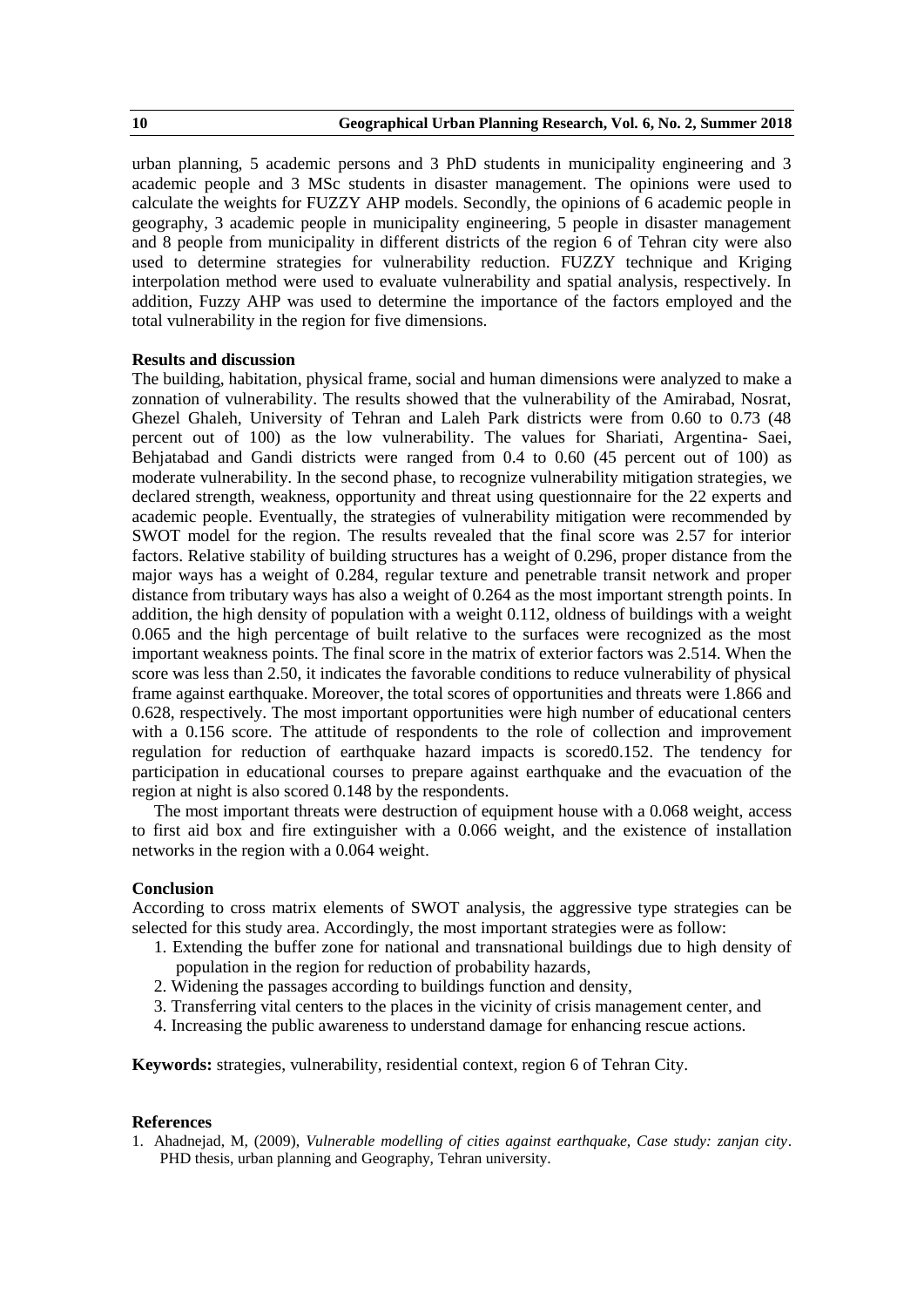urban planning, 5 academic persons and 3 PhD students in municipality engineering and 3 academic people and 3 MSc students in disaster management. The opinions were used to calculate the weights for FUZZY AHP models. Secondly, the opinions of 6 academic people in geography, 3 academic people in municipality engineering, 5 people in disaster management and 8 people from municipality in different districts of the region 6 of Tehran city were also used to determine strategies for vulnerability reduction. FUZZY technique and Kriging interpolation method were used to evaluate vulnerability and spatial analysis, respectively. In addition, Fuzzy AHP was used to determine the importance of the factors employed and the total vulnerability in the region for five dimensions.

### Results and discussion

The building, habitation, physical frame, social and human dimensions were analyzed to make a zonnation of vulnerability. The results showed that the vulnerability of the Amirabad, Nosrat, Ghezel Ghaleh, University of Tehran and Laleh Park districts were from 0.60 to 0.73 (48 percent out of 100) as the low vulnerability. The values for Shariati, Argentina- Saei, Behjatabad and Gandi districts were ranged from 0.4 to 0.60 (45 percent out of 100) as moderate vulnerability. In the second phase, to recognize vulnerability mitigation strategies, we declared strength, weakness, opportunity and threat using questionnaire for the 22 experts and academic people. Eventually, the strategies of vulnerability mitigation were recommended by SWOT model for the region. The results revealed that the final score was 2.57 for interior factors. Relative stability of building structures has a weight of 0.296, proper distance from the major ways has a weight of 0.284, regular texture and penetrable transit network and proper distance from tributary ways has also a weight of 0.264 as the most important strength points. In addition, the high density of population with a weight 0.112, oldness of buildings with a weight 0.065 and the high percentage of built relative to the surfaces were recognized as the most important weakness points. The final score in the matrix of exterior factors was 2.514. When the score was less than 2.50, it indicates the favorable conditions to reduce vulnerability of physical frame against earthquake. Moreover, the total scores of opportunities and threats were 1.866 and 0.628, respectively. The most important opportunities were high number of educational centers with a 0.156 score. The attitude of respondents to the role of collection and improvement regulation for reduction of earthquake hazard impacts is scored0.152. The tendency for participation in educational courses to prepare against earthquake and the evacuation of the region at night is also scored 0.148 by the respondents.

The most important threats were destruction of equipment house with a 0.068 weight, access to first aid box and fire extinguisher with a 0.066 weight, and the existence of installation networks in the region with a 0.064 weight.

### Conclusion

According to cross matrix elements of SWOT analysis, the aggressive type strategies can be selected for this study area. Accordingly, the most important strategies were as follow:

1. Extending the buffer zone for national and transnational buildings due to high density of population in the region for reduction of probability hazards,
2. Widening the passages according to buildings function and density,
3. Transferring vital centers to the places in the vicinity of crisis management center, and
4. Increasing the public awareness to understand damage for enhancing rescue actions.

**Keywords:** strategies, vulnerability, residential context, region 6 of Tehran City.

### References

1. Ahadnejad, M, (2009), *Vulnerable modelling of cities against earthquake, Case study: zanjan city*. PHD thesis, urban planning and Geography, Tehran university.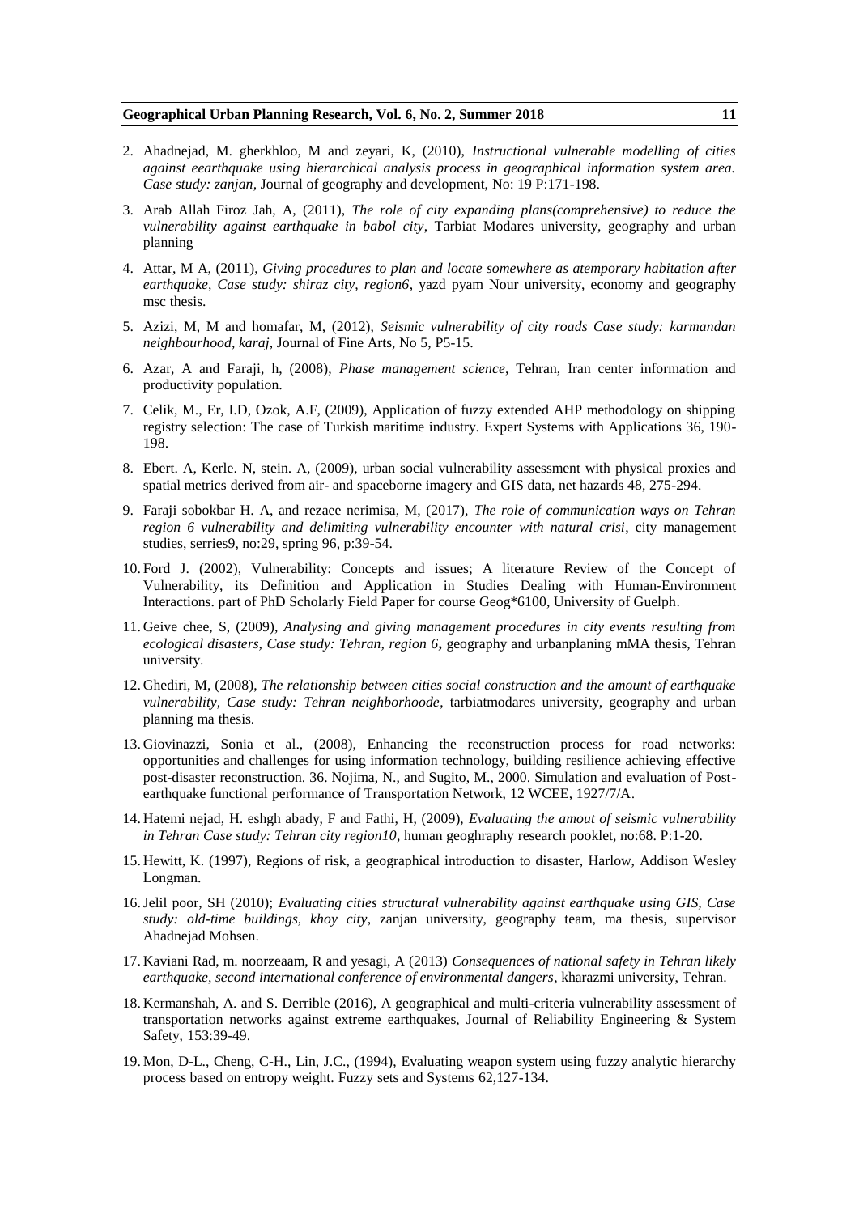2. Ahadnejad, M. gherkhloo, M and zeyari, K, (2010), *Instructional vulnerable modelling of cities against eearthquake using hierarchical analysis process in geographical information system area. Case study: zanjan*, Journal of geography and development, No: 19 P:171-198.

3. Arab Allah Firoz Jah, A, (2011), *The role of city expanding plans(comprehensive) to reduce the vulnerability against earthquake in babol city*, Tarbiat Modares university, geography and urban planning

4. Attar, M A, (2011), *Giving procedures to plan and locate somewhere as atemporary habitation after earthquake, Case study: shiraz city, region6*, yazd pyam Nour university, economy and geography msc thesis.

5. Azizi, M, M and homafar, M, (2012), *Seismic vulnerability of city roads Case study: karmandan neighbourhood, karaj*, Journal of Fine Arts, No 5, P5-15.

6. Azar, A and Faraji, h, (2008), *Phase management science*, Tehran, Iran center information and productivity population.

7. Celik, M., Er, I.D, Ozok, A.F, (2009), Application of fuzzy extended AHP methodology on shipping registry selection: The case of Turkish maritime industry. Expert Systems with Applications 36, 190-198.

8. Ebert. A, Kerle. N, stein. A, (2009), urban social vulnerability assessment with physical proxies and spatial metrics derived from air- and spaceborne imagery and GIS data, net hazards 48, 275-294.

9. Faraji sobokbar H. A, and rezaee nerimisa, M, (2017), *The role of communication ways on Tehran region 6 vulnerability and delimiting vulnerability encounter with natural crisi*, city management studies, serries9, no:29, spring 96, p:39-54.

10. Ford J. (2002), Vulnerability: Concepts and issues; A literature Review of the Concept of Vulnerability, its Definition and Application in Studies Dealing with Human-Environment Interactions. part of PhD Scholarly Field Paper for course Geog*6100, University of Guelph.

11. Geive chee, S, (2009), *Analysing and giving management procedures in city events resulting from ecological disasters, Case study: Tehran, region 6*, geography and urbanplaning mMA thesis, Tehran university.

12. Ghediri, M, (2008), *The relationship between cities social construction and the amount of earthquake vulnerability, Case study: Tehran neighborhoode*, tarbiatmodares university, geography and urban planning ma thesis.

13. Giovinazzi, Sonia et al., (2008), Enhancing the reconstruction process for road networks: opportunities and challenges for using information technology, building resilience achieving effective post-disaster reconstruction. 36. Nojima, N., and Sugito, M., 2000. Simulation and evaluation of Post-earthquake functional performance of Transportation Network, 12 WCEE, 1927/7/A.

14. Hatemi nejad, H. eshgh abady, F and Fathi, H, (2009), *Evaluating the amout of seismic vulnerability in Tehran Case study: Tehran city region10*, human geoghraphy research pooklet, no:68. P:1-20.

15. Hewitt, K. (1997), Regions of risk, a geographical introduction to disaster, Harlow, Addison Wesley Longman.

16. Jelil poor, SH (2010); *Evaluating cities structural vulnerability against earthquake using GIS, Case study: old-time buildings, khoy city*, zanjan university, geography team, ma thesis, supervisor Ahadnejad Mohsen.

17. Kaviani Rad, m. noorzeaam, R and yesagi, A (2013) *Consequences of national safety in Tehran likely earthquake, second international conference of environmental dangers*, kharazmi university, Tehran.

18. Kermanshah, A. and S. Derrible (2016), A geographical and multi-criteria vulnerability assessment of transportation networks against extreme earthquakes, Journal of Reliability Engineering & System Safety, 153:39-49.

19. Mon, D-L., Cheng, C-H., Lin, J.C., (1994), Evaluating weapon system using fuzzy analytic hierarchy process based on entropy weight. Fuzzy sets and Systems 62,127-134.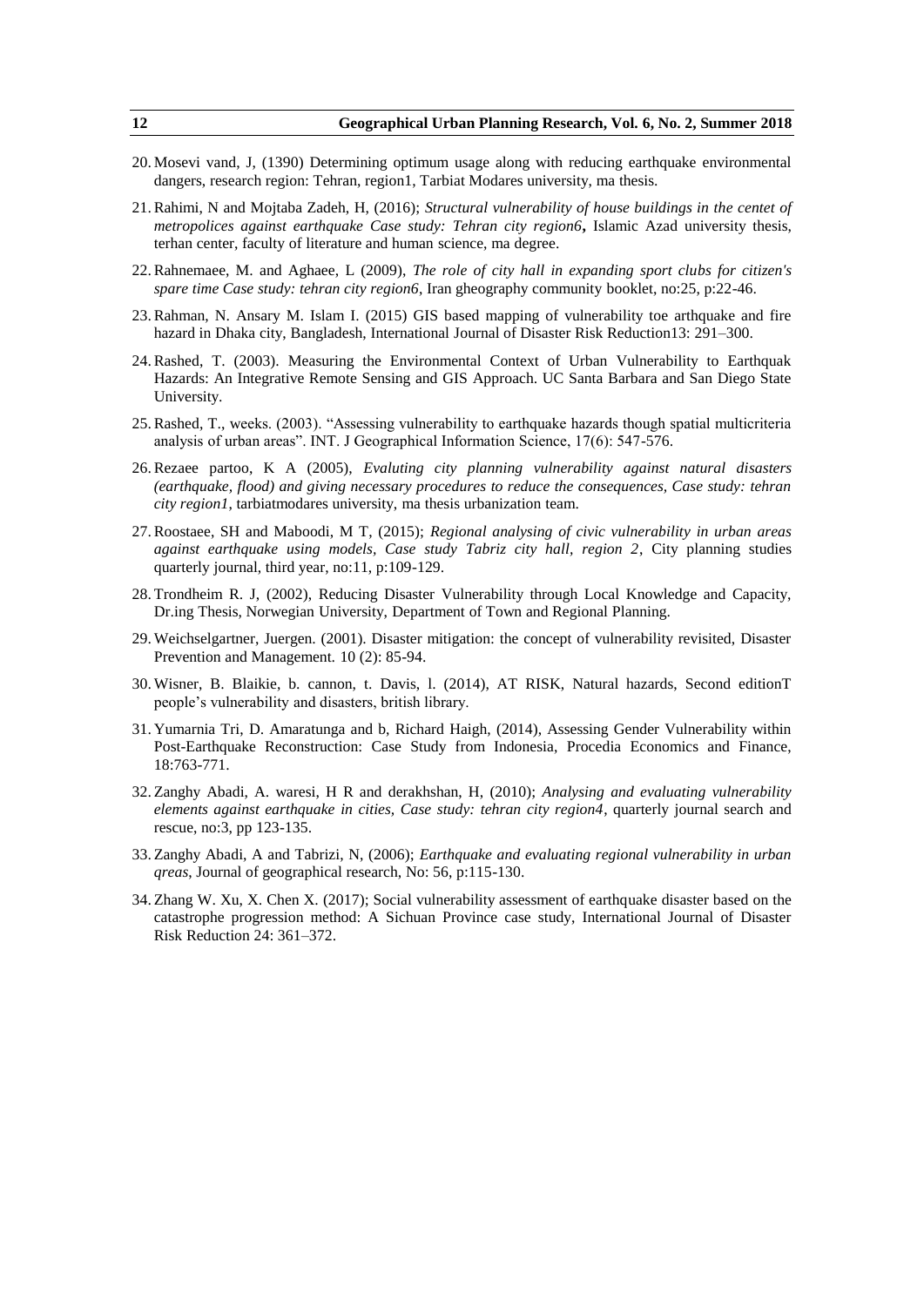20. Mosevi vand, J, (1390) Determining optimum usage along with reducing earthquake environmental dangers, research region: Tehran, region1, Tarbiat Modares university, ma thesis.

21. Rahimi, N and Mojtaba Zadeh, H, (2016); *Structural vulnerability of house buildings in the centet of metropolices against earthquake Case study: Tehran city region6***,** Islamic Azad university thesis, terhan center, faculty of literature and human science, ma degree.

22. Rahnemaee, M. and Aghaee, L (2009), *The role of city hall in expanding sport clubs for citizen's spare time Case study: tehran city region6*, Iran gheography community booklet, no:25, p:22-46.

23. Rahman, N. Ansary M. Islam I. (2015) GIS based mapping of vulnerability toe arthquake and fire hazard in Dhaka city, Bangladesh, International Journal of Disaster Risk Reduction13: 291–300.

24. Rashed, T. (2003). Measuring the Environmental Context of Urban Vulnerability to Earthquak Hazards: An Integrative Remote Sensing and GIS Approach. UC Santa Barbara and San Diego State University.

25. Rashed, T., weeks. (2003). "Assessing vulnerability to earthquake hazards though spatial multicriteria analysis of urban areas". INT. J Geographical Information Science, 17(6): 547-576.

26. Rezaee partoo, K A (2005), *Evaluting city planning vulnerability against natural disasters (earthquake, flood) and giving necessary procedures to reduce the consequences, Case study: tehran city region1*, tarbiatmodares university, ma thesis urbanization team.

27. Roostaee, SH and Maboodi, M T, (2015); *Regional analysing of civic vulnerability in urban areas against earthquake using models, Case study Tabriz city hall, region 2*, City planning studies quarterly journal, third year, no:11, p:109-129.

28. Trondheim R. J, (2002), Reducing Disaster Vulnerability through Local Knowledge and Capacity, Dr.ing Thesis, Norwegian University, Department of Town and Regional Planning.

29. Weichselgartner, Juergen. (2001). Disaster mitigation: the concept of vulnerability revisited, Disaster Prevention and Management. 10 (2): 85-94.

30. Wisner, B. Blaikie, b. cannon, t. Davis, l. (2014), AT RISK, Natural hazards, Second editionT people's vulnerability and disasters, british library.

31. Yumarnia Tri, D. Amaratunga and b, Richard Haigh, (2014), Assessing Gender Vulnerability within Post-Earthquake Reconstruction: Case Study from Indonesia, Procedia Economics and Finance, 18:763-771.

32. Zanghy Abadi, A. waresi, H R and derakhshan, H, (2010); *Analysing and evaluating vulnerability elements against earthquake in cities, Case study: tehran city region4*, quarterly journal search and rescue, no:3, pp 123-135.

33. Zanghy Abadi, A and Tabrizi, N, (2006); *Earthquake and evaluating regional vulnerability in urban qreas*, Journal of geographical research, No: 56, p:115-130.

34. Zhang W. Xu, X. Chen X. (2017); Social vulnerability assessment of earthquake disaster based on the catastrophe progression method: A Sichuan Province case study, International Journal of Disaster Risk Reduction 24: 361–372.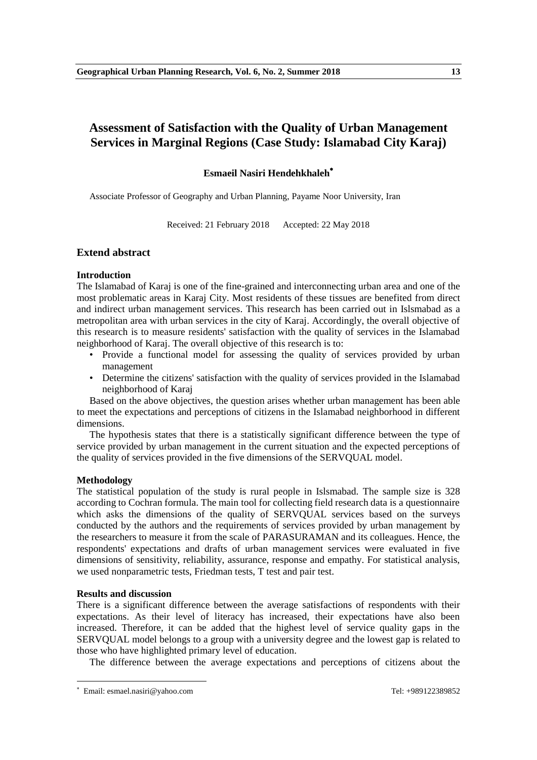# Assessment of Satisfaction with the Quality of Urban Management Services in Marginal Regions (Case Study: Islamabad City Karaj)

**Esmaeil Nasiri Hendehkhaleh***

Associate Professor of Geography and Urban Planning, Payame Noor University, Iran

Received: 21 February 2018 Accepted: 22 May 2018

## Extend abstract

### Introduction

The Islamabad of Karaj is one of the fine-grained and interconnecting urban area and one of the most problematic areas in Karaj City. Most residents of these tissues are benefited from direct and indirect urban management services. This research has been carried out in Islsmabad as a metropolitan area with urban services in the city of Karaj. Accordingly, the overall objective of this research is to measure residents' satisfaction with the quality of services in the Islamabad neighborhood of Karaj. The overall objective of this research is to:

- Provide a functional model for assessing the quality of services provided by urban management
- Determine the citizens' satisfaction with the quality of services provided in the Islamabad neighborhood of Karaj

Based on the above objectives, the question arises whether urban management has been able to meet the expectations and perceptions of citizens in the Islamabad neighborhood in different dimensions.

The hypothesis states that there is a statistically significant difference between the type of service provided by urban management in the current situation and the expected perceptions of the quality of services provided in the five dimensions of the SERVQUAL model.

### Methodology

The statistical population of the study is rural people in Islsmabad. The sample size is 328 according to Cochran formula. The main tool for collecting field research data is a questionnaire which asks the dimensions of the quality of SERVQUAL services based on the surveys conducted by the authors and the requirements of services provided by urban management by the researchers to measure it from the scale of PARASURAMAN and its colleagues. Hence, the respondents' expectations and drafts of urban management services were evaluated in five dimensions of sensitivity, reliability, assurance, response and empathy. For statistical analysis, we used nonparametric tests, Friedman tests, T test and pair test.

### Results and discussion

There is a significant difference between the average satisfactions of respondents with their expectations. As their level of literacy has increased, their expectations have also been increased. Therefore, it can be added that the highest level of service quality gaps in the SERVQUAL model belongs to a group with a university degree and the lowest gap is related to those who have highlighted primary level of education.

The difference between the average expectations and perceptions of citizens about the

---

* Email: esmael.nasiri@yahoo.com Tel: +989122389852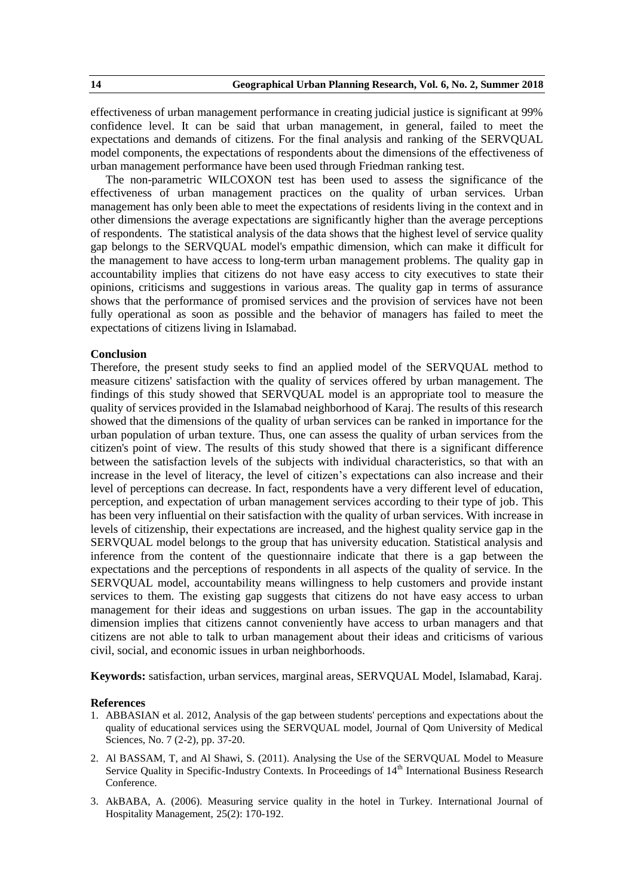effectiveness of urban management performance in creating judicial justice is significant at 99% confidence level. It can be said that urban management, in general, failed to meet the expectations and demands of citizens. For the final analysis and ranking of the SERVQUAL model components, the expectations of respondents about the dimensions of the effectiveness of urban management performance have been used through Friedman ranking test.

The non-parametric WILCOXON test has been used to assess the significance of the effectiveness of urban management practices on the quality of urban services. Urban management has only been able to meet the expectations of residents living in the context and in other dimensions the average expectations are significantly higher than the average perceptions of respondents. The statistical analysis of the data shows that the highest level of service quality gap belongs to the SERVQUAL model's empathic dimension, which can make it difficult for the management to have access to long-term urban management problems. The quality gap in accountability implies that citizens do not have easy access to city executives to state their opinions, criticisms and suggestions in various areas. The quality gap in terms of assurance shows that the performance of promised services and the provision of services have not been fully operational as soon as possible and the behavior of managers has failed to meet the expectations of citizens living in Islamabad.

**Conclusion**

Therefore, the present study seeks to find an applied model of the SERVQUAL method to measure citizens' satisfaction with the quality of services offered by urban management. The findings of this study showed that SERVQUAL model is an appropriate tool to measure the quality of services provided in the Islamabad neighborhood of Karaj. The results of this research showed that the dimensions of the quality of urban services can be ranked in importance for the urban population of urban texture. Thus, one can assess the quality of urban services from the citizen's point of view. The results of this study showed that there is a significant difference between the satisfaction levels of the subjects with individual characteristics, so that with an increase in the level of literacy, the level of citizen's expectations can also increase and their level of perceptions can decrease. In fact, respondents have a very different level of education, perception, and expectation of urban management services according to their type of job. This has been very influential on their satisfaction with the quality of urban services. With increase in levels of citizenship, their expectations are increased, and the highest quality service gap in the SERVQUAL model belongs to the group that has university education. Statistical analysis and inference from the content of the questionnaire indicate that there is a gap between the expectations and the perceptions of respondents in all aspects of the quality of service. In the SERVQUAL model, accountability means willingness to help customers and provide instant services to them. The existing gap suggests that citizens do not have easy access to urban management for their ideas and suggestions on urban issues. The gap in the accountability dimension implies that citizens cannot conveniently have access to urban managers and that citizens are not able to talk to urban management about their ideas and criticisms of various civil, social, and economic issues in urban neighborhoods.

**Keywords:** satisfaction, urban services, marginal areas, SERVQUAL Model, Islamabad, Karaj.

**References**

1. ABBASIAN et al. 2012, Analysis of the gap between students' perceptions and expectations about the quality of educational services using the SERVQUAL model, Journal of Qom University of Medical Sciences, No. 7 (2-2), pp. 37-20.
2. Al BASSAM, T, and Al Shawi, S. (2011). Analysing the Use of the SERVQUAL Model to Measure Service Quality in Specific-Industry Contexts. In Proceedings of 14th International Business Research Conference.
3. AkBABA, A. (2006). Measuring service quality in the hotel in Turkey. International Journal of Hospitality Management, 25(2): 170-192.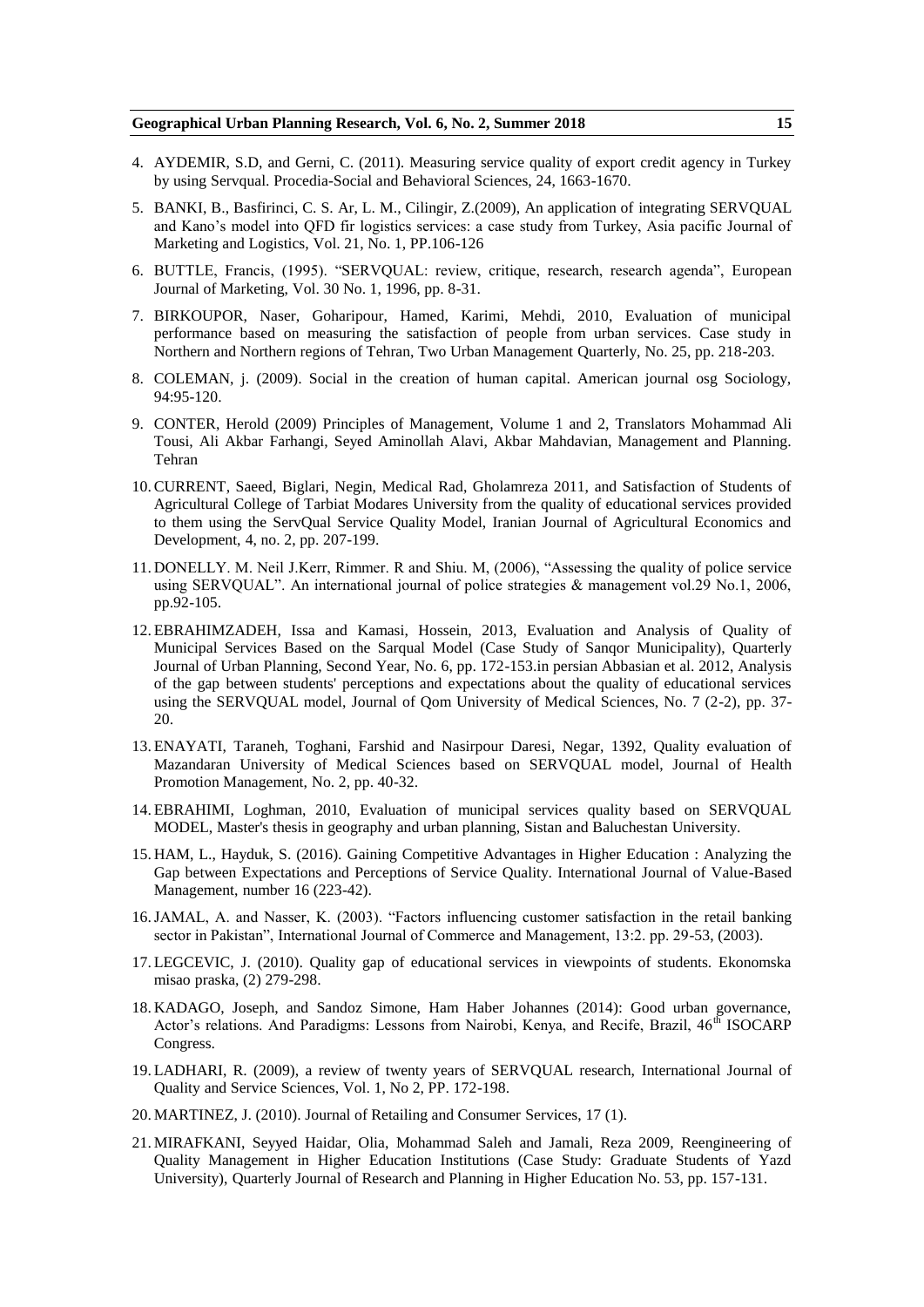4. AYDEMIR, S.D, and Gerni, C. (2011). Measuring service quality of export credit agency in Turkey by using Servqual. Procedia-Social and Behavioral Sciences, 24, 1663-1670.

5. BANKI, B., Basfirinci, C. S. Ar, L. M., Cilingir, Z.(2009), An application of integrating SERVQUAL and Kano's model into QFD fir logistics services: a case study from Turkey, Asia pacific Journal of Marketing and Logistics, Vol. 21, No. 1, PP.106-126

6. BUTTLE, Francis, (1995). "SERVQUAL: review, critique, research, research agenda", European Journal of Marketing, Vol. 30 No. 1, 1996, pp. 8-31.

7. BIRKOUPOR, Naser, Goharipour, Hamed, Karimi, Mehdi, 2010, Evaluation of municipal performance based on measuring the satisfaction of people from urban services. Case study in Northern and Northern regions of Tehran, Two Urban Management Quarterly, No. 25, pp. 218-203.

8. COLEMAN, j. (2009). Social in the creation of human capital. American journal osg Sociology, 94:95-120.

9. CONTER, Herold (2009) Principles of Management, Volume 1 and 2, Translators Mohammad Ali Tousi, Ali Akbar Farhangi, Seyed Aminollah Alavi, Akbar Mahdavian, Management and Planning. Tehran

10. CURRENT, Saeed, Biglari, Negin, Medical Rad, Gholamreza 2011, and Satisfaction of Students of Agricultural College of Tarbiat Modares University from the quality of educational services provided to them using the ServQual Service Quality Model, Iranian Journal of Agricultural Economics and Development, 4, no. 2, pp. 207-199.

11. DONELLY. M. Neil J.Kerr, Rimmer. R and Shiu. M, (2006), "Assessing the quality of police service using SERVQUAL". An international journal of police strategies & management vol.29 No.1, 2006, pp.92-105.

12. EBRAHIMZADEH, Issa and Kamasi, Hossein, 2013, Evaluation and Analysis of Quality of Municipal Services Based on the Sarqual Model (Case Study of Sanqor Municipality), Quarterly Journal of Urban Planning, Second Year, No. 6, pp. 172-153.in persian Abbasian et al. 2012, Analysis of the gap between students' perceptions and expectations about the quality of educational services using the SERVQUAL model, Journal of Qom University of Medical Sciences, No. 7 (2-2), pp. 37-20.

13. ENAYATI, Taraneh, Toghani, Farshid and Nasirpour Daresi, Negar, 1392, Quality evaluation of Mazandaran University of Medical Sciences based on SERVQUAL model, Journal of Health Promotion Management, No. 2, pp. 40-32.

14. EBRAHIMI, Loghman, 2010, Evaluation of municipal services quality based on SERVQUAL MODEL, Master's thesis in geography and urban planning, Sistan and Baluchestan University.

15. HAM, L., Hayduk, S. (2016). Gaining Competitive Advantages in Higher Education : Analyzing the Gap between Expectations and Perceptions of Service Quality. International Journal of Value-Based Management, number 16 (223-42).

16. JAMAL, A. and Nasser, K. (2003). "Factors influencing customer satisfaction in the retail banking sector in Pakistan", International Journal of Commerce and Management, 13:2. pp. 29-53, (2003).

17. LEGCEVIC, J. (2010). Quality gap of educational services in viewpoints of students. Ekonomska misao praska, (2) 279-298.

18. KADAGO, Joseph, and Sandoz Simone, Ham Haber Johannes (2014): Good urban governance, Actor's relations. And Paradigms: Lessons from Nairobi, Kenya, and Recife, Brazil, 46th ISOCARP Congress.

19. LADHARI, R. (2009), a review of twenty years of SERVQUAL research, International Journal of Quality and Service Sciences, Vol. 1, No 2, PP. 172-198.

20. MARTINEZ, J. (2010). Journal of Retailing and Consumer Services, 17 (1).

21. MIRAFKANI, Seyyed Haidar, Olia, Mohammad Saleh and Jamali, Reza 2009, Reengineering of Quality Management in Higher Education Institutions (Case Study: Graduate Students of Yazd University), Quarterly Journal of Research and Planning in Higher Education No. 53, pp. 157-131.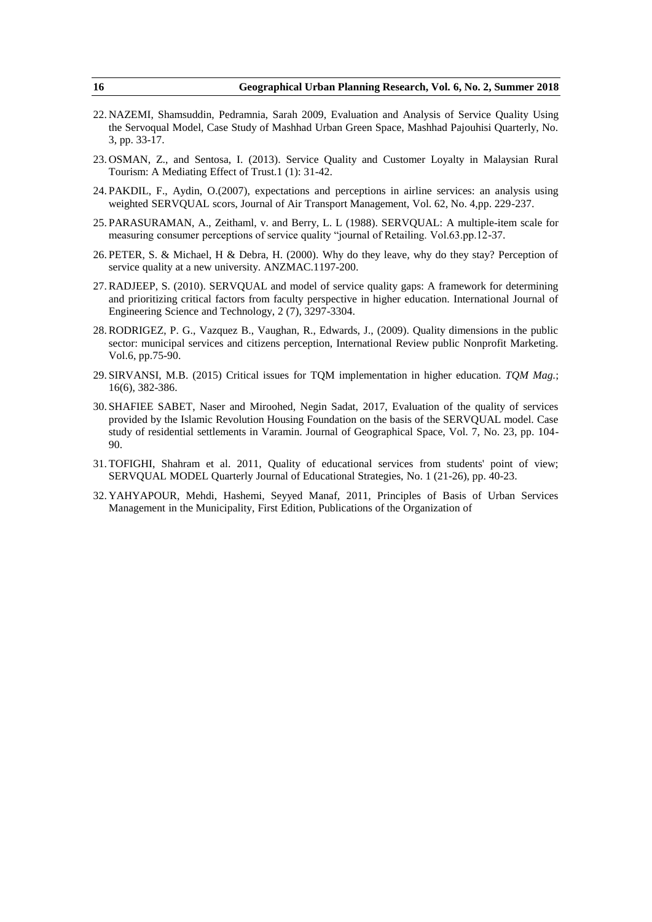22. NAZEMI, Shamsuddin, Pedramnia, Sarah 2009, Evaluation and Analysis of Service Quality Using the Servoqual Model, Case Study of Mashhad Urban Green Space, Mashhad Pajouhisi Quarterly, No. 3, pp. 33-17.
23. OSMAN, Z., and Sentosa, I. (2013). Service Quality and Customer Loyalty in Malaysian Rural Tourism: A Mediating Effect of Trust.1 (1): 31-42.
24. PAKDIL, F., Aydin, O.(2007), expectations and perceptions in airline services: an analysis using weighted SERVQUAL scors, Journal of Air Transport Management, Vol. 62, No. 4,pp. 229-237.
25. PARASURAMAN, A., Zeithaml, v. and Berry, L. L (1988). SERVQUAL: A multiple-item scale for measuring consumer perceptions of service quality "journal of Retailing. Vol.63.pp.12-37.
26. PETER, S. & Michael, H & Debra, H. (2000). Why do they leave, why do they stay? Perception of service quality at a new university. ANZMAC.1197-200.
27. RADJEEP, S. (2010). SERVQUAL and model of service quality gaps: A framework for determining and prioritizing critical factors from faculty perspective in higher education. International Journal of Engineering Science and Technology, 2 (7), 3297-3304.
28. RODRIGEZ, P. G., Vazquez B., Vaughan, R., Edwards, J., (2009). Quality dimensions in the public sector: municipal services and citizens perception, International Review public Nonprofit Marketing. Vol.6, pp.75-90.
29. SIRVANSI, M.B. (2015) Critical issues for TQM implementation in higher education. *TQM Mag.*; 16(6), 382-386.
30. SHAFIEE SABET, Naser and Miroohed, Negin Sadat, 2017, Evaluation of the quality of services provided by the Islamic Revolution Housing Foundation on the basis of the SERVQUAL model. Case study of residential settlements in Varamin. Journal of Geographical Space, Vol. 7, No. 23, pp. 104-90.
31. TOFIGHI, Shahram et al. 2011, Quality of educational services from students' point of view; SERVQUAL MODEL Quarterly Journal of Educational Strategies, No. 1 (21-26), pp. 40-23.
32. YAHYAPOUR, Mehdi, Hashemi, Seyyed Manaf, 2011, Principles of Basis of Urban Services Management in the Municipality, First Edition, Publications of the Organization of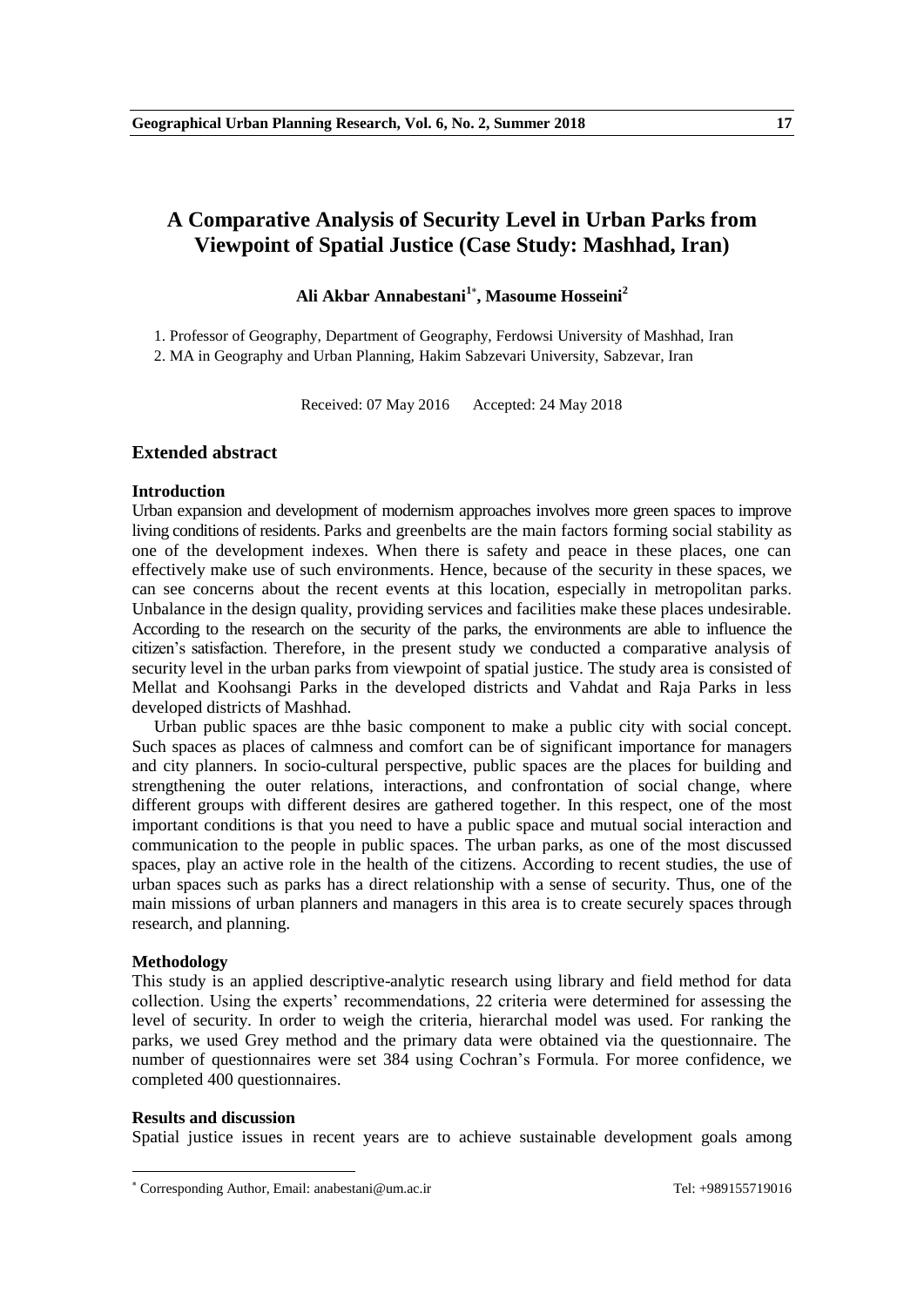# A Comparative Analysis of Security Level in Urban Parks from Viewpoint of Spatial Justice (Case Study: Mashhad, Iran)

**Ali Akbar Annabestani[1*], Masoume Hosseini[2]**

1. Professor of Geography, Department of Geography, Ferdowsi University of Mashhad, Iran
2. MA in Geography and Urban Planning, Hakim Sabzevari University, Sabzevar, Iran

Received: 07 May 2016 Accepted: 24 May 2018

## Extended abstract

### Introduction

Urban expansion and development of modernism approaches involves more green spaces to improve living conditions of residents. Parks and greenbelts are the main factors forming social stability as one of the development indexes. When there is safety and peace in these places, one can effectively make use of such environments. Hence, because of the security in these spaces, we can see concerns about the recent events at this location, especially in metropolitan parks. Unbalance in the design quality, providing services and facilities make these places undesirable. According to the research on the security of the parks, the environments are able to influence the citizen's satisfaction. Therefore, in the present study we conducted a comparative analysis of security level in the urban parks from viewpoint of spatial justice. The study area is consisted of Mellat and Koohsangi Parks in the developed districts and Vahdat and Raja Parks in less developed districts of Mashhad.

Urban public spaces are thhe basic component to make a public city with social concept. Such spaces as places of calmness and comfort can be of significant importance for managers and city planners. In socio-cultural perspective, public spaces are the places for building and strengthening the outer relations, interactions, and confrontation of social change, where different groups with different desires are gathered together. In this respect, one of the most important conditions is that you need to have a public space and mutual social interaction and communication to the people in public spaces. The urban parks, as one of the most discussed spaces, play an active role in the health of the citizens. According to recent studies, the use of urban spaces such as parks has a direct relationship with a sense of security. Thus, one of the main missions of urban planners and managers in this area is to create securely spaces through research, and planning.

### Methodology

This study is an applied descriptive-analytic research using library and field method for data collection. Using the experts' recommendations, 22 criteria were determined for assessing the level of security. In order to weigh the criteria, hierarchal model was used. For ranking the parks, we used Grey method and the primary data were obtained via the questionnaire. The number of questionnaires were set 384 using Cochran's Formula. For moree confidence, we completed 400 questionnaires.

### Results and discussion

Spatial justice issues in recent years are to achieve sustainable development goals among

---

* Corresponding Author, Email: anabestani@um.ac.ir Tel: +989155719016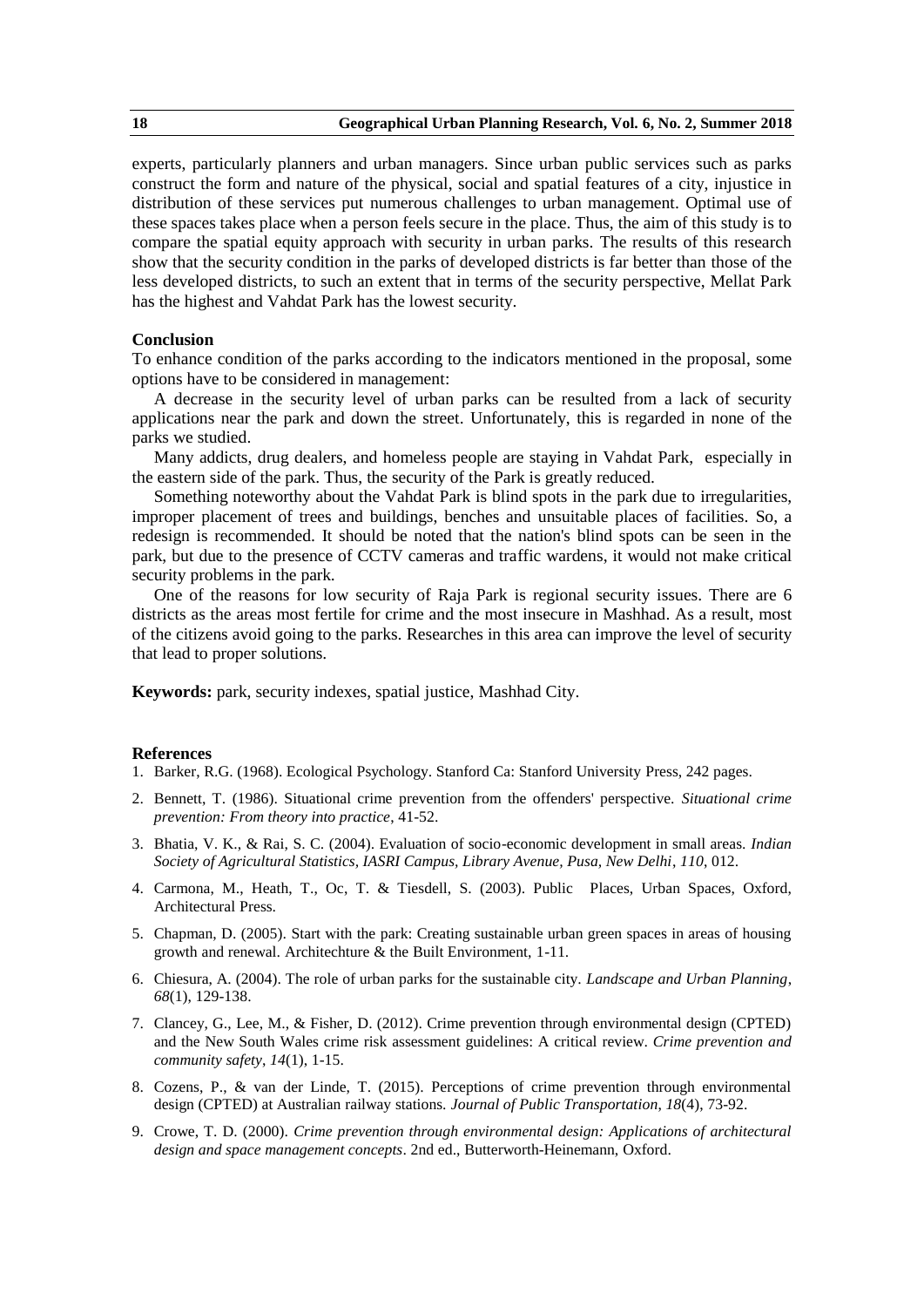experts, particularly planners and urban managers. Since urban public services such as parks construct the form and nature of the physical, social and spatial features of a city, injustice in distribution of these services put numerous challenges to urban management. Optimal use of these spaces takes place when a person feels secure in the place. Thus, the aim of this study is to compare the spatial equity approach with security in urban parks. The results of this research show that the security condition in the parks of developed districts is far better than those of the less developed districts, to such an extent that in terms of the security perspective, Mellat Park has the highest and Vahdat Park has the lowest security.

**Conclusion**

To enhance condition of the parks according to the indicators mentioned in the proposal, some options have to be considered in management:

A decrease in the security level of urban parks can be resulted from a lack of security applications near the park and down the street. Unfortunately, this is regarded in none of the parks we studied.

Many addicts, drug dealers, and homeless people are staying in Vahdat Park, especially in the eastern side of the park. Thus, the security of the Park is greatly reduced.

Something noteworthy about the Vahdat Park is blind spots in the park due to irregularities, improper placement of trees and buildings, benches and unsuitable places of facilities. So, a redesign is recommended. It should be noted that the nation's blind spots can be seen in the park, but due to the presence of CCTV cameras and traffic wardens, it would not make critical security problems in the park.

One of the reasons for low security of Raja Park is regional security issues. There are 6 districts as the areas most fertile for crime and the most insecure in Mashhad. As a result, most of the citizens avoid going to the parks. Researches in this area can improve the level of security that lead to proper solutions.

**Keywords:** park, security indexes, spatial justice, Mashhad City.

**References**

1. Barker, R.G. (1968). Ecological Psychology. Stanford Ca: Stanford University Press, 242 pages.
2. Bennett, T. (1986). Situational crime prevention from the offenders' perspective. *Situational crime prevention: From theory into practice*, 41-52.
3. Bhatia, V. K., & Rai, S. C. (2004). Evaluation of socio-economic development in small areas. *Indian Society of Agricultural Statistics, IASRI Campus, Library Avenue, Pusa, New Delhi*, *110*, 012.
4. Carmona, M., Heath, T., Oc, T. & Tiesdell, S. (2003). Public Places, Urban Spaces, Oxford, Architectural Press.
5. Chapman, D. (2005). Start with the park: Creating sustainable urban green spaces in areas of housing growth and renewal. Architechture & the Built Environment, 1-11.
6. Chiesura, A. (2004). The role of urban parks for the sustainable city. *Landscape and Urban Planning*, *68*(1), 129-138.
7. Clancey, G., Lee, M., & Fisher, D. (2012). Crime prevention through environmental design (CPTED) and the New South Wales crime risk assessment guidelines: A critical review. *Crime prevention and community safety*, *14*(1), 1-15.
8. Cozens, P., & van der Linde, T. (2015). Perceptions of crime prevention through environmental design (CPTED) at Australian railway stations. *Journal of Public Transportation*, *18*(4), 73-92.
9. Crowe, T. D. (2000). *Crime prevention through environmental design: Applications of architectural design and space management concepts*. 2nd ed., Butterworth-Heinemann, Oxford.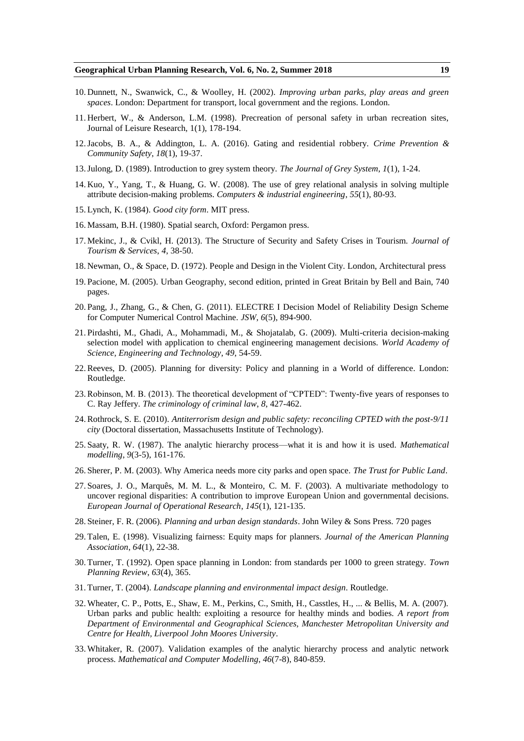10. Dunnett, N., Swanwick, C., & Woolley, H. (2002). *Improving urban parks, play areas and green spaces*. London: Department for transport, local government and the regions. London.
11. Herbert, W., & Anderson, L.M. (1998). Precreation of personal safety in urban recreation sites, Journal of Leisure Research, 1(1), 178-194.
12. Jacobs, B. A., & Addington, L. A. (2016). Gating and residential robbery. *Crime Prevention & Community Safety*, *18*(1), 19-37.
13. Julong, D. (1989). Introduction to grey system theory. *The Journal of Grey System*, *1*(1), 1-24.
14. Kuo, Y., Yang, T., & Huang, G. W. (2008). The use of grey relational analysis in solving multiple attribute decision-making problems. *Computers & industrial engineering*, *55*(1), 80-93.
15. Lynch, K. (1984). *Good city form*. MIT press.
16. Massam, B.H. (1980). Spatial search, Oxford: Pergamon press.
17. Mekinc, J., & Cvikl, H. (2013). The Structure of Security and Safety Crises in Tourism. *Journal of Tourism & Services*, *4*, 38-50.
18. Newman, O., & Space, D. (1972). People and Design in the Violent City. London, Architectural press
19. Pacione, M. (2005). Urban Geography, second edition, printed in Great Britain by Bell and Bain, 740 pages.
20. Pang, J., Zhang, G., & Chen, G. (2011). ELECTRE I Decision Model of Reliability Design Scheme for Computer Numerical Control Machine. *JSW*, *6*(5), 894-900.
21. Pirdashti, M., Ghadi, A., Mohammadi, M., & Shojatalab, G. (2009). Multi-criteria decision-making selection model with application to chemical engineering management decisions. *World Academy of Science, Engineering and Technology*, *49*, 54-59.
22. Reeves, D. (2005). Planning for diversity: Policy and planning in a World of difference. London: Routledge.
23. Robinson, M. B. (2013). The theoretical development of "CPTED": Twenty-five years of responses to C. Ray Jeffery. *The criminology of criminal law*, *8*, 427-462.
24. Rothrock, S. E. (2010). *Antiterrorism design and public safety: reconciling CPTED with the post-9/11 city* (Doctoral dissertation, Massachusetts Institute of Technology).
25. Saaty, R. W. (1987). The analytic hierarchy process—what it is and how it is used. *Mathematical modelling*, *9*(3-5), 161-176.
26. Sherer, P. M. (2003). Why America needs more city parks and open space. *The Trust for Public Land*.
27. Soares, J. O., Marquês, M. M. L., & Monteiro, C. M. F. (2003). A multivariate methodology to uncover regional disparities: A contribution to improve European Union and governmental decisions. *European Journal of Operational Research*, *145*(1), 121-135.
28. Steiner, F. R. (2006). *Planning and urban design standards*. John Wiley & Sons Press. 720 pages
29. Talen, E. (1998). Visualizing fairness: Equity maps for planners. *Journal of the American Planning Association*, *64*(1), 22-38.
30. Turner, T. (1992). Open space planning in London: from standards per 1000 to green strategy. *Town Planning Review*, *63*(4), 365.
31. Turner, T. (2004). *Landscape planning and environmental impact design*. Routledge.
32. Wheater, C. P., Potts, E., Shaw, E. M., Perkins, C., Smith, H., Casstles, H., ... & Bellis, M. A. (2007). Urban parks and public health: exploiting a resource for healthy minds and bodies. *A report from Department of Environmental and Geographical Sciences, Manchester Metropolitan University and Centre for Health, Liverpool John Moores University*.
33. Whitaker, R. (2007). Validation examples of the analytic hierarchy process and analytic network process. *Mathematical and Computer Modelling*, *46*(7-8), 840-859.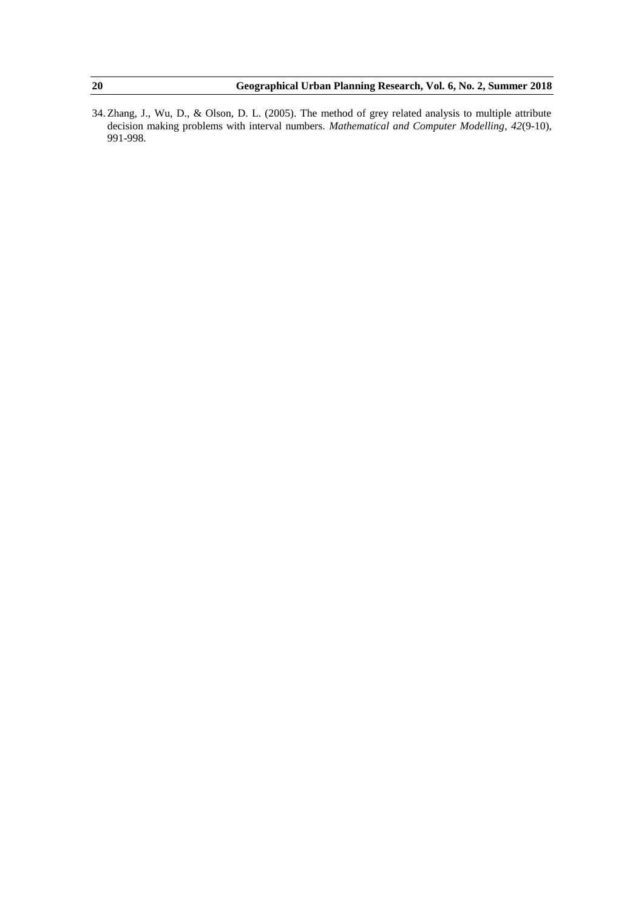34. Zhang, J., Wu, D., & Olson, D. L. (2005). The method of grey related analysis to multiple attribute decision making problems with interval numbers. *Mathematical and Computer Modelling*, *42*(9-10), 991-998.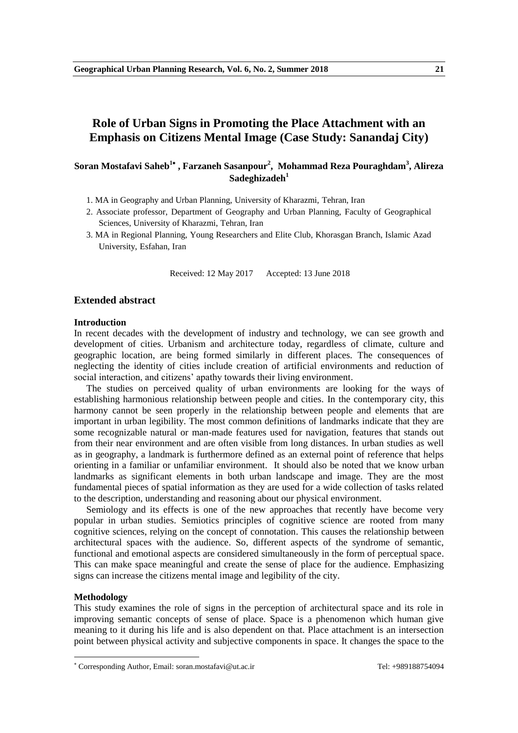# Role of Urban Signs in Promoting the Place Attachment with an Emphasis on Citizens Mental Image (Case Study: Sanandaj City)

**Soran Mostafavi Saheb[1*], Farzaneh Sasanpour[2], Mohammad Reza Pouraghdam[3], Alireza Sadeghizadeh[1]**

1. MA in Geography and Urban Planning, University of Kharazmi, Tehran, Iran
2. Associate professor, Department of Geography and Urban Planning, Faculty of Geographical Sciences, University of Kharazmi, Tehran, Iran
3. MA in Regional Planning, Young Researchers and Elite Club, Khorasgan Branch, Islamic Azad University, Esfahan, Iran

Received: 12 May 2017 Accepted: 13 June 2018

## Extended abstract

### Introduction

In recent decades with the development of industry and technology, we can see growth and development of cities. Urbanism and architecture today, regardless of climate, culture and geographic location, are being formed similarly in different places. The consequences of neglecting the identity of cities include creation of artificial environments and reduction of social interaction, and citizens' apathy towards their living environment.

The studies on perceived quality of urban environments are looking for the ways of establishing harmonious relationship between people and cities. In the contemporary city, this harmony cannot be seen properly in the relationship between people and elements that are important in urban legibility. The most common definitions of landmarks indicate that they are some recognizable natural or man-made features used for navigation, features that stands out from their near environment and are often visible from long distances. In urban studies as well as in geography, a landmark is furthermore defined as an external point of reference that helps orienting in a familiar or unfamiliar environment. It should also be noted that we know urban landmarks as significant elements in both urban landscape and image. They are the most fundamental pieces of spatial information as they are used for a wide collection of tasks related to the description, understanding and reasoning about our physical environment.

Semiology and its effects is one of the new approaches that recently have become very popular in urban studies. Semiotics principles of cognitive science are rooted from many cognitive sciences, relying on the concept of connotation. This causes the relationship between architectural spaces with the audience. So, different aspects of the syndrome of semantic, functional and emotional aspects are considered simultaneously in the form of perceptual space. This can make space meaningful and create the sense of place for the audience. Emphasizing signs can increase the citizens mental image and legibility of the city.

### Methodology

This study examines the role of signs in the perception of architectural space and its role in improving semantic concepts of sense of place. Space is a phenomenon which human give meaning to it during his life and is also dependent on that. Place attachment is an intersection point between physical activity and subjective components in space. It changes the space to the

* Corresponding Author, Email: soran.mostafavi@ut.ac.ir Tel: +989188754094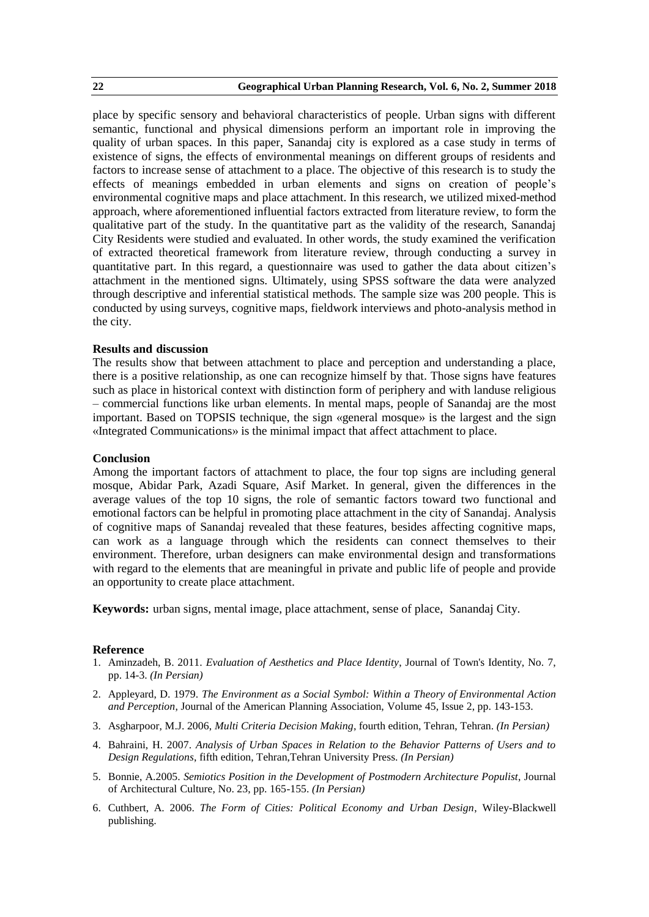place by specific sensory and behavioral characteristics of people. Urban signs with different semantic, functional and physical dimensions perform an important role in improving the quality of urban spaces. In this paper, Sanandaj city is explored as a case study in terms of existence of signs, the effects of environmental meanings on different groups of residents and factors to increase sense of attachment to a place. The objective of this research is to study the effects of meanings embedded in urban elements and signs on creation of people's environmental cognitive maps and place attachment. In this research, we utilized mixed-method approach, where aforementioned influential factors extracted from literature review, to form the qualitative part of the study. In the quantitative part as the validity of the research, Sanandaj City Residents were studied and evaluated. In other words, the study examined the verification of extracted theoretical framework from literature review, through conducting a survey in quantitative part. In this regard, a questionnaire was used to gather the data about citizen's attachment in the mentioned signs. Ultimately, using SPSS software the data were analyzed through descriptive and inferential statistical methods. The sample size was 200 people. This is conducted by using surveys, cognitive maps, fieldwork interviews and photo-analysis method in the city.

**Results and discussion**

The results show that between attachment to place and perception and understanding a place, there is a positive relationship, as one can recognize himself by that. Those signs have features such as place in historical context with distinction form of periphery and with landuse religious – commercial functions like urban elements. In mental maps, people of Sanandaj are the most important. Based on TOPSIS technique, the sign «general mosque» is the largest and the sign «Integrated Communications» is the minimal impact that affect attachment to place.

**Conclusion**

Among the important factors of attachment to place, the four top signs are including general mosque, Abidar Park, Azadi Square, Asif Market. In general, given the differences in the average values of the top 10 signs, the role of semantic factors toward two functional and emotional factors can be helpful in promoting place attachment in the city of Sanandaj. Analysis of cognitive maps of Sanandaj revealed that these features, besides affecting cognitive maps, can work as a language through which the residents can connect themselves to their environment. Therefore, urban designers can make environmental design and transformations with regard to the elements that are meaningful in private and public life of people and provide an opportunity to create place attachment.

**Keywords:** urban signs, mental image, place attachment, sense of place, Sanandaj City.

**Reference**

1. Aminzadeh, B. 2011. *Evaluation of Aesthetics and Place Identity*, Journal of Town's Identity, No. 7, pp. 14-3. *(In Persian)*
2. Appleyard, D. 1979. *The Environment as a Social Symbol: Within a Theory of Environmental Action and Perception*, Journal of the American Planning Association, Volume 45, Issue 2, pp. 143-153.
3. Asgharpoor, M.J. 2006, *Multi Criteria Decision Making*, fourth edition, Tehran, Tehran. *(In Persian)*
4. Bahraini, H. 2007. *Analysis of Urban Spaces in Relation to the Behavior Patterns of Users and to Design Regulations*, fifth edition, Tehran,Tehran University Press. *(In Persian)*
5. Bonnie, A.2005. *Semiotics Position in the Development of Postmodern Architecture Populist*, Journal of Architectural Culture, No. 23, pp. 165-155. *(In Persian)*
6. Cuthbert, A. 2006. *The Form of Cities: Political Economy and Urban Design*, Wiley-Blackwell publishing.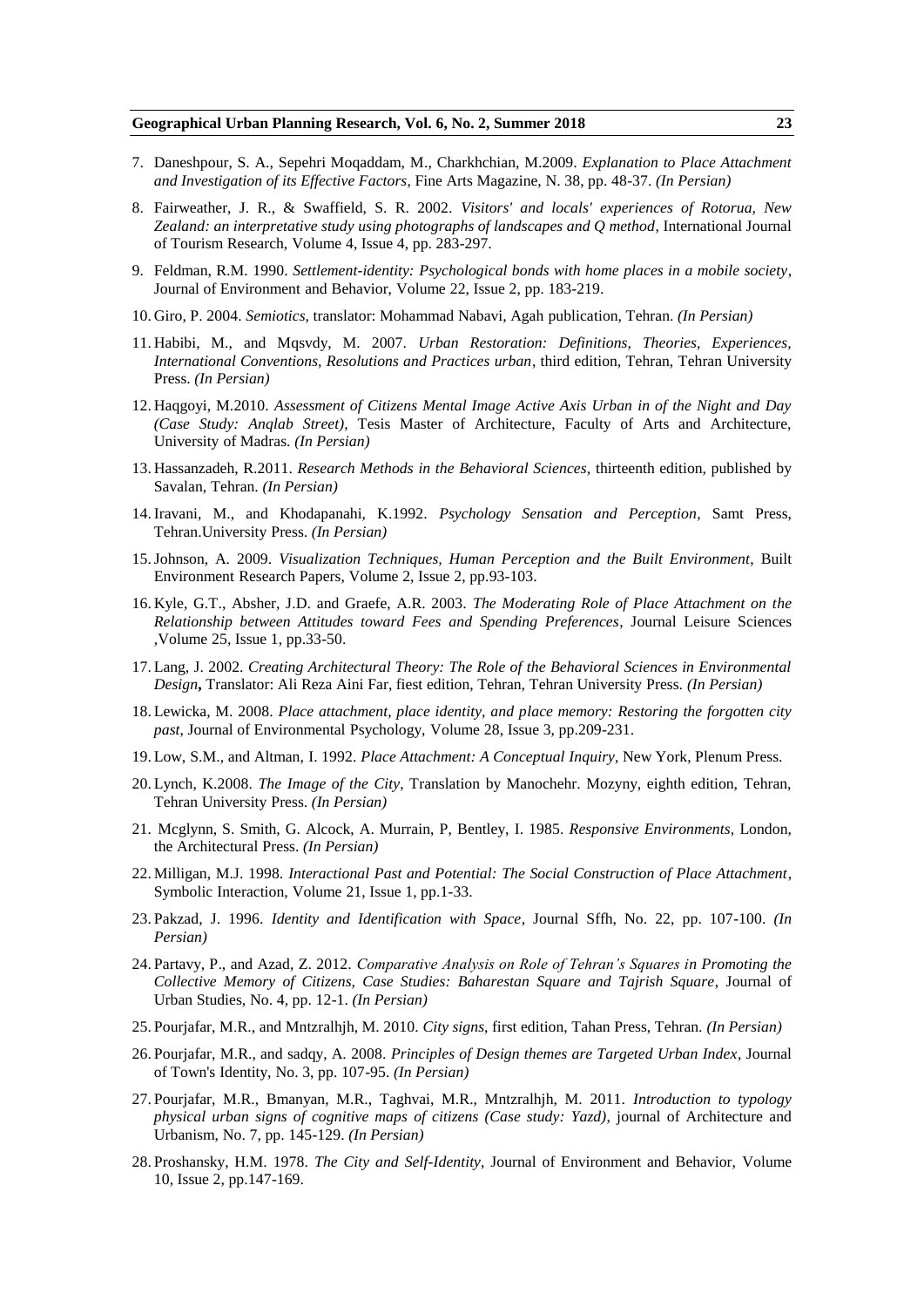7. Daneshpour, S. A., Sepehri Moqaddam, M., Charkhchian, M.2009. *Explanation to Place Attachment and Investigation of its Effective Factors*, Fine Arts Magazine, N. 38, pp. 48-37. *(In Persian)*

8. Fairweather, J. R., & Swaffield, S. R. 2002. *Visitors' and locals' experiences of Rotorua, New Zealand: an interpretative study using photographs of landscapes and Q method*, International Journal of Tourism Research, Volume 4, Issue 4, pp. 283-297.

9. Feldman, R.M. 1990. *Settlement-identity: Psychological bonds with home places in a mobile society*, Journal of Environment and Behavior, Volume 22, Issue 2, pp. 183-219.

10. Giro, P. 2004. *Semiotics*, translator: Mohammad Nabavi, Agah publication, Tehran. *(In Persian)*

11. Habibi, M., and Mqsvdy, M. 2007. *Urban Restoration: Definitions, Theories, Experiences, International Conventions, Resolutions and Practices urban*, third edition, Tehran, Tehran University Press. *(In Persian)*

12. Haqgoyi, M.2010. *Assessment of Citizens Mental Image Active Axis Urban in of the Night and Day (Case Study: Anqlab Street)*, Tesis Master of Architecture, Faculty of Arts and Architecture, University of Madras. *(In Persian)*

13. Hassanzadeh, R.2011. *Research Methods in the Behavioral Sciences*, thirteenth edition, published by Savalan, Tehran. *(In Persian)*

14. Iravani, M., and Khodapanahi, K.1992. *Psychology Sensation and Perception*, Samt Press, Tehran.University Press. *(In Persian)*

15. Johnson, A. 2009. *Visualization Techniques, Human Perception and the Built Environment*, Built Environment Research Papers, Volume 2, Issue 2, pp.93-103.

16. Kyle, G.T., Absher, J.D. and Graefe, A.R. 2003. *The Moderating Role of Place Attachment on the Relationship between Attitudes toward Fees and Spending Preferences*, Journal Leisure Sciences ,Volume 25, Issue 1, pp.33-50.

17. Lang, J. 2002. *Creating Architectural Theory: The Role of the Behavioral Sciences in Environmental Design***,** Translator: Ali Reza Aini Far, fiest edition, Tehran, Tehran University Press. *(In Persian)*

18. Lewicka, M. 2008. *Place attachment, place identity, and place memory: Restoring the forgotten city past*, Journal of Environmental Psychology, Volume 28, Issue 3, pp.209-231.

19. Low, S.M., and Altman, I. 1992. *Place Attachment: A Conceptual Inquiry*, New York, Plenum Press.

20. Lynch, K.2008. *The Image of the City*, Translation by Manochehr. Mozyny, eighth edition, Tehran, Tehran University Press. *(In Persian)*

21. Mcglynn, S. Smith, G. Alcock, A. Murrain, P, Bentley, I. 1985. *Responsive Environments*, London, the Architectural Press. *(In Persian)*

22. Milligan, M.J. 1998. *Interactional Past and Potential: The Social Construction of Place Attachment*, Symbolic Interaction, Volume 21, Issue 1, pp.1-33.

23. Pakzad, J. 1996. *Identity and Identification with Space*, Journal Sffh, No. 22, pp. 107-100. *(In Persian)*

24. Partavy, P., and Azad, Z. 2012. *Comparative Analysis on Role of Tehran's Squares in Promoting the Collective Memory of Citizens, Case Studies: Baharestan Square and Tajrish Square*, Journal of Urban Studies, No. 4, pp. 12-1. *(In Persian)*

25. Pourjafar, M.R., and Mntzralhjh, M. 2010. *City signs*, first edition, Tahan Press, Tehran. *(In Persian)*

26. Pourjafar, M.R., and sadqy, A. 2008. *Principles of Design themes are Targeted Urban Index*, Journal of Town's Identity, No. 3, pp. 107-95. *(In Persian)*

27. Pourjafar, M.R., Bmanyan, M.R., Taghvai, M.R., Mntzralhjh, M. 2011. *Introduction to typology physical urban signs of cognitive maps of citizens (Case study: Yazd)*, journal of Architecture and Urbanism, No. 7, pp. 145-129. *(In Persian)*

28. Proshansky, H.M. 1978. *The City and Self-Identity*, Journal of Environment and Behavior, Volume 10, Issue 2, pp.147-169.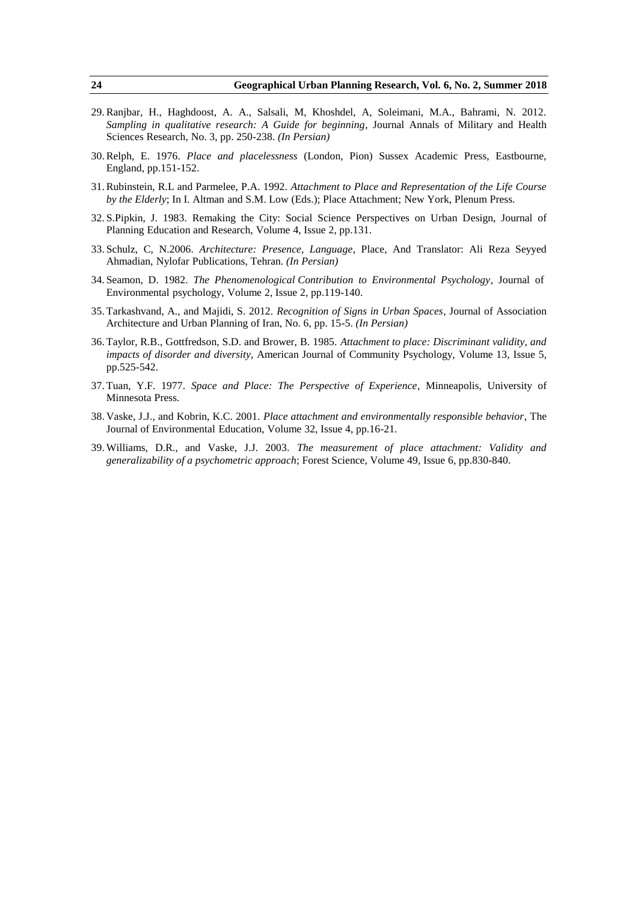29. Ranjbar, H., Haghdoost, A. A., Salsali, M, Khoshdel, A, Soleimani, M.A., Bahrami, N. 2012. *Sampling in qualitative research: A Guide for beginning*, Journal Annals of Military and Health Sciences Research, No. 3, pp. 250-238. *(In Persian)*

30. Relph, E. 1976. *Place and placelessness* (London, Pion) Sussex Academic Press, Eastbourne, England, pp.151-152.

31. Rubinstein, R.L and Parmelee, P.A. 1992. *Attachment to Place and Representation of the Life Course by the Elderly*; In I. Altman and S.M. Low (Eds.); Place Attachment; New York, Plenum Press.

32. S.Pipkin, J. 1983. Remaking the City: Social Science Perspectives on Urban Design, Journal of Planning Education and Research, Volume 4, Issue 2, pp.131.

33. Schulz, C, N.2006. *Architecture: Presence, Language*, Place, And Translator: Ali Reza Seyyed Ahmadian, Nylofar Publications, Tehran. *(In Persian)*

34. Seamon, D. 1982. *The Phenomenological Contribution to Environmental Psychology*, Journal of Environmental psychology, Volume 2, Issue 2, pp.119-140.

35. Tarkashvand, A., and Majidi, S. 2012. *Recognition of Signs in Urban Spaces*, Journal of Association Architecture and Urban Planning of Iran, No. 6, pp. 15-5. *(In Persian)*

36. Taylor, R.B., Gottfredson, S.D. and Brower, B. 1985. *Attachment to place: Discriminant validity, and impacts of disorder and diversity*, American Journal of Community Psychology, Volume 13, Issue 5, pp.525-542.

37. Tuan, Y.F. 1977. *Space and Place: The Perspective of Experience*, Minneapolis, University of Minnesota Press.

38. Vaske, J.J., and Kobrin, K.C. 2001. *Place attachment and environmentally responsible behavior*, The Journal of Environmental Education, Volume 32, Issue 4, pp.16-21.

39. Williams, D.R., and Vaske, J.J. 2003. *The measurement of place attachment: Validity and generalizability of a psychometric approach*; Forest Science, Volume 49, Issue 6, pp.830-840.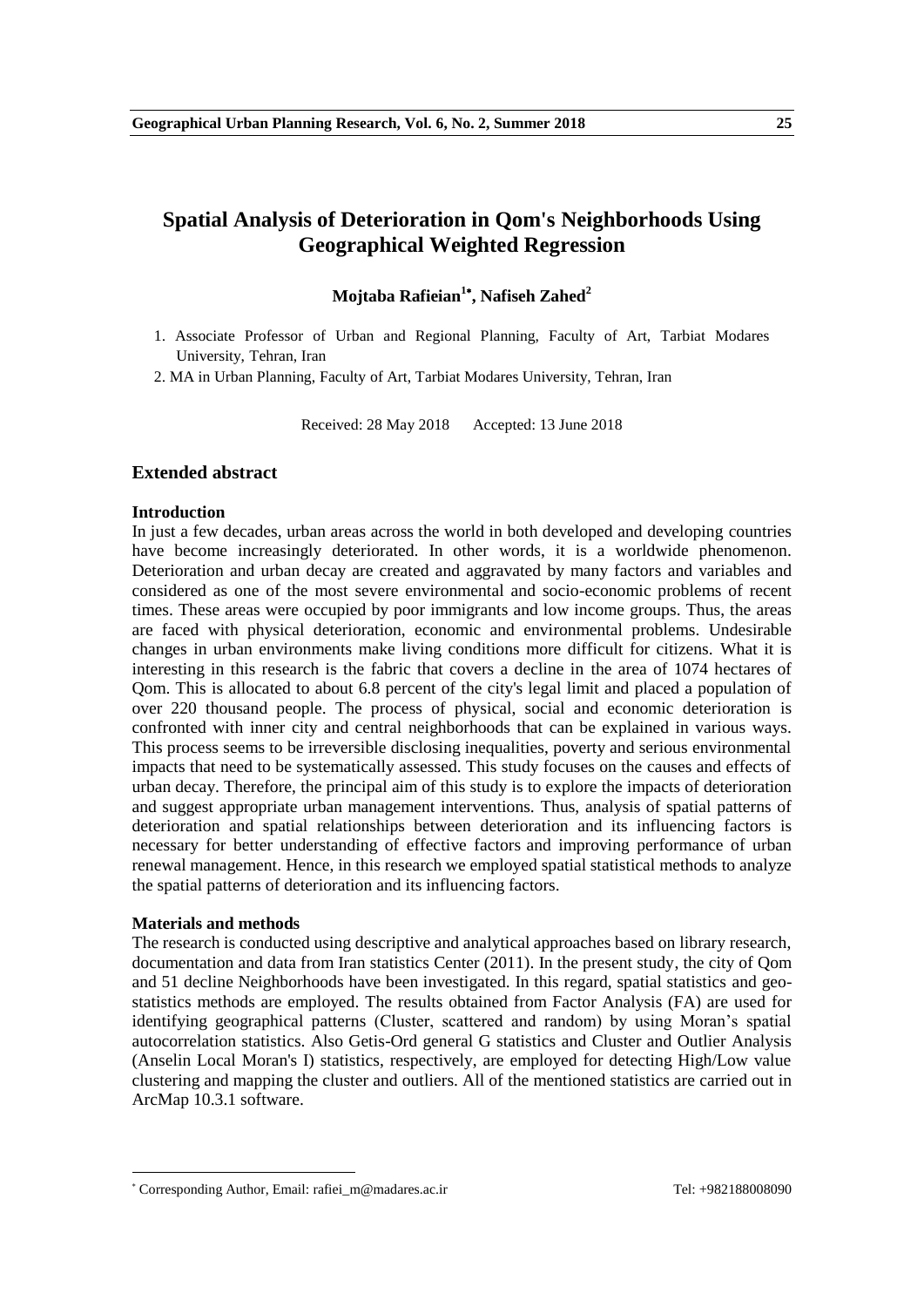# Spatial Analysis of Deterioration in Qom's Neighborhoods Using Geographical Weighted Regression

**Mojtaba Rafieian[1*], Nafiseh Zahed[2]**

1. Associate Professor of Urban and Regional Planning, Faculty of Art, Tarbiat Modares University, Tehran, Iran
2. MA in Urban Planning, Faculty of Art, Tarbiat Modares University, Tehran, Iran

Received: 28 May 2018 Accepted: 13 June 2018

## Extended abstract

### Introduction

In just a few decades, urban areas across the world in both developed and developing countries have become increasingly deteriorated. In other words, it is a worldwide phenomenon. Deterioration and urban decay are created and aggravated by many factors and variables and considered as one of the most severe environmental and socio-economic problems of recent times. These areas were occupied by poor immigrants and low income groups. Thus, the areas are faced with physical deterioration, economic and environmental problems. Undesirable changes in urban environments make living conditions more difficult for citizens. What it is interesting in this research is the fabric that covers a decline in the area of 1074 hectares of Qom. This is allocated to about 6.8 percent of the city's legal limit and placed a population of over 220 thousand people. The process of physical, social and economic deterioration is confronted with inner city and central neighborhoods that can be explained in various ways. This process seems to be irreversible disclosing inequalities, poverty and serious environmental impacts that need to be systematically assessed. This study focuses on the causes and effects of urban decay. Therefore, the principal aim of this study is to explore the impacts of deterioration and suggest appropriate urban management interventions. Thus, analysis of spatial patterns of deterioration and spatial relationships between deterioration and its influencing factors is necessary for better understanding of effective factors and improving performance of urban renewal management. Hence, in this research we employed spatial statistical methods to analyze the spatial patterns of deterioration and its influencing factors.

### Materials and methods

The research is conducted using descriptive and analytical approaches based on library research, documentation and data from Iran statistics Center (2011). In the present study, the city of Qom and 51 decline Neighborhoods have been investigated. In this regard, spatial statistics and geo-statistics methods are employed. The results obtained from Factor Analysis (FA) are used for identifying geographical patterns (Cluster, scattered and random) by using Moran's spatial autocorrelation statistics. Also Getis-Ord general G statistics and Cluster and Outlier Analysis (Anselin Local Moran's I) statistics, respectively, are employed for detecting High/Low value clustering and mapping the cluster and outliers. All of the mentioned statistics are carried out in ArcMap 10.3.1 software.

---

* Corresponding Author, Email: rafiei_m@madares.ac.ir Tel: +982188008090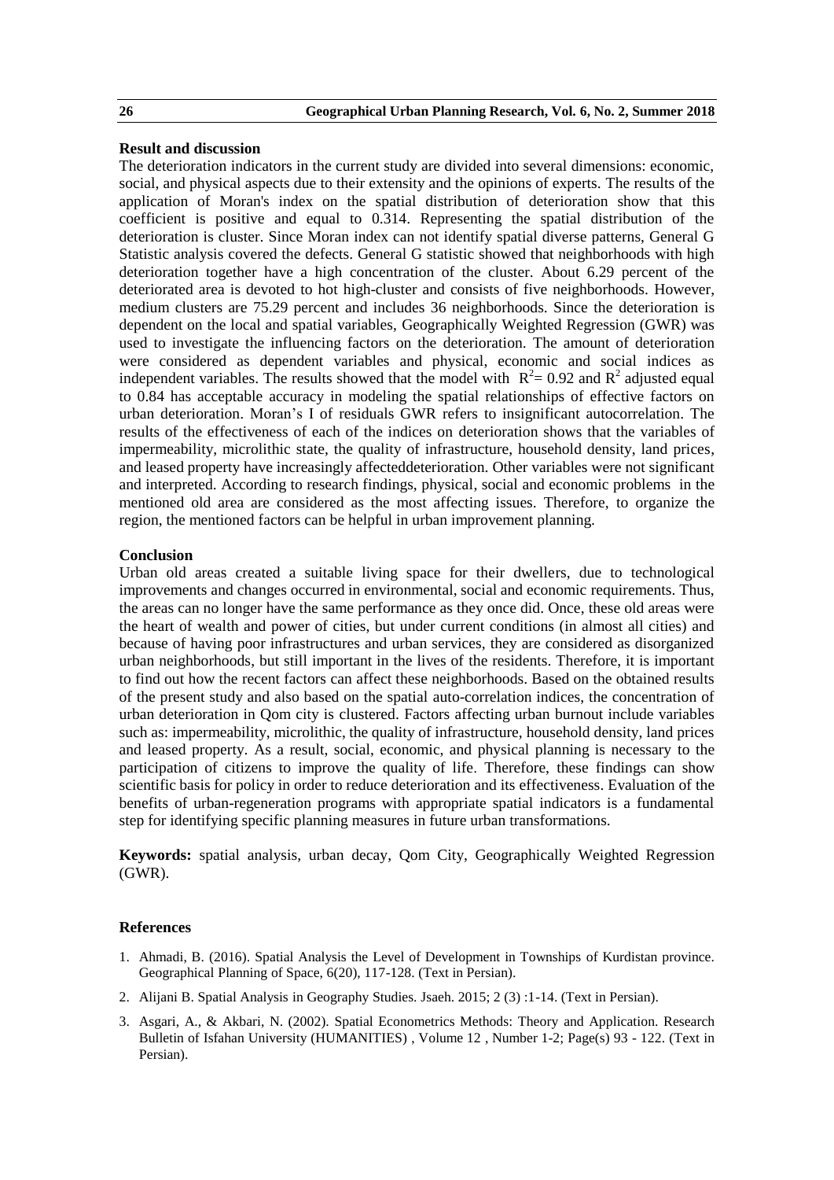**Result and discussion**

The deterioration indicators in the current study are divided into several dimensions: economic, social, and physical aspects due to their extensity and the opinions of experts. The results of the application of Moran's index on the spatial distribution of deterioration show that this coefficient is positive and equal to 0.314. Representing the spatial distribution of the deterioration is cluster. Since Moran index can not identify spatial diverse patterns, General G Statistic analysis covered the defects. General G statistic showed that neighborhoods with high deterioration together have a high concentration of the cluster. About 6.29 percent of the deteriorated area is devoted to hot high-cluster and consists of five neighborhoods. However, medium clusters are 75.29 percent and includes 36 neighborhoods. Since the deterioration is dependent on the local and spatial variables, Geographically Weighted Regression (GWR) was used to investigate the influencing factors on the deterioration. The amount of deterioration were considered as dependent variables and physical, economic and social indices as independent variables. The results showed that the model with $R^2= 0.92$ and $R^2$ adjusted equal to 0.84 has acceptable accuracy in modeling the spatial relationships of effective factors on urban deterioration. Moran's I of residuals GWR refers to insignificant autocorrelation. The results of the effectiveness of each of the indices on deterioration shows that the variables of impermeability, microlithic state, the quality of infrastructure, household density, land prices, and leased property have increasingly affecteddeterioration. Other variables were not significant and interpreted. According to research findings, physical, social and economic problems in the mentioned old area are considered as the most affecting issues. Therefore, to organize the region, the mentioned factors can be helpful in urban improvement planning.

**Conclusion**

Urban old areas created a suitable living space for their dwellers, due to technological improvements and changes occurred in environmental, social and economic requirements. Thus, the areas can no longer have the same performance as they once did. Once, these old areas were the heart of wealth and power of cities, but under current conditions (in almost all cities) and because of having poor infrastructures and urban services, they are considered as disorganized urban neighborhoods, but still important in the lives of the residents. Therefore, it is important to find out how the recent factors can affect these neighborhoods. Based on the obtained results of the present study and also based on the spatial auto-correlation indices, the concentration of urban deterioration in Qom city is clustered. Factors affecting urban burnout include variables such as: impermeability, microlithic, the quality of infrastructure, household density, land prices and leased property. As a result, social, economic, and physical planning is necessary to the participation of citizens to improve the quality of life. Therefore, these findings can show scientific basis for policy in order to reduce deterioration and its effectiveness. Evaluation of the benefits of urban-regeneration programs with appropriate spatial indicators is a fundamental step for identifying specific planning measures in future urban transformations.

**Keywords:** spatial analysis, urban decay, Qom City, Geographically Weighted Regression (GWR).

**References**

1. Ahmadi, B. (2016). Spatial Analysis the Level of Development in Townships of Kurdistan province. Geographical Planning of Space, 6(20), 117-128. (Text in Persian).
2. Alijani B. Spatial Analysis in Geography Studies. Jsaeh. 2015; 2 (3) :1-14. (Text in Persian).
3. Asgari, A., & Akbari, N. (2002). Spatial Econometrics Methods: Theory and Application. Research Bulletin of Isfahan University (HUMANITIES) , Volume 12 , Number 1-2; Page(s) 93 - 122. (Text in Persian).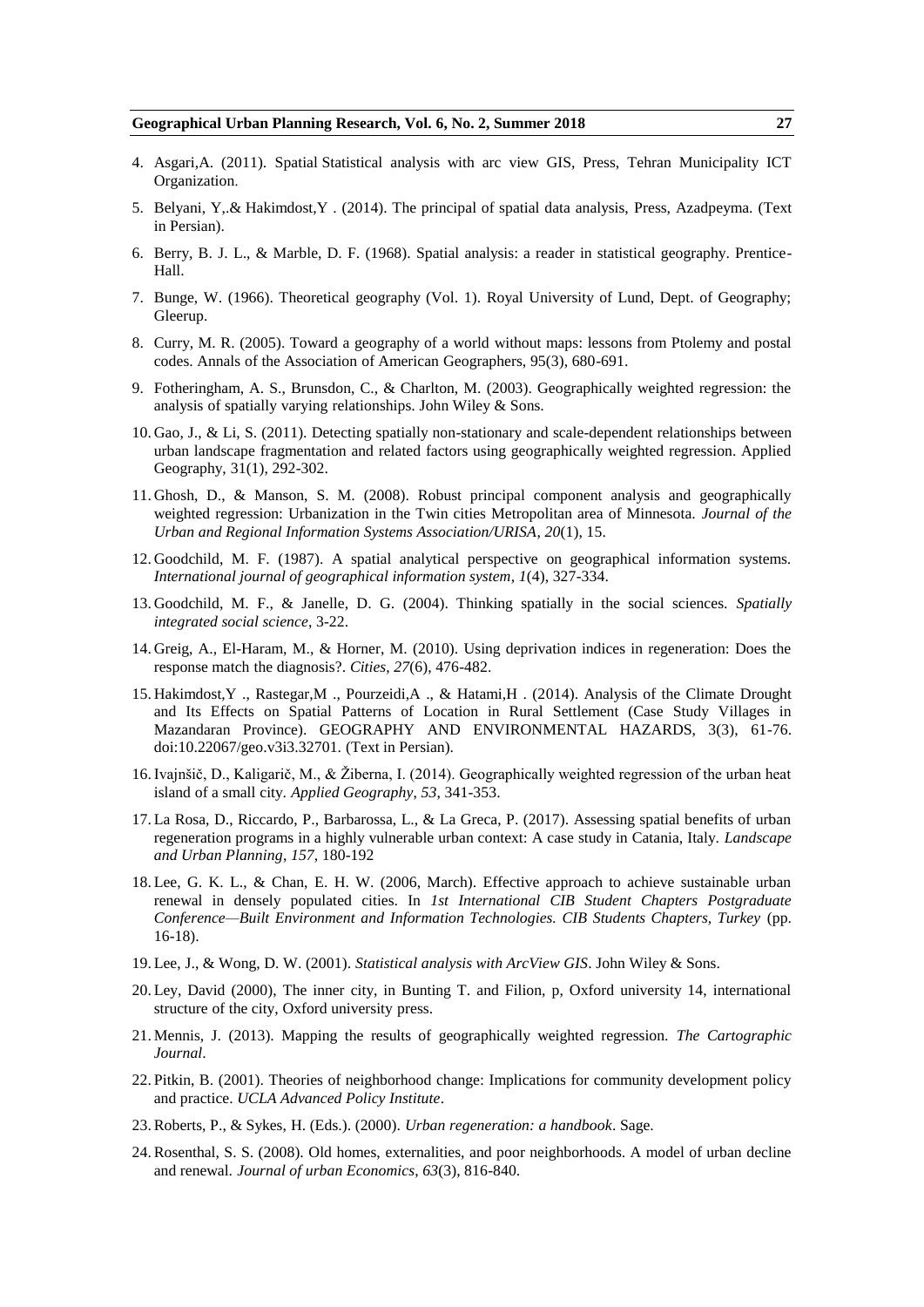4. Asgari,A. (2011). Spatial Statistical analysis with arc view GIS, Press, Tehran Municipality ICT Organization.
5. Belyani, Y,.& Hakimdost,Y . (2014). The principal of spatial data analysis, Press, Azadpeyma. (Text in Persian).
6. Berry, B. J. L., & Marble, D. F. (1968). Spatial analysis: a reader in statistical geography. Prentice-Hall.
7. Bunge, W. (1966). Theoretical geography (Vol. 1). Royal University of Lund, Dept. of Geography; Gleerup.
8. Curry, M. R. (2005). Toward a geography of a world without maps: lessons from Ptolemy and postal codes. Annals of the Association of American Geographers, 95(3), 680-691.
9. Fotheringham, A. S., Brunsdon, C., & Charlton, M. (2003). Geographically weighted regression: the analysis of spatially varying relationships. John Wiley & Sons.
10. Gao, J., & Li, S. (2011). Detecting spatially non-stationary and scale-dependent relationships between urban landscape fragmentation and related factors using geographically weighted regression. Applied Geography, 31(1), 292-302.
11. Ghosh, D., & Manson, S. M. (2008). Robust principal component analysis and geographically weighted regression: Urbanization in the Twin cities Metropolitan area of Minnesota. *Journal of the Urban and Regional Information Systems Association/URISA*, *20*(1), 15.
12. Goodchild, M. F. (1987). A spatial analytical perspective on geographical information systems. *International journal of geographical information system*, *1*(4), 327-334.
13. Goodchild, M. F., & Janelle, D. G. (2004). Thinking spatially in the social sciences. *Spatially integrated social science*, 3-22.
14. Greig, A., El-Haram, M., & Horner, M. (2010). Using deprivation indices in regeneration: Does the response match the diagnosis?. *Cities*, *27*(6), 476-482.
15. Hakimdost,Y ., Rastegar,M ., Pourzeidi,A ., & Hatami,H . (2014). Analysis of the Climate Drought and Its Effects on Spatial Patterns of Location in Rural Settlement (Case Study Villages in Mazandaran Province). GEOGRAPHY AND ENVIRONMENTAL HAZARDS, 3(3), 61-76. doi:10.22067/geo.v3i3.32701. (Text in Persian).
16. Ivajnšič, D., Kaligarič, M., & Žiberna, I. (2014). Geographically weighted regression of the urban heat island of a small city. *Applied Geography*, *53*, 341-353.
17. La Rosa, D., Riccardo, P., Barbarossa, L., & La Greca, P. (2017). Assessing spatial benefits of urban regeneration programs in a highly vulnerable urban context: A case study in Catania, Italy. *Landscape and Urban Planning*, *157*, 180-192
18. Lee, G. K. L., & Chan, E. H. W. (2006, March). Effective approach to achieve sustainable urban renewal in densely populated cities. In *1st International CIB Student Chapters Postgraduate Conference—Built Environment and Information Technologies. CIB Students Chapters, Turkey* (pp. 16-18).
19. Lee, J., & Wong, D. W. (2001). *Statistical analysis with ArcView GIS*. John Wiley & Sons.
20. Ley, David (2000), The inner city, in Bunting T. and Filion, p, Oxford university 14, international structure of the city, Oxford university press.
21. Mennis, J. (2013). Mapping the results of geographically weighted regression. *The Cartographic Journal*.
22. Pitkin, B. (2001). Theories of neighborhood change: Implications for community development policy and practice. *UCLA Advanced Policy Institute*.
23. Roberts, P., & Sykes, H. (Eds.). (2000). *Urban regeneration: a handbook*. Sage.
24. Rosenthal, S. S. (2008). Old homes, externalities, and poor neighborhoods. A model of urban decline and renewal. *Journal of urban Economics*, *63*(3), 816-840.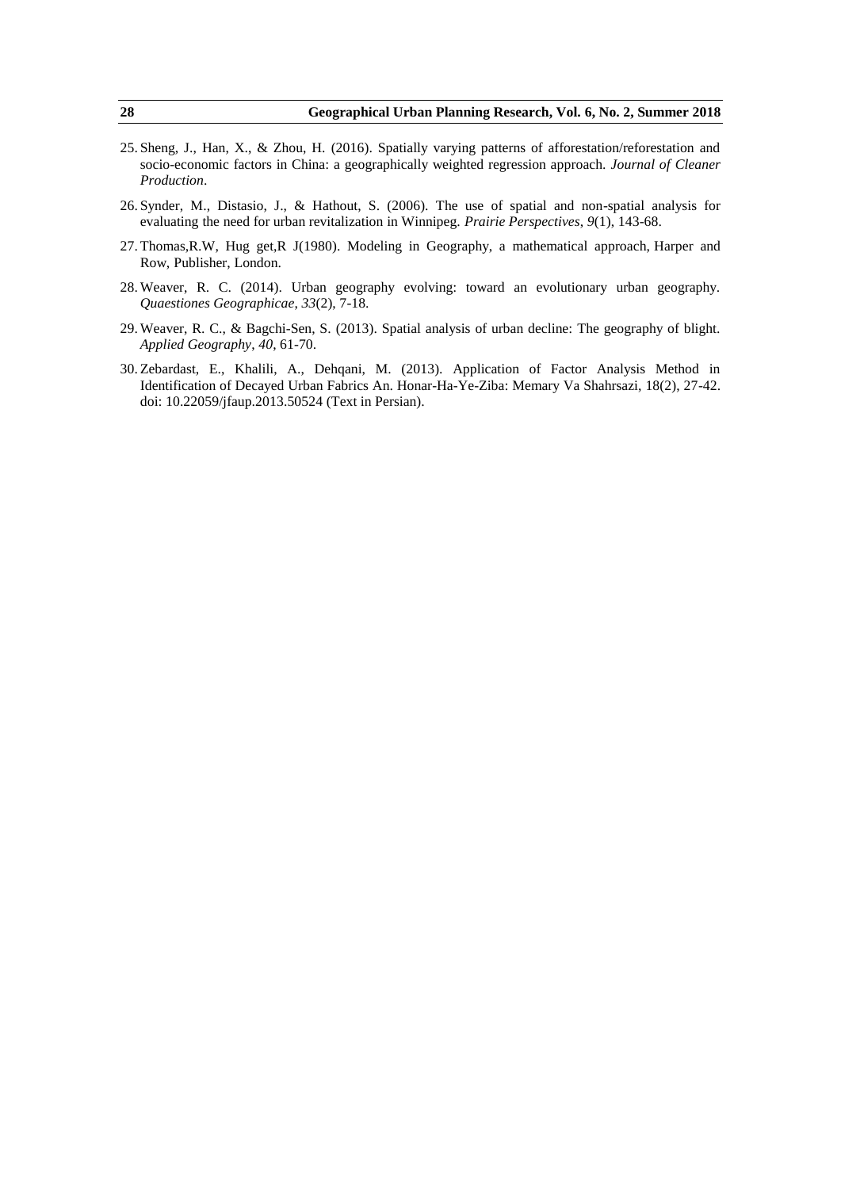25. Sheng, J., Han, X., & Zhou, H. (2016). Spatially varying patterns of afforestation/reforestation and socio-economic factors in China: a geographically weighted regression approach. *Journal of Cleaner Production*.
26. Synder, M., Distasio, J., & Hathout, S. (2006). The use of spatial and non-spatial analysis for evaluating the need for urban revitalization in Winnipeg. *Prairie Perspectives*, *9*(1), 143-68.
27. Thomas,R.W, Hug get,R J(1980). Modeling in Geography, a mathematical approach, Harper and Row, Publisher, London.
28. Weaver, R. C. (2014). Urban geography evolving: toward an evolutionary urban geography. *Quaestiones Geographicae*, *33*(2), 7-18.
29. Weaver, R. C., & Bagchi-Sen, S. (2013). Spatial analysis of urban decline: The geography of blight. *Applied Geography*, *40*, 61-70.
30. Zebardast, E., Khalili, A., Dehqani, M. (2013). Application of Factor Analysis Method in Identification of Decayed Urban Fabrics An. Honar-Ha-Ye-Ziba: Memary Va Shahrsazi, 18(2), 27-42. doi: 10.22059/jfaup.2013.50524 (Text in Persian).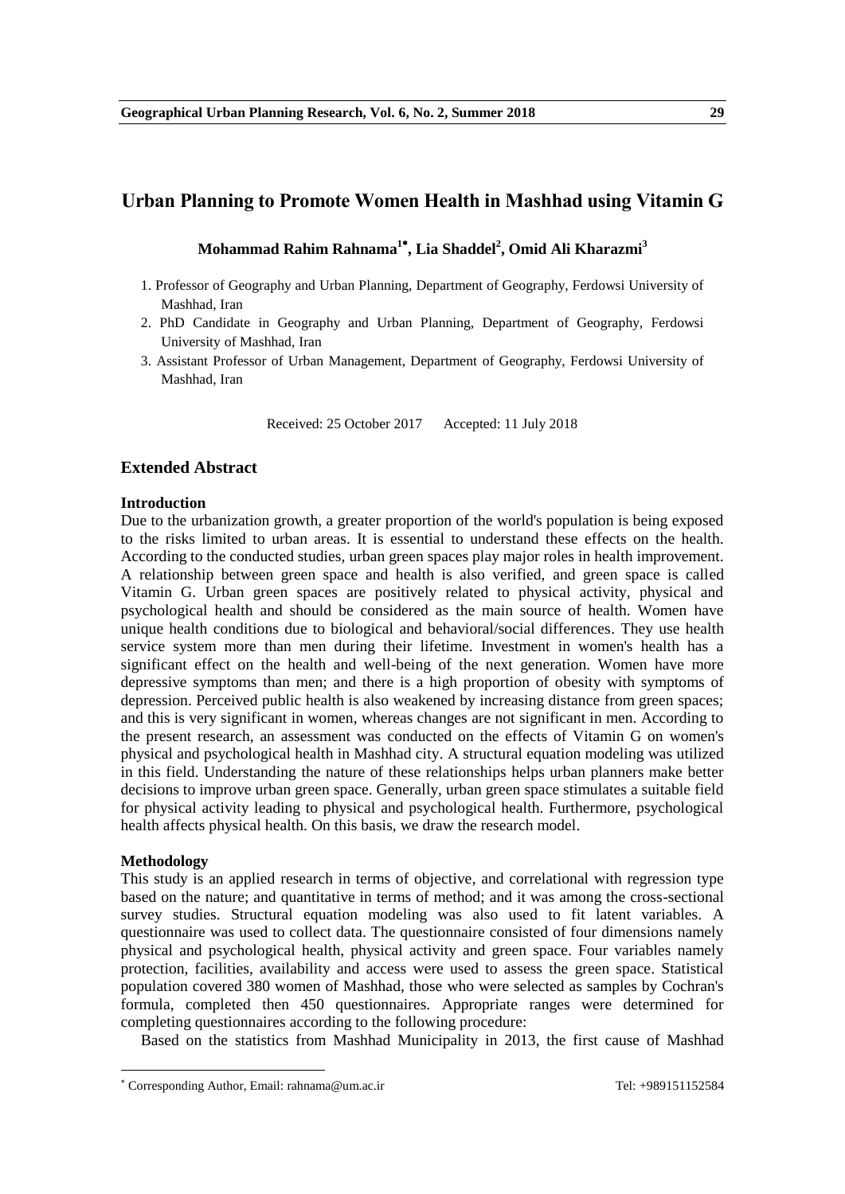# Urban Planning to Promote Women Health in Mashhad using Vitamin G

**Mohammad Rahim Rahnama[1*], Lia Shaddel[2], Omid Ali Kharazmi[3]**

1. Professor of Geography and Urban Planning, Department of Geography, Ferdowsi University of Mashhad, Iran
2. PhD Candidate in Geography and Urban Planning, Department of Geography, Ferdowsi University of Mashhad, Iran
3. Assistant Professor of Urban Management, Department of Geography, Ferdowsi University of Mashhad, Iran

Received: 25 October 2017 Accepted: 11 July 2018

## Extended Abstract

### Introduction

Due to the urbanization growth, a greater proportion of the world's population is being exposed to the risks limited to urban areas. It is essential to understand these effects on the health. According to the conducted studies, urban green spaces play major roles in health improvement. A relationship between green space and health is also verified, and green space is called Vitamin G. Urban green spaces are positively related to physical activity, physical and psychological health and should be considered as the main source of health. Women have unique health conditions due to biological and behavioral/social differences. They use health service system more than men during their lifetime. Investment in women's health has a significant effect on the health and well-being of the next generation. Women have more depressive symptoms than men; and there is a high proportion of obesity with symptoms of depression. Perceived public health is also weakened by increasing distance from green spaces; and this is very significant in women, whereas changes are not significant in men. According to the present research, an assessment was conducted on the effects of Vitamin G on women's physical and psychological health in Mashhad city. A structural equation modeling was utilized in this field. Understanding the nature of these relationships helps urban planners make better decisions to improve urban green space. Generally, urban green space stimulates a suitable field for physical activity leading to physical and psychological health. Furthermore, psychological health affects physical health. On this basis, we draw the research model.

### Methodology

This study is an applied research in terms of objective, and correlational with regression type based on the nature; and quantitative in terms of method; and it was among the cross-sectional survey studies. Structural equation modeling was also used to fit latent variables. A questionnaire was used to collect data. The questionnaire consisted of four dimensions namely physical and psychological health, physical activity and green space. Four variables namely protection, facilities, availability and access were used to assess the green space. Statistical population covered 380 women of Mashhad, those who were selected as samples by Cochran's formula, completed then 450 questionnaires. Appropriate ranges were determined for completing questionnaires according to the following procedure:

Based on the statistics from Mashhad Municipality in 2013, the first cause of Mashhad

---

* Corresponding Author, Email: rahnama@um.ac.ir Tel: +989151152584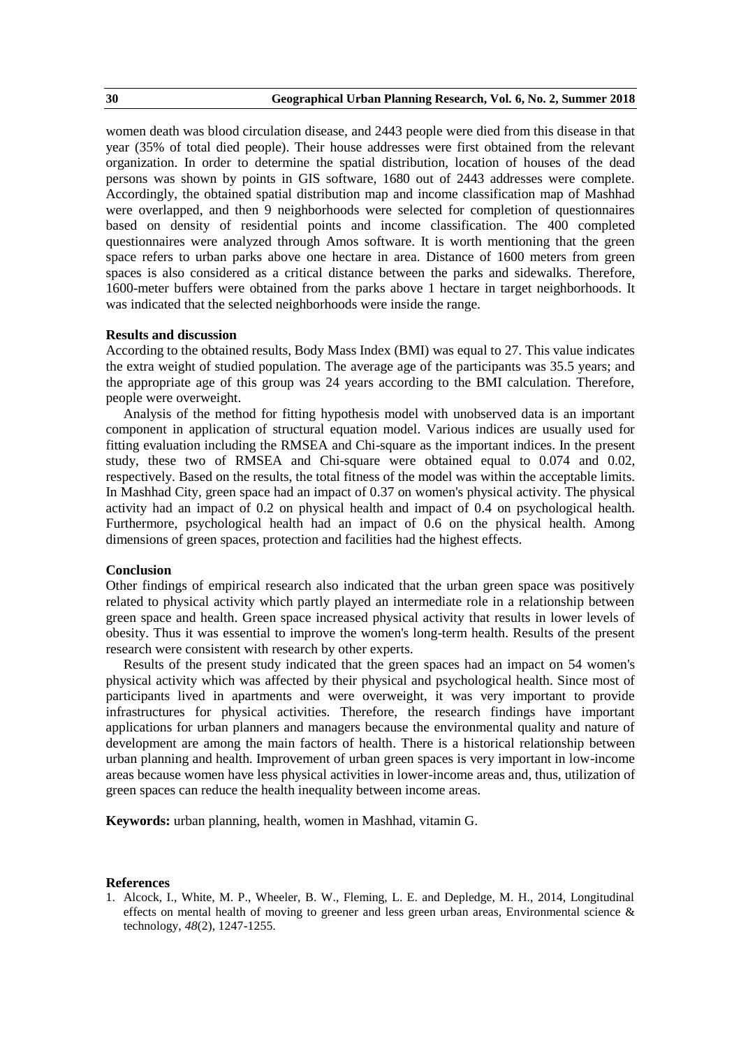women death was blood circulation disease, and 2443 people were died from this disease in that year (35% of total died people). Their house addresses were first obtained from the relevant organization. In order to determine the spatial distribution, location of houses of the dead persons was shown by points in GIS software, 1680 out of 2443 addresses were complete. Accordingly, the obtained spatial distribution map and income classification map of Mashhad were overlapped, and then 9 neighborhoods were selected for completion of questionnaires based on density of residential points and income classification. The 400 completed questionnaires were analyzed through Amos software. It is worth mentioning that the green space refers to urban parks above one hectare in area. Distance of 1600 meters from green spaces is also considered as a critical distance between the parks and sidewalks. Therefore, 1600-meter buffers were obtained from the parks above 1 hectare in target neighborhoods. It was indicated that the selected neighborhoods were inside the range.

**Results and discussion**

According to the obtained results, Body Mass Index (BMI) was equal to 27. This value indicates the extra weight of studied population. The average age of the participants was 35.5 years; and the appropriate age of this group was 24 years according to the BMI calculation. Therefore, people were overweight.

Analysis of the method for fitting hypothesis model with unobserved data is an important component in application of structural equation model. Various indices are usually used for fitting evaluation including the RMSEA and Chi-square as the important indices. In the present study, these two of RMSEA and Chi-square were obtained equal to 0.074 and 0.02, respectively. Based on the results, the total fitness of the model was within the acceptable limits. In Mashhad City, green space had an impact of 0.37 on women's physical activity. The physical activity had an impact of 0.2 on physical health and impact of 0.4 on psychological health. Furthermore, psychological health had an impact of 0.6 on the physical health. Among dimensions of green spaces, protection and facilities had the highest effects.

**Conclusion**

Other findings of empirical research also indicated that the urban green space was positively related to physical activity which partly played an intermediate role in a relationship between green space and health. Green space increased physical activity that results in lower levels of obesity. Thus it was essential to improve the women's long-term health. Results of the present research were consistent with research by other experts.

Results of the present study indicated that the green spaces had an impact on 54 women's physical activity which was affected by their physical and psychological health. Since most of participants lived in apartments and were overweight, it was very important to provide infrastructures for physical activities. Therefore, the research findings have important applications for urban planners and managers because the environmental quality and nature of development are among the main factors of health. There is a historical relationship between urban planning and health. Improvement of urban green spaces is very important in low-income areas because women have less physical activities in lower-income areas and, thus, utilization of green spaces can reduce the health inequality between income areas.

**Keywords:** urban planning, health, women in Mashhad, vitamin G.

**References**

1. Alcock, I., White, M. P., Wheeler, B. W., Fleming, L. E. and Depledge, M. H., 2014, Longitudinal effects on mental health of moving to greener and less green urban areas, Environmental science & technology, *48*(2), 1247-1255.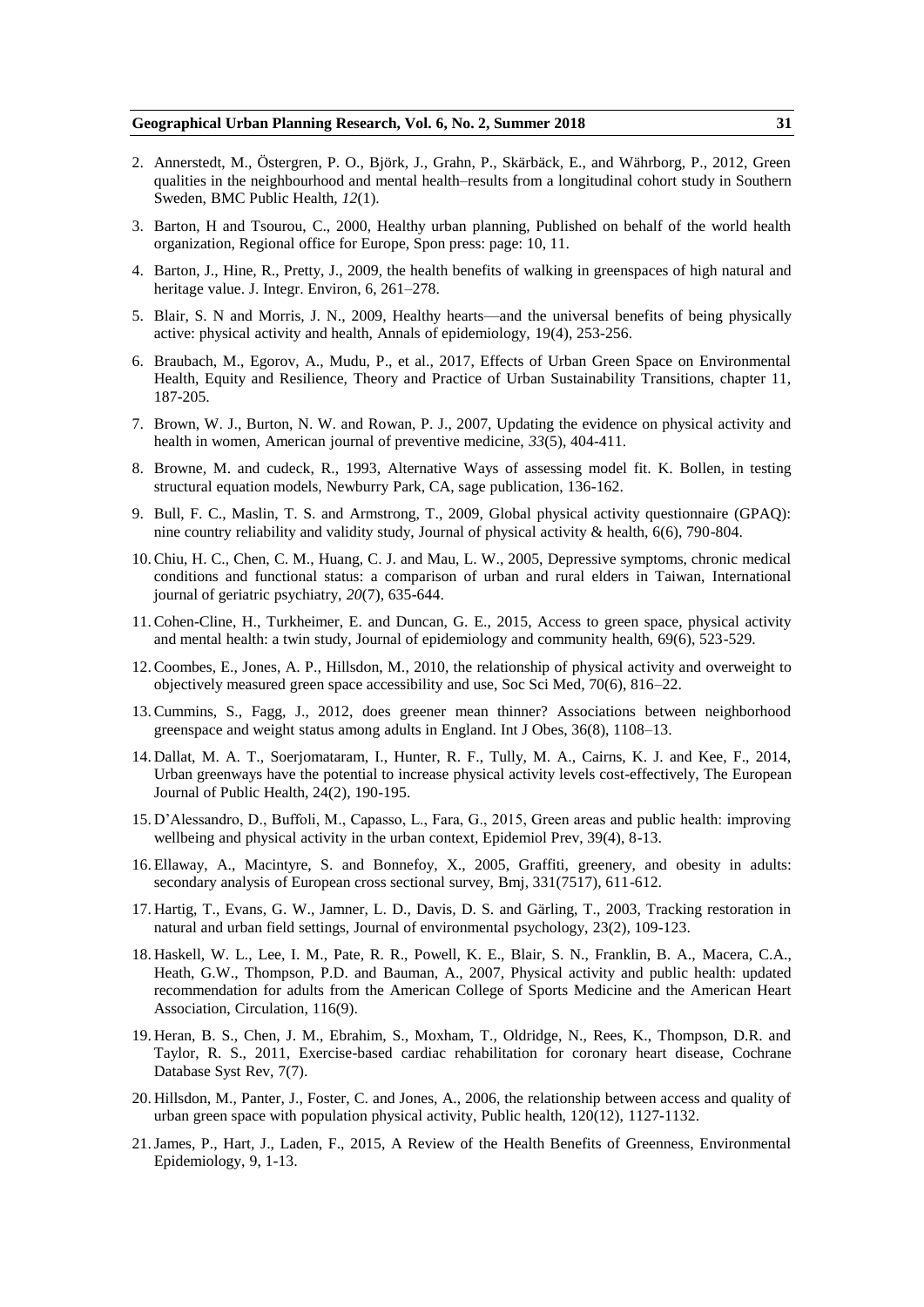2. Annerstedt, M., Östergren, P. O., Björk, J., Grahn, P., Skärbäck, E., and Währborg, P., 2012, Green qualities in the neighbourhood and mental health–results from a longitudinal cohort study in Southern Sweden, BMC Public Health, *12*(1).

3. Barton, H and Tsourou, C., 2000, Healthy urban planning, Published on behalf of the world health organization, Regional office for Europe, Spon press: page: 10, 11.

4. Barton, J., Hine, R., Pretty, J., 2009, the health benefits of walking in greenspaces of high natural and heritage value. J. Integr. Environ, 6, 261–278.

5. Blair, S. N and Morris, J. N., 2009, Healthy hearts—and the universal benefits of being physically active: physical activity and health, Annals of epidemiology, 19(4), 253-256.

6. Braubach, M., Egorov, A., Mudu, P., et al., 2017, Effects of Urban Green Space on Environmental Health, Equity and Resilience, Theory and Practice of Urban Sustainability Transitions, chapter 11, 187-205.

7. Brown, W. J., Burton, N. W. and Rowan, P. J., 2007, Updating the evidence on physical activity and health in women, American journal of preventive medicine, *33*(5), 404-411.

8. Browne, M. and cudeck, R., 1993, Alternative Ways of assessing model fit. K. Bollen, in testing structural equation models, Newburry Park, CA, sage publication, 136-162.

9. Bull, F. C., Maslin, T. S. and Armstrong, T., 2009, Global physical activity questionnaire (GPAQ): nine country reliability and validity study, Journal of physical activity & health, 6(6), 790-804.

10. Chiu, H. C., Chen, C. M., Huang, C. J. and Mau, L. W., 2005, Depressive symptoms, chronic medical conditions and functional status: a comparison of urban and rural elders in Taiwan, International journal of geriatric psychiatry, *20*(7), 635-644.

11. Cohen-Cline, H., Turkheimer, E. and Duncan, G. E., 2015, Access to green space, physical activity and mental health: a twin study, Journal of epidemiology and community health, 69(6), 523-529.

12. Coombes, E., Jones, A. P., Hillsdon, M., 2010, the relationship of physical activity and overweight to objectively measured green space accessibility and use, Soc Sci Med, 70(6), 816–22.

13. Cummins, S., Fagg, J., 2012, does greener mean thinner? Associations between neighborhood greenspace and weight status among adults in England. Int J Obes, 36(8), 1108–13.

14. Dallat, M. A. T., Soerjomataram, I., Hunter, R. F., Tully, M. A., Cairns, K. J. and Kee, F., 2014, Urban greenways have the potential to increase physical activity levels cost-effectively, The European Journal of Public Health, 24(2), 190-195.

15. D'Alessandro, D., Buffoli, M., Capasso, L., Fara, G., 2015, Green areas and public health: improving wellbeing and physical activity in the urban context, Epidemiol Prev, 39(4), 8-13.

16. Ellaway, A., Macintyre, S. and Bonnefoy, X., 2005, Graffiti, greenery, and obesity in adults: secondary analysis of European cross sectional survey, Bmj, 331(7517), 611-612.

17. Hartig, T., Evans, G. W., Jamner, L. D., Davis, D. S. and Gärling, T., 2003, Tracking restoration in natural and urban field settings, Journal of environmental psychology, 23(2), 109-123.

18. Haskell, W. L., Lee, I. M., Pate, R. R., Powell, K. E., Blair, S. N., Franklin, B. A., Macera, C.A., Heath, G.W., Thompson, P.D. and Bauman, A., 2007, Physical activity and public health: updated recommendation for adults from the American College of Sports Medicine and the American Heart Association, Circulation, 116(9).

19. Heran, B. S., Chen, J. M., Ebrahim, S., Moxham, T., Oldridge, N., Rees, K., Thompson, D.R. and Taylor, R. S., 2011, Exercise-based cardiac rehabilitation for coronary heart disease, Cochrane Database Syst Rev, 7(7).

20. Hillsdon, M., Panter, J., Foster, C. and Jones, A., 2006, the relationship between access and quality of urban green space with population physical activity, Public health, 120(12), 1127-1132.

21. James, P., Hart, J., Laden, F., 2015, A Review of the Health Benefits of Greenness, Environmental Epidemiology, 9, 1-13.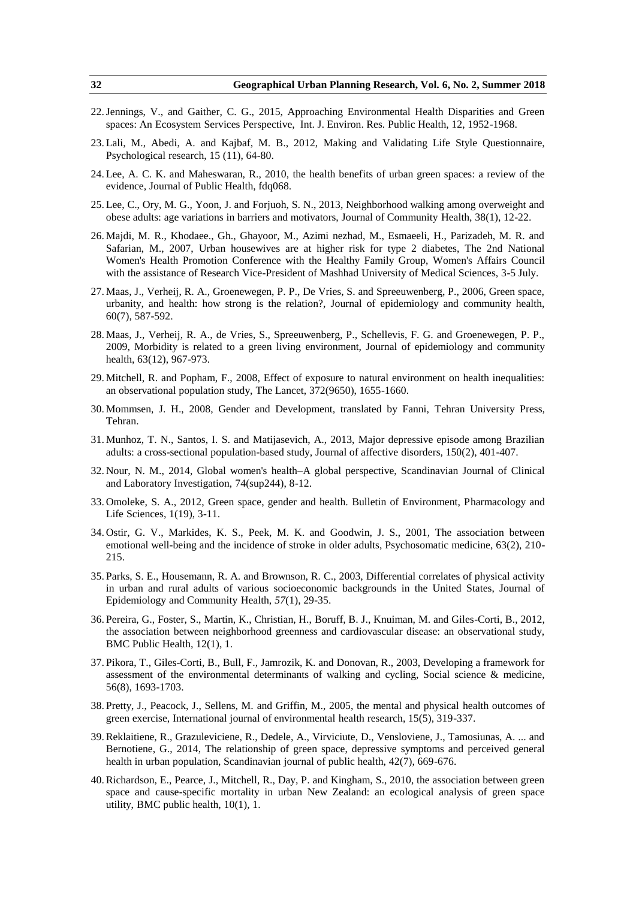22. Jennings, V., and Gaither, C. G., 2015, Approaching Environmental Health Disparities and Green spaces: An Ecosystem Services Perspective, Int. J. Environ. Res. Public Health, 12, 1952-1968.

23. Lali, M., Abedi, A. and Kajbaf, M. B., 2012, Making and Validating Life Style Questionnaire, Psychological research, 15 (11), 64-80.

24. Lee, A. C. K. and Maheswaran, R., 2010, the health benefits of urban green spaces: a review of the evidence, Journal of Public Health, fdq068.

25. Lee, C., Ory, M. G., Yoon, J. and Forjuoh, S. N., 2013, Neighborhood walking among overweight and obese adults: age variations in barriers and motivators, Journal of Community Health, 38(1), 12-22.

26. Majdi, M. R., Khodaee., Gh., Ghayoor, M., Azimi nezhad, M., Esmaeeli, H., Parizadeh, M. R. and Safarian, M., 2007, Urban housewives are at higher risk for type 2 diabetes, The 2nd National Women's Health Promotion Conference with the Healthy Family Group, Women's Affairs Council with the assistance of Research Vice-President of Mashhad University of Medical Sciences, 3-5 July.

27. Maas, J., Verheij, R. A., Groenewegen, P. P., De Vries, S. and Spreeuwenberg, P., 2006, Green space, urbanity, and health: how strong is the relation?, Journal of epidemiology and community health, 60(7), 587-592.

28. Maas, J., Verheij, R. A., de Vries, S., Spreeuwenberg, P., Schellevis, F. G. and Groenewegen, P. P., 2009, Morbidity is related to a green living environment, Journal of epidemiology and community health, 63(12), 967-973.

29. Mitchell, R. and Popham, F., 2008, Effect of exposure to natural environment on health inequalities: an observational population study, The Lancet, 372(9650), 1655-1660.

30. Mommsen, J. H., 2008, Gender and Development, translated by Fanni, Tehran University Press, Tehran.

31. Munhoz, T. N., Santos, I. S. and Matijasevich, A., 2013, Major depressive episode among Brazilian adults: a cross-sectional population-based study, Journal of affective disorders, 150(2), 401-407.

32. Nour, N. M., 2014, Global women's health–A global perspective, Scandinavian Journal of Clinical and Laboratory Investigation, 74(sup244), 8-12.

33. Omoleke, S. A., 2012, Green space, gender and health. Bulletin of Environment, Pharmacology and Life Sciences, 1(19), 3-11.

34. Ostir, G. V., Markides, K. S., Peek, M. K. and Goodwin, J. S., 2001, The association between emotional well-being and the incidence of stroke in older adults, Psychosomatic medicine, 63(2), 210-215.

35. Parks, S. E., Housemann, R. A. and Brownson, R. C., 2003, Differential correlates of physical activity in urban and rural adults of various socioeconomic backgrounds in the United States, Journal of Epidemiology and Community Health, *57*(1), 29-35.

36. Pereira, G., Foster, S., Martin, K., Christian, H., Boruff, B. J., Knuiman, M. and Giles-Corti, B., 2012, the association between neighborhood greenness and cardiovascular disease: an observational study, BMC Public Health, 12(1), 1.

37. Pikora, T., Giles-Corti, B., Bull, F., Jamrozik, K. and Donovan, R., 2003, Developing a framework for assessment of the environmental determinants of walking and cycling, Social science & medicine, 56(8), 1693-1703.

38. Pretty, J., Peacock, J., Sellens, M. and Griffin, M., 2005, the mental and physical health outcomes of green exercise, International journal of environmental health research, 15(5), 319-337.

39. Reklaitiene, R., Grazuleviciene, R., Dedele, A., Virviciute, D., Vensloviene, J., Tamosiunas, A. ... and Bernotiene, G., 2014, The relationship of green space, depressive symptoms and perceived general health in urban population, Scandinavian journal of public health, 42(7), 669-676.

40. Richardson, E., Pearce, J., Mitchell, R., Day, P. and Kingham, S., 2010, the association between green space and cause-specific mortality in urban New Zealand: an ecological analysis of green space utility, BMC public health, 10(1), 1.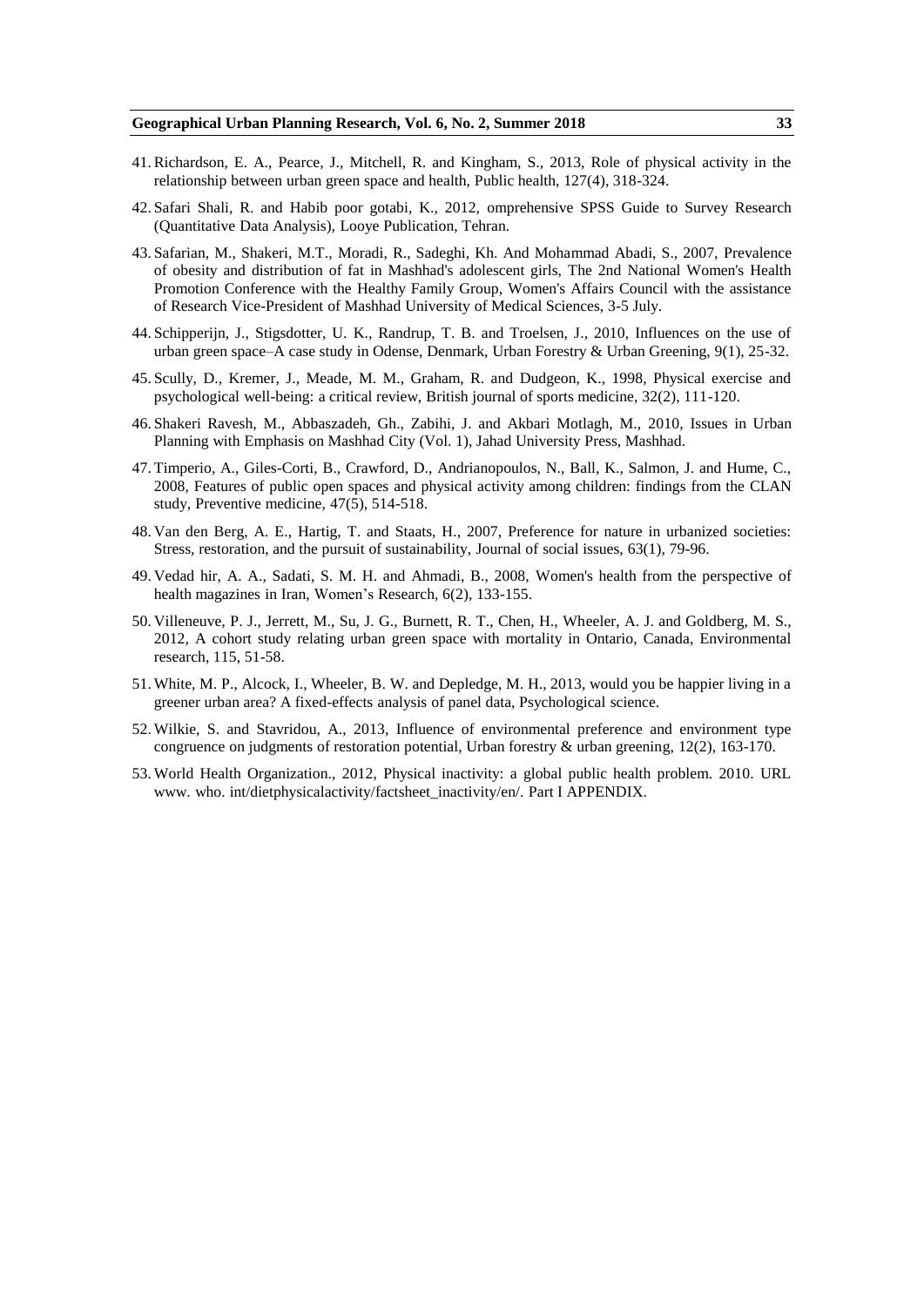41. Richardson, E. A., Pearce, J., Mitchell, R. and Kingham, S., 2013, Role of physical activity in the relationship between urban green space and health, Public health, 127(4), 318-324.
42. Safari Shali, R. and Habib poor gotabi, K., 2012, omprehensive SPSS Guide to Survey Research (Quantitative Data Analysis), Looye Publication, Tehran.
43. Safarian, M., Shakeri, M.T., Moradi, R., Sadeghi, Kh. And Mohammad Abadi, S., 2007, Prevalence of obesity and distribution of fat in Mashhad's adolescent girls, The 2nd National Women's Health Promotion Conference with the Healthy Family Group, Women's Affairs Council with the assistance of Research Vice-President of Mashhad University of Medical Sciences, 3-5 July.
44. Schipperijn, J., Stigsdotter, U. K., Randrup, T. B. and Troelsen, J., 2010, Influences on the use of urban green space–A case study in Odense, Denmark, Urban Forestry & Urban Greening, 9(1), 25-32.
45. Scully, D., Kremer, J., Meade, M. M., Graham, R. and Dudgeon, K., 1998, Physical exercise and psychological well-being: a critical review, British journal of sports medicine, 32(2), 111-120.
46. Shakeri Ravesh, M., Abbaszadeh, Gh., Zabihi, J. and Akbari Motlagh, M., 2010, Issues in Urban Planning with Emphasis on Mashhad City (Vol. 1), Jahad University Press, Mashhad.
47. Timperio, A., Giles-Corti, B., Crawford, D., Andrianopoulos, N., Ball, K., Salmon, J. and Hume, C., 2008, Features of public open spaces and physical activity among children: findings from the CLAN study, Preventive medicine, 47(5), 514-518.
48. Van den Berg, A. E., Hartig, T. and Staats, H., 2007, Preference for nature in urbanized societies: Stress, restoration, and the pursuit of sustainability, Journal of social issues, 63(1), 79-96.
49. Vedad hir, A. A., Sadati, S. M. H. and Ahmadi, B., 2008, Women's health from the perspective of health magazines in Iran, Women's Research, 6(2), 133-155.
50. Villeneuve, P. J., Jerrett, M., Su, J. G., Burnett, R. T., Chen, H., Wheeler, A. J. and Goldberg, M. S., 2012, A cohort study relating urban green space with mortality in Ontario, Canada, Environmental research, 115, 51-58.
51. White, M. P., Alcock, I., Wheeler, B. W. and Depledge, M. H., 2013, would you be happier living in a greener urban area? A fixed-effects analysis of panel data, Psychological science.
52. Wilkie, S. and Stavridou, A., 2013, Influence of environmental preference and environment type congruence on judgments of restoration potential, Urban forestry & urban greening, 12(2), 163-170.
53. World Health Organization., 2012, Physical inactivity: a global public health problem. 2010. URL www. who. int/dietphysicalactivity/factsheet_inactivity/en/. Part I APPENDIX.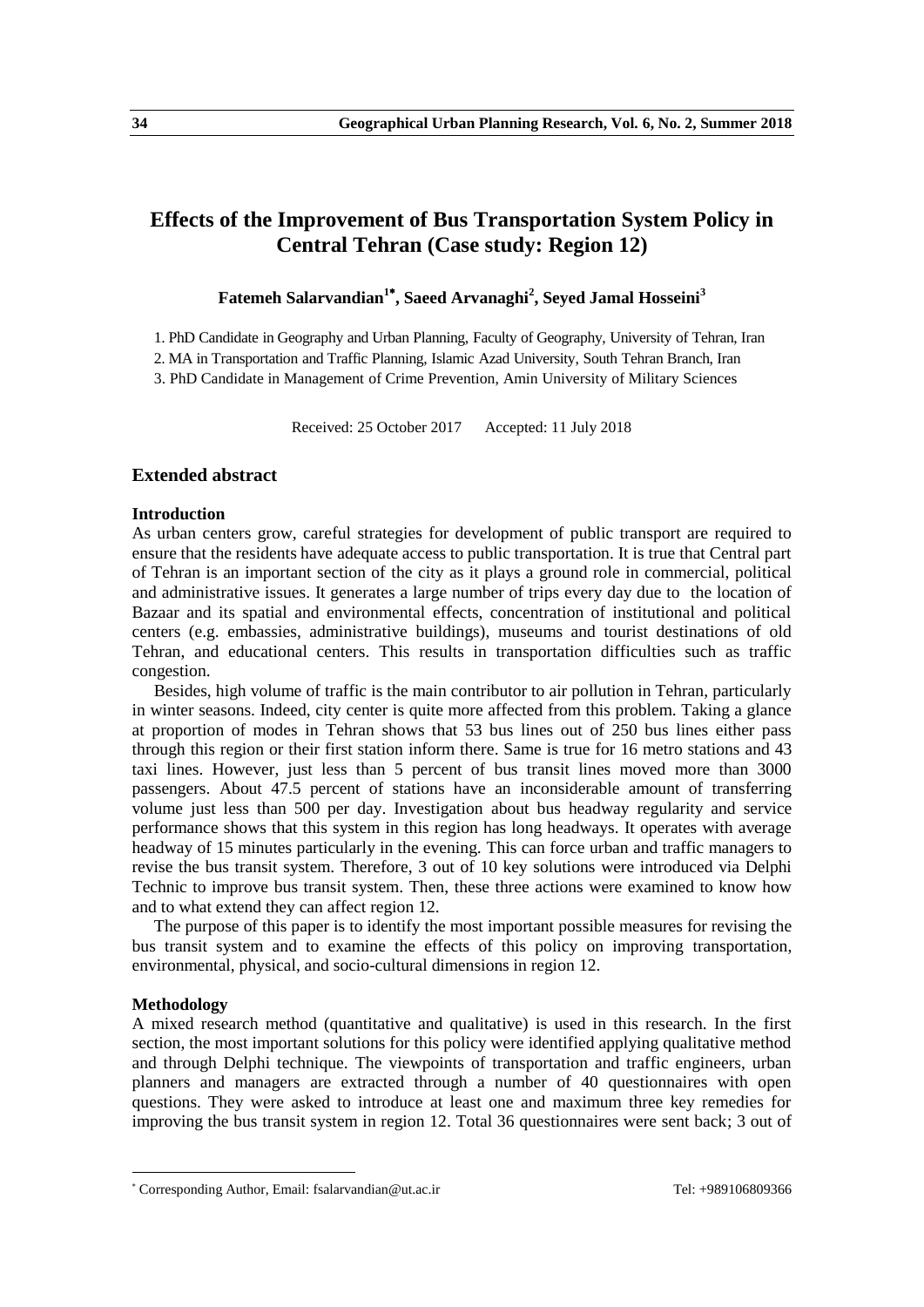# Effects of the Improvement of Bus Transportation System Policy in Central Tehran (Case study: Region 12)

**Fatemeh Salarvandian[1*], Saeed Arvanaghi[2], Seyed Jamal Hosseini[3]**

1. PhD Candidate in Geography and Urban Planning, Faculty of Geography, University of Tehran, Iran
2. MA in Transportation and Traffic Planning, Islamic Azad University, South Tehran Branch, Iran
3. PhD Candidate in Management of Crime Prevention, Amin University of Military Sciences

Received: 25 October 2017 Accepted: 11 July 2018

## Extended abstract

### Introduction

As urban centers grow, careful strategies for development of public transport are required to ensure that the residents have adequate access to public transportation. It is true that Central part of Tehran is an important section of the city as it plays a ground role in commercial, political and administrative issues. It generates a large number of trips every day due to the location of Bazaar and its spatial and environmental effects, concentration of institutional and political centers (e.g. embassies, administrative buildings), museums and tourist destinations of old Tehran, and educational centers. This results in transportation difficulties such as traffic congestion.

Besides, high volume of traffic is the main contributor to air pollution in Tehran, particularly in winter seasons. Indeed, city center is quite more affected from this problem. Taking a glance at proportion of modes in Tehran shows that 53 bus lines out of 250 bus lines either pass through this region or their first station inform there. Same is true for 16 metro stations and 43 taxi lines. However, just less than 5 percent of bus transit lines moved more than 3000 passengers. About 47.5 percent of stations have an inconsiderable amount of transferring volume just less than 500 per day. Investigation about bus headway regularity and service performance shows that this system in this region has long headways. It operates with average headway of 15 minutes particularly in the evening. This can force urban and traffic managers to revise the bus transit system. Therefore, 3 out of 10 key solutions were introduced via Delphi Technic to improve bus transit system. Then, these three actions were examined to know how and to what extend they can affect region 12.

The purpose of this paper is to identify the most important possible measures for revising the bus transit system and to examine the effects of this policy on improving transportation, environmental, physical, and socio-cultural dimensions in region 12.

### Methodology

A mixed research method (quantitative and qualitative) is used in this research. In the first section, the most important solutions for this policy were identified applying qualitative method and through Delphi technique. The viewpoints of transportation and traffic engineers, urban planners and managers are extracted through a number of 40 questionnaires with open questions. They were asked to introduce at least one and maximum three key remedies for improving the bus transit system in region 12. Total 36 questionnaires were sent back; 3 out of

---

* Corresponding Author, Email: fsalarvandian@ut.ac.ir Tel: +989106809366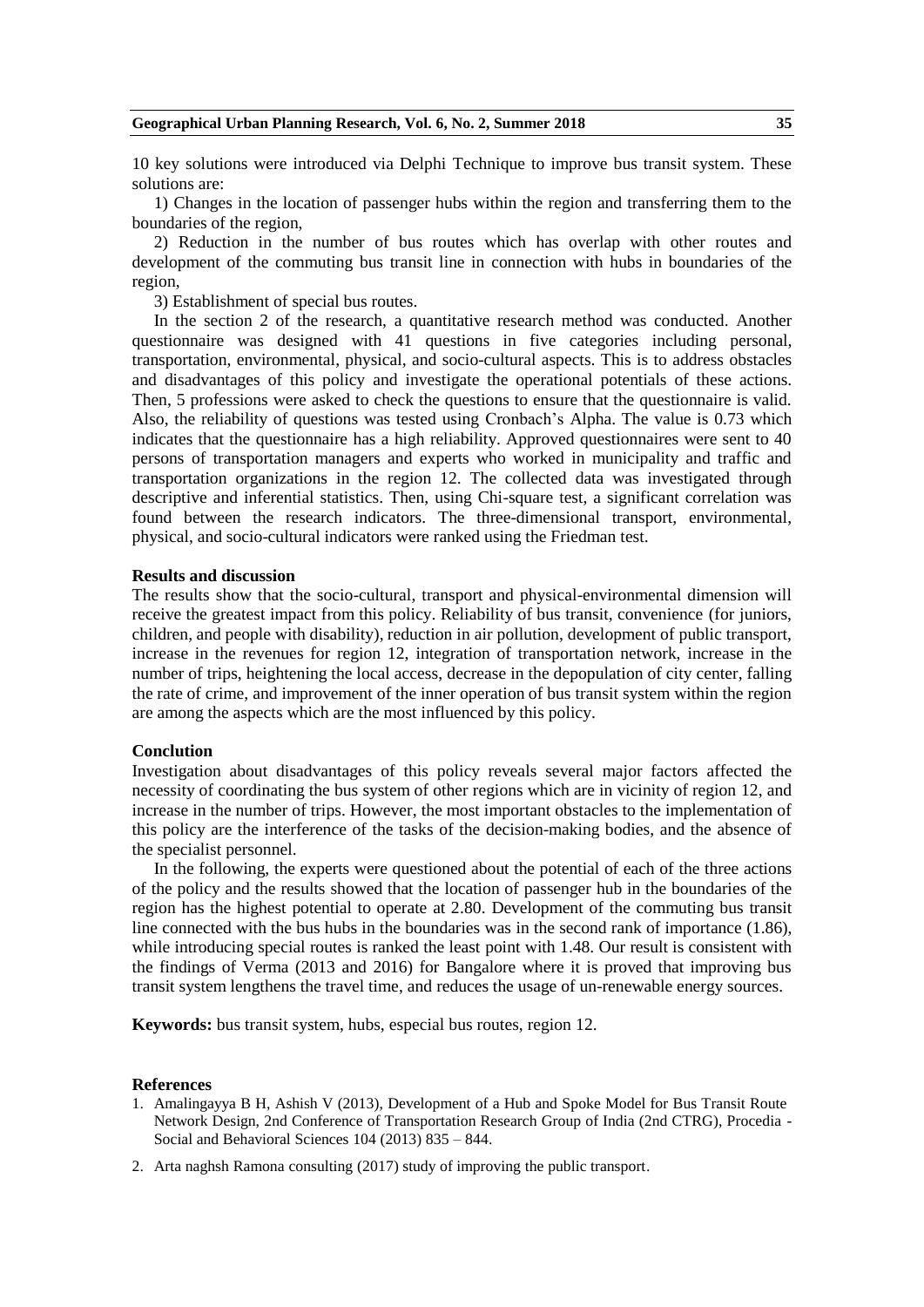10 key solutions were introduced via Delphi Technique to improve bus transit system. These solutions are:

1) Changes in the location of passenger hubs within the region and transferring them to the boundaries of the region,

2) Reduction in the number of bus routes which has overlap with other routes and development of the commuting bus transit line in connection with hubs in boundaries of the region,

3) Establishment of special bus routes.

In the section 2 of the research, a quantitative research method was conducted. Another questionnaire was designed with 41 questions in five categories including personal, transportation, environmental, physical, and socio-cultural aspects. This is to address obstacles and disadvantages of this policy and investigate the operational potentials of these actions. Then, 5 professions were asked to check the questions to ensure that the questionnaire is valid. Also, the reliability of questions was tested using Cronbach's Alpha. The value is 0.73 which indicates that the questionnaire has a high reliability. Approved questionnaires were sent to 40 persons of transportation managers and experts who worked in municipality and traffic and transportation organizations in the region 12. The collected data was investigated through descriptive and inferential statistics. Then, using Chi-square test, a significant correlation was found between the research indicators. The three-dimensional transport, environmental, physical, and socio-cultural indicators were ranked using the Friedman test.

**Results and discussion**

The results show that the socio-cultural, transport and physical-environmental dimension will receive the greatest impact from this policy. Reliability of bus transit, convenience (for juniors, children, and people with disability), reduction in air pollution, development of public transport, increase in the revenues for region 12, integration of transportation network, increase in the number of trips, heightening the local access, decrease in the depopulation of city center, falling the rate of crime, and improvement of the inner operation of bus transit system within the region are among the aspects which are the most influenced by this policy.

**Conclution**

Investigation about disadvantages of this policy reveals several major factors affected the necessity of coordinating the bus system of other regions which are in vicinity of region 12, and increase in the number of trips. However, the most important obstacles to the implementation of this policy are the interference of the tasks of the decision-making bodies, and the absence of the specialist personnel.

In the following, the experts were questioned about the potential of each of the three actions of the policy and the results showed that the location of passenger hub in the boundaries of the region has the highest potential to operate at 2.80. Development of the commuting bus transit line connected with the bus hubs in the boundaries was in the second rank of importance (1.86), while introducing special routes is ranked the least point with 1.48. Our result is consistent with the findings of Verma (2013 and 2016) for Bangalore where it is proved that improving bus transit system lengthens the travel time, and reduces the usage of un-renewable energy sources.

**Keywords:** bus transit system, hubs, especial bus routes, region 12.

**References**

1. Amalingayya B H, Ashish V (2013), Development of a Hub and Spoke Model for Bus Transit Route Network Design, 2nd Conference of Transportation Research Group of India (2nd CTRG), Procedia - Social and Behavioral Sciences 104 (2013) 835 – 844.
2. Arta naghsh Ramona consulting (2017) study of improving the public transport.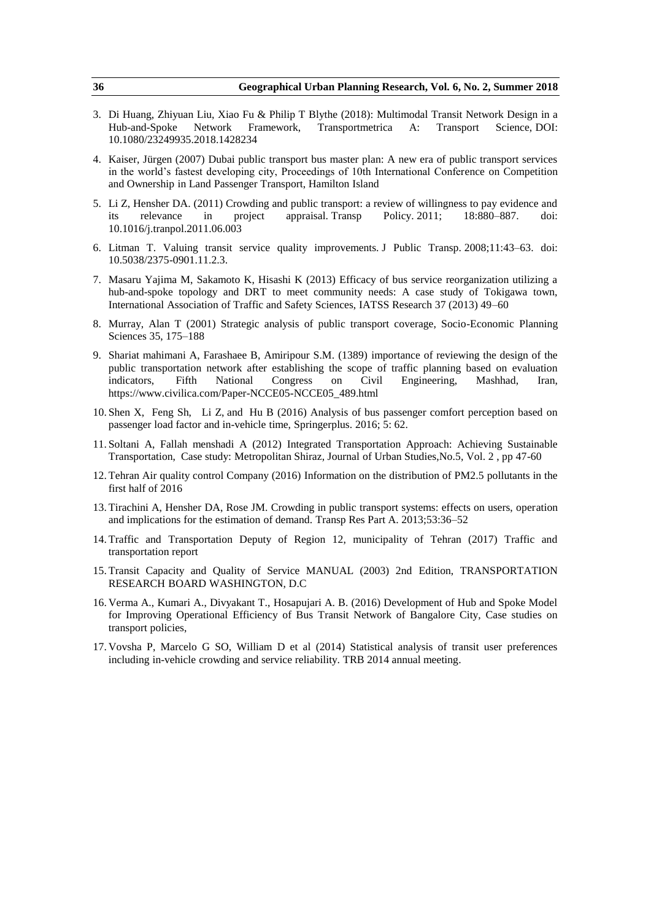3. Di Huang, Zhiyuan Liu, Xiao Fu & Philip T Blythe (2018): Multimodal Transit Network Design in a Hub-and-Spoke Network Framework, Transportmetrica A: Transport Science, DOI: 10.1080/23249935.2018.1428234

4. Kaiser, Jürgen (2007) Dubai public transport bus master plan: A new era of public transport services in the world's fastest developing city, Proceedings of 10th International Conference on Competition and Ownership in Land Passenger Transport, Hamilton Island

5. Li Z, Hensher DA. (2011) Crowding and public transport: a review of willingness to pay evidence and its relevance in project appraisal. Transp Policy. 2011; 18:880–887. doi: 10.1016/j.tranpol.2011.06.003

6. Litman T. Valuing transit service quality improvements. J Public Transp. 2008;11:43–63. doi: 10.5038/2375-0901.11.2.3.

7. Masaru Yajima M, Sakamoto K, Hisashi K (2013) Efficacy of bus service reorganization utilizing a hub-and-spoke topology and DRT to meet community needs: A case study of Tokigawa town, International Association of Traffic and Safety Sciences, IATSS Research 37 (2013) 49–60

8. Murray, Alan T (2001) Strategic analysis of public transport coverage, Socio-Economic Planning Sciences 35, 175–188

9. Shariat mahimani A, Farashaee B, Amiripour S.M. (1389) importance of reviewing the design of the public transportation network after establishing the scope of traffic planning based on evaluation indicators, Fifth National Congress on Civil Engineering, Mashhad, Iran, https://www.civilica.com/Paper-NCCE05-NCCE05_489.html

10. Shen X, Feng Sh, Li Z, and Hu B (2016) Analysis of bus passenger comfort perception based on passenger load factor and in-vehicle time, Springerplus. 2016; 5: 62.

11. Soltani A, Fallah menshadi A (2012) Integrated Transportation Approach: Achieving Sustainable Transportation, Case study: Metropolitan Shiraz, Journal of Urban Studies,No.5, Vol. 2 , pp 47-60

12. Tehran Air quality control Company (2016) Information on the distribution of PM2.5 pollutants in the first half of 2016

13. Tirachini A, Hensher DA, Rose JM. Crowding in public transport systems: effects on users, operation and implications for the estimation of demand. Transp Res Part A. 2013;53:36–52

14. Traffic and Transportation Deputy of Region 12, municipality of Tehran (2017) Traffic and transportation report

15. Transit Capacity and Quality of Service MANUAL (2003) 2nd Edition, TRANSPORTATION RESEARCH BOARD WASHINGTON, D.C

16. Verma A., Kumari A., Divyakant T., Hosapujari A. B. (2016) Development of Hub and Spoke Model for Improving Operational Efficiency of Bus Transit Network of Bangalore City, Case studies on transport policies,

17. Vovsha P, Marcelo G SO, William D et al (2014) Statistical analysis of transit user preferences including in-vehicle crowding and service reliability. TRB 2014 annual meeting.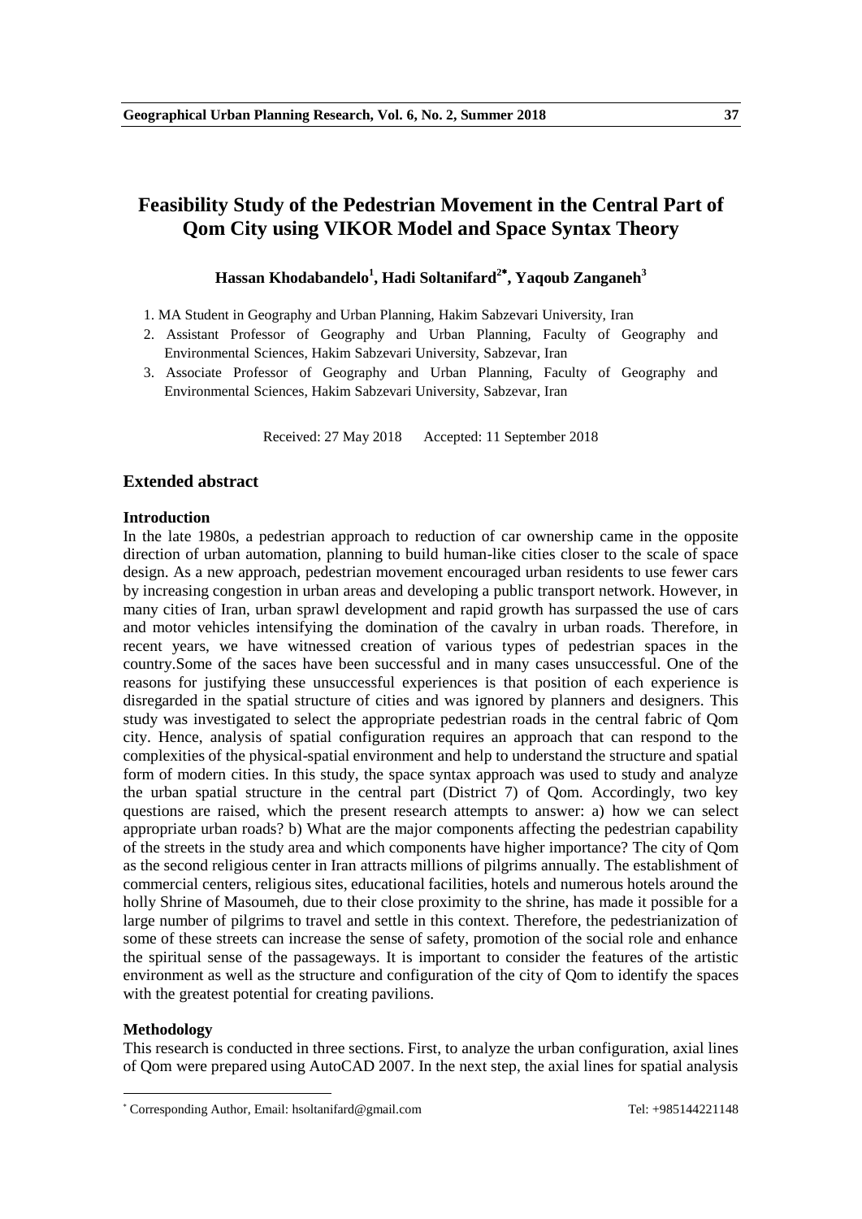# Feasibility Study of the Pedestrian Movement in the Central Part of Qom City using VIKOR Model and Space Syntax Theory

**Hassan Khodabandelo[1], Hadi Soltanifard[2*], Yaqoub Zanganeh[3]**

1. MA Student in Geography and Urban Planning, Hakim Sabzevari University, Iran
2. Assistant Professor of Geography and Urban Planning, Faculty of Geography and Environmental Sciences, Hakim Sabzevari University, Sabzevar, Iran
3. Associate Professor of Geography and Urban Planning, Faculty of Geography and Environmental Sciences, Hakim Sabzevari University, Sabzevar, Iran

Received: 27 May 2018 Accepted: 11 September 2018

## Extended abstract

### Introduction

In the late 1980s, a pedestrian approach to reduction of car ownership came in the opposite direction of urban automation, planning to build human-like cities closer to the scale of space design. As a new approach, pedestrian movement encouraged urban residents to use fewer cars by increasing congestion in urban areas and developing a public transport network. However, in many cities of Iran, urban sprawl development and rapid growth has surpassed the use of cars and motor vehicles intensifying the domination of the cavalry in urban roads. Therefore, in recent years, we have witnessed creation of various types of pedestrian spaces in the country.Some of the saces have been successful and in many cases unsuccessful. One of the reasons for justifying these unsuccessful experiences is that position of each experience is disregarded in the spatial structure of cities and was ignored by planners and designers. This study was investigated to select the appropriate pedestrian roads in the central fabric of Qom city. Hence, analysis of spatial configuration requires an approach that can respond to the complexities of the physical-spatial environment and help to understand the structure and spatial form of modern cities. In this study, the space syntax approach was used to study and analyze the urban spatial structure in the central part (District 7) of Qom. Accordingly, two key questions are raised, which the present research attempts to answer: a) how we can select appropriate urban roads? b) What are the major components affecting the pedestrian capability of the streets in the study area and which components have higher importance? The city of Qom as the second religious center in Iran attracts millions of pilgrims annually. The establishment of commercial centers, religious sites, educational facilities, hotels and numerous hotels around the holly Shrine of Masoumeh, due to their close proximity to the shrine, has made it possible for a large number of pilgrims to travel and settle in this context. Therefore, the pedestrianization of some of these streets can increase the sense of safety, promotion of the social role and enhance the spiritual sense of the passageways. It is important to consider the features of the artistic environment as well as the structure and configuration of the city of Qom to identify the spaces with the greatest potential for creating pavilions.

### Methodology

This research is conducted in three sections. First, to analyze the urban configuration, axial lines of Qom were prepared using AutoCAD 2007. In the next step, the axial lines for spatial analysis

---

* Corresponding Author, Email: hsoltanifard@gmail.com Tel: +985144221148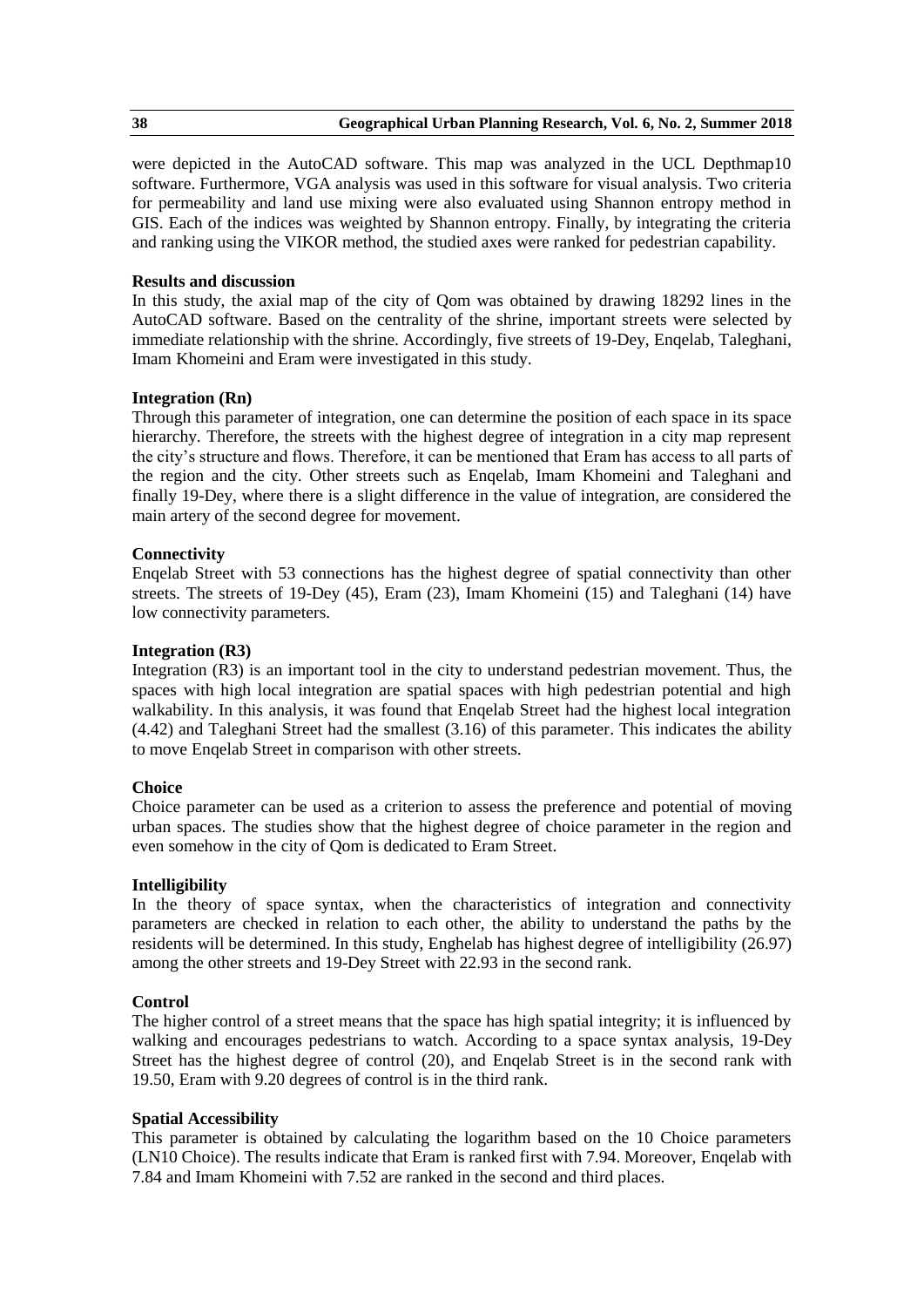were depicted in the AutoCAD software. This map was analyzed in the UCL Depthmap10 software. Furthermore, VGA analysis was used in this software for visual analysis. Two criteria for permeability and land use mixing were also evaluated using Shannon entropy method in GIS. Each of the indices was weighted by Shannon entropy. Finally, by integrating the criteria and ranking using the VIKOR method, the studied axes were ranked for pedestrian capability.

**Results and discussion**

In this study, the axial map of the city of Qom was obtained by drawing 18292 lines in the AutoCAD software. Based on the centrality of the shrine, important streets were selected by immediate relationship with the shrine. Accordingly, five streets of 19-Dey, Enqelab, Taleghani, Imam Khomeini and Eram were investigated in this study.

**Integration (Rn)**

Through this parameter of integration, one can determine the position of each space in its space hierarchy. Therefore, the streets with the highest degree of integration in a city map represent the city's structure and flows. Therefore, it can be mentioned that Eram has access to all parts of the region and the city. Other streets such as Enqelab, Imam Khomeini and Taleghani and finally 19-Dey, where there is a slight difference in the value of integration, are considered the main artery of the second degree for movement.

**Connectivity**

Enqelab Street with 53 connections has the highest degree of spatial connectivity than other streets. The streets of 19-Dey (45), Eram (23), Imam Khomeini (15) and Taleghani (14) have low connectivity parameters.

**Integration (R3)**

Integration (R3) is an important tool in the city to understand pedestrian movement. Thus, the spaces with high local integration are spatial spaces with high pedestrian potential and high walkability. In this analysis, it was found that Enqelab Street had the highest local integration (4.42) and Taleghani Street had the smallest (3.16) of this parameter. This indicates the ability to move Enqelab Street in comparison with other streets.

**Choice**

Choice parameter can be used as a criterion to assess the preference and potential of moving urban spaces. The studies show that the highest degree of choice parameter in the region and even somehow in the city of Qom is dedicated to Eram Street.

**Intelligibility**

In the theory of space syntax, when the characteristics of integration and connectivity parameters are checked in relation to each other, the ability to understand the paths by the residents will be determined. In this study, Enghelab has highest degree of intelligibility (26.97) among the other streets and 19-Dey Street with 22.93 in the second rank.

**Control**

The higher control of a street means that the space has high spatial integrity; it is influenced by walking and encourages pedestrians to watch. According to a space syntax analysis, 19-Dey Street has the highest degree of control (20), and Enqelab Street is in the second rank with 19.50, Eram with 9.20 degrees of control is in the third rank.

**Spatial Accessibility**

This parameter is obtained by calculating the logarithm based on the 10 Choice parameters (LN10 Choice). The results indicate that Eram is ranked first with 7.94. Moreover, Enqelab with 7.84 and Imam Khomeini with 7.52 are ranked in the second and third places.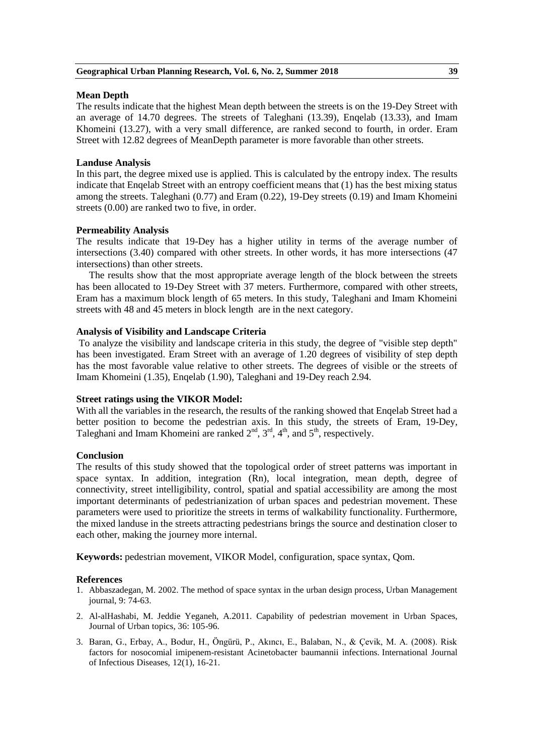### Mean Depth

The results indicate that the highest Mean depth between the streets is on the 19-Dey Street with an average of 14.70 degrees. The streets of Taleghani (13.39), Enqelab (13.33), and Imam Khomeini (13.27), with a very small difference, are ranked second to fourth, in order. Eram Street with 12.82 degrees of MeanDepth parameter is more favorable than other streets.

### Landuse Analysis

In this part, the degree mixed use is applied. This is calculated by the entropy index. The results indicate that Enqelab Street with an entropy coefficient means that (1) has the best mixing status among the streets. Taleghani (0.77) and Eram (0.22), 19-Dey streets (0.19) and Imam Khomeini streets (0.00) are ranked two to five, in order.

### Permeability Analysis

The results indicate that 19-Dey has a higher utility in terms of the average number of intersections (3.40) compared with other streets. In other words, it has more intersections (47 intersections) than other streets.

The results show that the most appropriate average length of the block between the streets has been allocated to 19-Dey Street with 37 meters. Furthermore, compared with other streets, Eram has a maximum block length of 65 meters. In this study, Taleghani and Imam Khomeini streets with 48 and 45 meters in block length are in the next category.

### Analysis of Visibility and Landscape Criteria

To analyze the visibility and landscape criteria in this study, the degree of "visible step depth" has been investigated. Eram Street with an average of 1.20 degrees of visibility of step depth has the most favorable value relative to other streets. The degrees of visible or the streets of Imam Khomeini (1.35), Enqelab (1.90), Taleghani and 19-Dey reach 2.94.

### Street ratings using the VIKOR Model:

With all the variables in the research, the results of the ranking showed that Enqelab Street had a better position to become the pedestrian axis. In this study, the streets of Eram, 19-Dey, Taleghani and Imam Khomeini are ranked 2nd, 3rd, 4th, and 5th, respectively.

### Conclusion

The results of this study showed that the topological order of street patterns was important in space syntax. In addition, integration (Rn), local integration, mean depth, degree of connectivity, street intelligibility, control, spatial and spatial accessibility are among the most important determinants of pedestrianization of urban spaces and pedestrian movement. These parameters were used to prioritize the streets in terms of walkability functionality. Furthermore, the mixed landuse in the streets attracting pedestrians brings the source and destination closer to each other, making the journey more internal.

**Keywords:** pedestrian movement, VIKOR Model, configuration, space syntax, Qom.

### References

1. Abbaszadegan, M. 2002. The method of space syntax in the urban design process, Urban Management journal, 9: 74-63.
2. Al-alHashabi, M. Jeddie Yeganeh, A.2011. Capability of pedestrian movement in Urban Spaces, Journal of Urban topics, 36: 105-96.
3. Baran, G., Erbay, A., Bodur, H., Öngürü, P., Akıncı, E., Balaban, N., & Çevik, M. A. (2008). Risk factors for nosocomial imipenem-resistant Acinetobacter baumannii infections. International Journal of Infectious Diseases, 12(1), 16-21.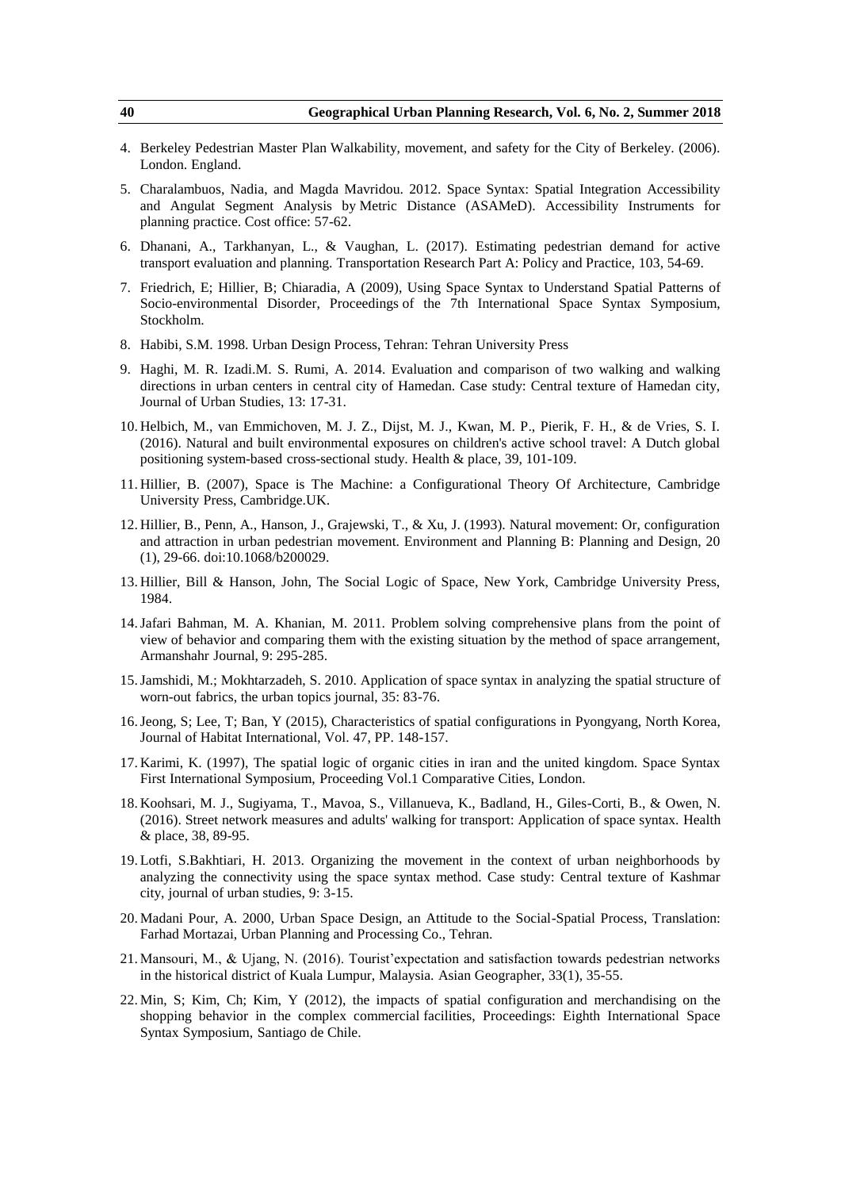4. Berkeley Pedestrian Master Plan Walkability, movement, and safety for the City of Berkeley. (2006). London. England.

5. Charalambuos, Nadia, and Magda Mavridou. 2012. Space Syntax: Spatial Integration Accessibility and Angulat Segment Analysis by Metric Distance (ASAMeD). Accessibility Instruments for planning practice. Cost office: 57-62.

6. Dhanani, A., Tarkhanyan, L., & Vaughan, L. (2017). Estimating pedestrian demand for active transport evaluation and planning. Transportation Research Part A: Policy and Practice, 103, 54-69.

7. Friedrich, E; Hillier, B; Chiaradia, A (2009), Using Space Syntax to Understand Spatial Patterns of Socio-environmental Disorder, Proceedings of the 7th International Space Syntax Symposium, Stockholm.

8. Habibi, S.M. 1998. Urban Design Process, Tehran: Tehran University Press

9. Haghi, M. R. Izadi.M. S. Rumi, A. 2014. Evaluation and comparison of two walking and walking directions in urban centers in central city of Hamedan. Case study: Central texture of Hamedan city, Journal of Urban Studies, 13: 17-31.

10. Helbich, M., van Emmichoven, M. J. Z., Dijst, M. J., Kwan, M. P., Pierik, F. H., & de Vries, S. I. (2016). Natural and built environmental exposures on children's active school travel: A Dutch global positioning system-based cross-sectional study. Health & place, 39, 101-109.

11. Hillier, B. (2007), Space is The Machine: a Configurational Theory Of Architecture, Cambridge University Press, Cambridge.UK.

12. Hillier, B., Penn, A., Hanson, J., Grajewski, T., & Xu, J. (1993). Natural movement: Or, configuration and attraction in urban pedestrian movement. Environment and Planning B: Planning and Design, 20 (1), 29-66. doi:10.1068/b200029.

13. Hillier, Bill & Hanson, John, The Social Logic of Space, New York, Cambridge University Press, 1984.

14. Jafari Bahman, M. A. Khanian, M. 2011. Problem solving comprehensive plans from the point of view of behavior and comparing them with the existing situation by the method of space arrangement, Armanshahr Journal, 9: 295-285.

15. Jamshidi, M.; Mokhtarzadeh, S. 2010. Application of space syntax in analyzing the spatial structure of worn-out fabrics, the urban topics journal, 35: 83-76.

16. Jeong, S; Lee, T; Ban, Y (2015), Characteristics of spatial configurations in Pyongyang, North Korea, Journal of Habitat International, Vol. 47, PP. 148-157.

17. Karimi, K. (1997), The spatial logic of organic cities in iran and the united kingdom. Space Syntax First International Symposium, Proceeding Vol.1 Comparative Cities, London.

18. Koohsari, M. J., Sugiyama, T., Mavoa, S., Villanueva, K., Badland, H., Giles-Corti, B., & Owen, N. (2016). Street network measures and adults' walking for transport: Application of space syntax. Health & place, 38, 89-95.

19. Lotfi, S.Bakhtiari, H. 2013. Organizing the movement in the context of urban neighborhoods by analyzing the connectivity using the space syntax method. Case study: Central texture of Kashmar city, journal of urban studies, 9: 3-15.

20. Madani Pour, A. 2000, Urban Space Design, an Attitude to the Social-Spatial Process, Translation: Farhad Mortazai, Urban Planning and Processing Co., Tehran.

21. Mansouri, M., & Ujang, N. (2016). Tourist'expectation and satisfaction towards pedestrian networks in the historical district of Kuala Lumpur, Malaysia. Asian Geographer, 33(1), 35-55.

22. Min, S; Kim, Ch; Kim, Y (2012), the impacts of spatial configuration and merchandising on the shopping behavior in the complex commercial facilities, Proceedings: Eighth International Space Syntax Symposium, Santiago de Chile.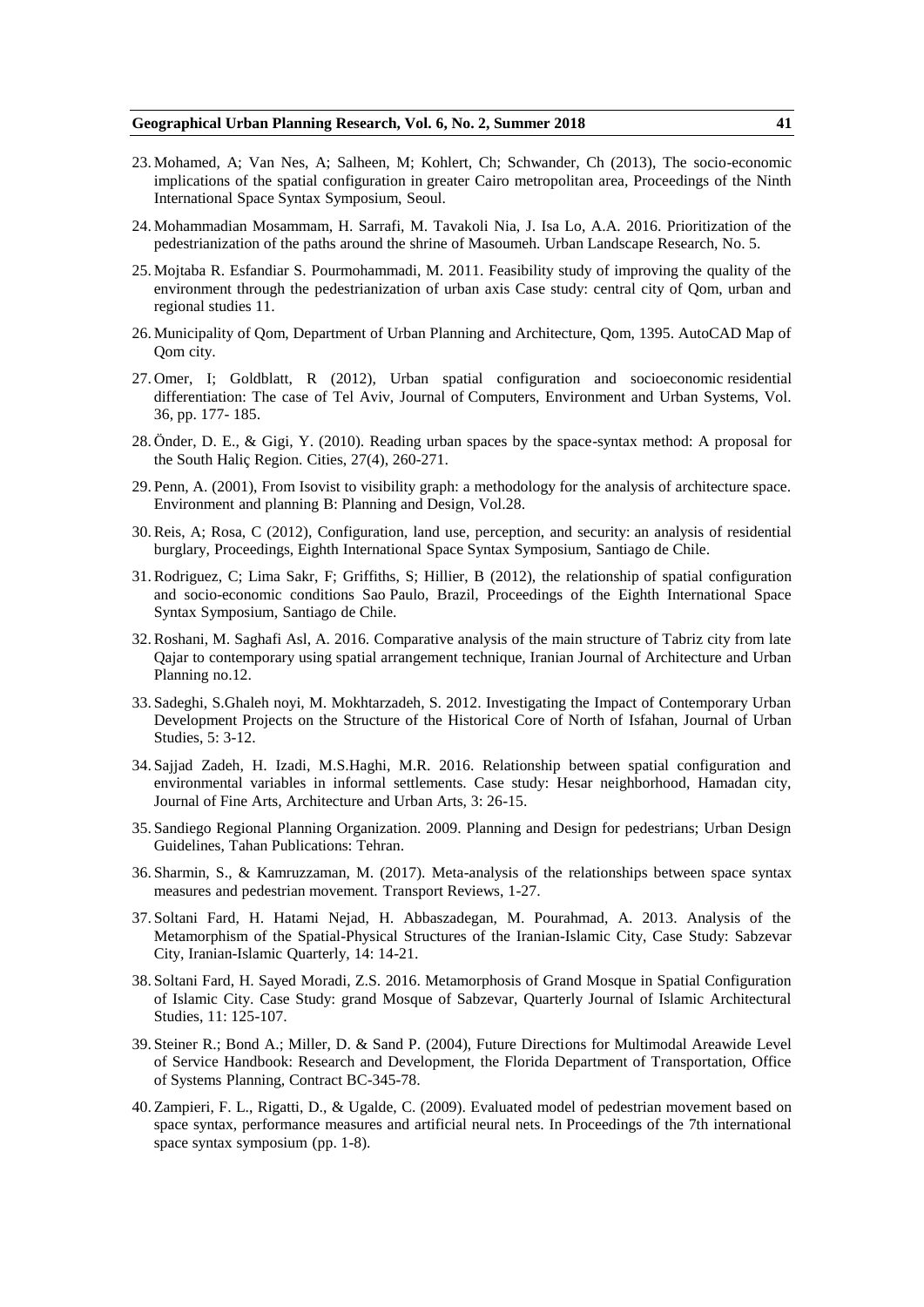23. Mohamed, A; Van Nes, A; Salheen, M; Kohlert, Ch; Schwander, Ch (2013), The socio-economic implications of the spatial configuration in greater Cairo metropolitan area, Proceedings of the Ninth International Space Syntax Symposium, Seoul.

24. Mohammadian Mosammam, H. Sarrafi, M. Tavakoli Nia, J. Isa Lo, A.A. 2016. Prioritization of the pedestrianization of the paths around the shrine of Masoumeh. Urban Landscape Research, No. 5.

25. Mojtaba R. Esfandiar S. Pourmohammadi, M. 2011. Feasibility study of improving the quality of the environment through the pedestrianization of urban axis Case study: central city of Qom, urban and regional studies 11.

26. Municipality of Qom, Department of Urban Planning and Architecture, Qom, 1395. AutoCAD Map of Qom city.

27. Omer, I; Goldblatt, R (2012), Urban spatial configuration and socioeconomic residential differentiation: The case of Tel Aviv, Journal of Computers, Environment and Urban Systems, Vol. 36, pp. 177- 185.

28. Önder, D. E., & Gigi, Y. (2010). Reading urban spaces by the space-syntax method: A proposal for the South Haliç Region. Cities, 27(4), 260-271.

29. Penn, A. (2001), From Isovist to visibility graph: a methodology for the analysis of architecture space. Environment and planning B: Planning and Design, Vol.28.

30. Reis, A; Rosa, C (2012), Configuration, land use, perception, and security: an analysis of residential burglary, Proceedings, Eighth International Space Syntax Symposium, Santiago de Chile.

31. Rodriguez, C; Lima Sakr, F; Griffiths, S; Hillier, B (2012), the relationship of spatial configuration and socio-economic conditions Sao Paulo, Brazil, Proceedings of the Eighth International Space Syntax Symposium, Santiago de Chile.

32. Roshani, M. Saghafi Asl, A. 2016. Comparative analysis of the main structure of Tabriz city from late Qajar to contemporary using spatial arrangement technique, Iranian Journal of Architecture and Urban Planning no.12.

33. Sadeghi, S.Ghaleh noyi, M. Mokhtarzadeh, S. 2012. Investigating the Impact of Contemporary Urban Development Projects on the Structure of the Historical Core of North of Isfahan, Journal of Urban Studies, 5: 3-12.

34. Sajjad Zadeh, H. Izadi, M.S.Haghi, M.R. 2016. Relationship between spatial configuration and environmental variables in informal settlements. Case study: Hesar neighborhood, Hamadan city, Journal of Fine Arts, Architecture and Urban Arts, 3: 26-15.

35. Sandiego Regional Planning Organization. 2009. Planning and Design for pedestrians; Urban Design Guidelines, Tahan Publications: Tehran.

36. Sharmin, S., & Kamruzzaman, M. (2017). Meta-analysis of the relationships between space syntax measures and pedestrian movement. Transport Reviews, 1-27.

37. Soltani Fard, H. Hatami Nejad, H. Abbaszadegan, M. Pourahmad, A. 2013. Analysis of the Metamorphism of the Spatial-Physical Structures of the Iranian-Islamic City, Case Study: Sabzevar City, Iranian-Islamic Quarterly, 14: 14-21.

38. Soltani Fard, H. Sayed Moradi, Z.S. 2016. Metamorphosis of Grand Mosque in Spatial Configuration of Islamic City. Case Study: grand Mosque of Sabzevar, Quarterly Journal of Islamic Architectural Studies, 11: 125-107.

39. Steiner R.; Bond A.; Miller, D. & Sand P. (2004), Future Directions for Multimodal Areawide Level of Service Handbook: Research and Development, the Florida Department of Transportation, Office of Systems Planning, Contract BC-345-78.

40. Zampieri, F. L., Rigatti, D., & Ugalde, C. (2009). Evaluated model of pedestrian movement based on space syntax, performance measures and artificial neural nets. In Proceedings of the 7th international space syntax symposium (pp. 1-8).